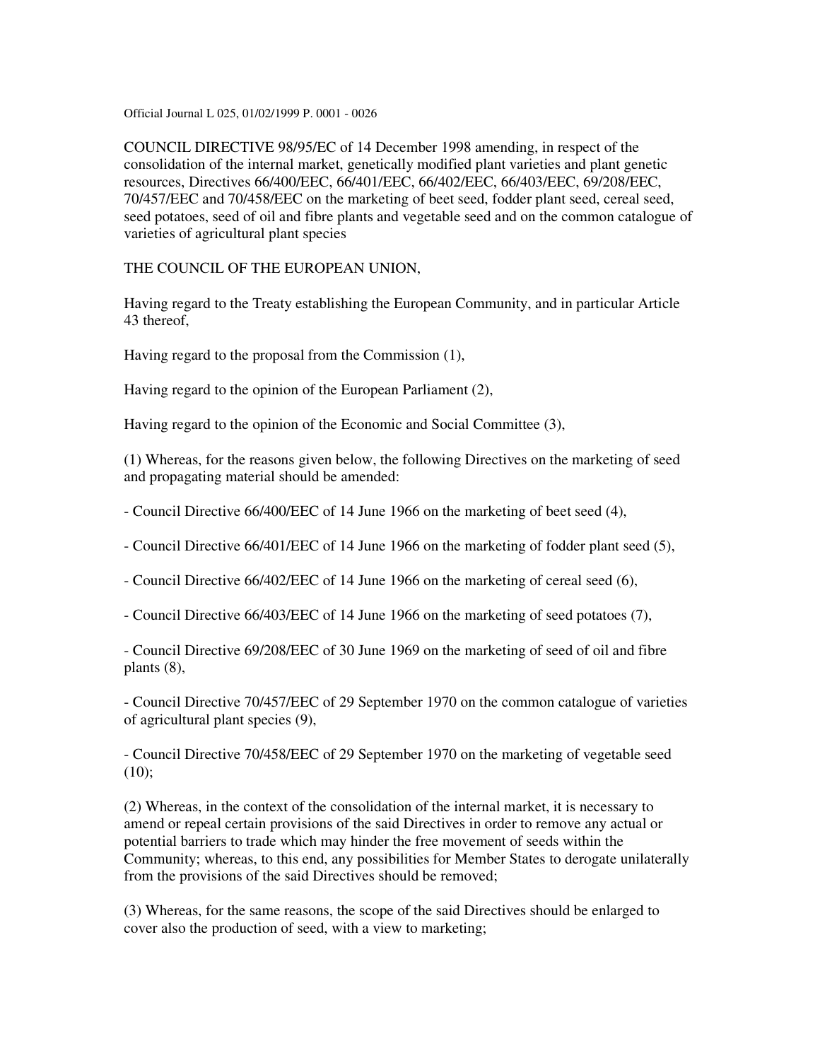Official Journal L 025, 01/02/1999 P. 0001 - 0026

COUNCIL DIRECTIVE 98/95/EC of 14 December 1998 amending, in respect of the consolidation of the internal market, genetically modified plant varieties and plant genetic resources, Directives 66/400/EEC, 66/401/EEC, 66/402/EEC, 66/403/EEC, 69/208/EEC, 70/457/EEC and 70/458/EEC on the marketing of beet seed, fodder plant seed, cereal seed, seed potatoes, seed of oil and fibre plants and vegetable seed and on the common catalogue of varieties of agricultural plant species

THE COUNCIL OF THE EUROPEAN UNION,

Having regard to the Treaty establishing the European Community, and in particular Article 43 thereof,

Having regard to the proposal from the Commission (1),

Having regard to the opinion of the European Parliament (2),

Having regard to the opinion of the Economic and Social Committee (3),

(1) Whereas, for the reasons given below, the following Directives on the marketing of seed and propagating material should be amended:

- Council Directive 66/400/EEC of 14 June 1966 on the marketing of beet seed (4),

- Council Directive 66/401/EEC of 14 June 1966 on the marketing of fodder plant seed (5),

- Council Directive 66/402/EEC of 14 June 1966 on the marketing of cereal seed (6),

- Council Directive 66/403/EEC of 14 June 1966 on the marketing of seed potatoes (7),

- Council Directive 69/208/EEC of 30 June 1969 on the marketing of seed of oil and fibre plants (8),

- Council Directive 70/457/EEC of 29 September 1970 on the common catalogue of varieties of agricultural plant species (9),

- Council Directive 70/458/EEC of 29 September 1970 on the marketing of vegetable seed (10);

(2) Whereas, in the context of the consolidation of the internal market, it is necessary to amend or repeal certain provisions of the said Directives in order to remove any actual or potential barriers to trade which may hinder the free movement of seeds within the Community; whereas, to this end, any possibilities for Member States to derogate unilaterally from the provisions of the said Directives should be removed;

(3) Whereas, for the same reasons, the scope of the said Directives should be enlarged to cover also the production of seed, with a view to marketing;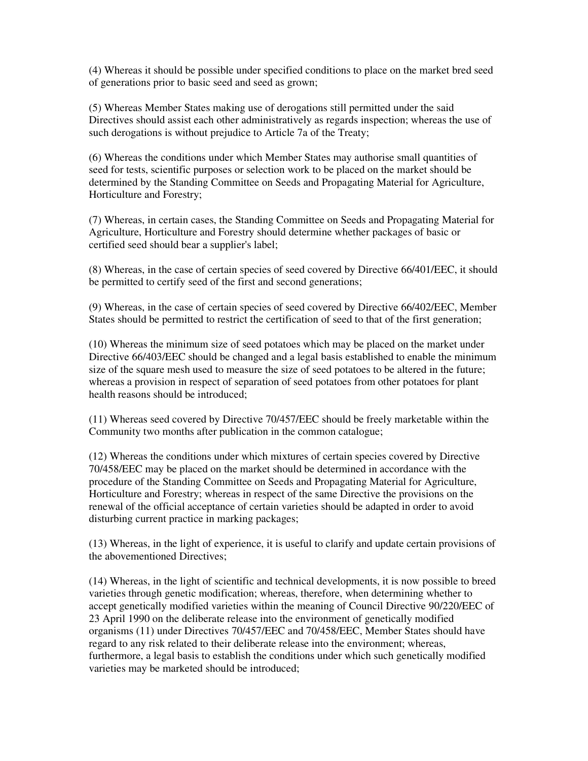(4) Whereas it should be possible under specified conditions to place on the market bred seed of generations prior to basic seed and seed as grown;

(5) Whereas Member States making use of derogations still permitted under the said Directives should assist each other administratively as regards inspection; whereas the use of such derogations is without prejudice to Article 7a of the Treaty;

(6) Whereas the conditions under which Member States may authorise small quantities of seed for tests, scientific purposes or selection work to be placed on the market should be determined by the Standing Committee on Seeds and Propagating Material for Agriculture, Horticulture and Forestry;

(7) Whereas, in certain cases, the Standing Committee on Seeds and Propagating Material for Agriculture, Horticulture and Forestry should determine whether packages of basic or certified seed should bear a supplier's label;

(8) Whereas, in the case of certain species of seed covered by Directive 66/401/EEC, it should be permitted to certify seed of the first and second generations;

(9) Whereas, in the case of certain species of seed covered by Directive 66/402/EEC, Member States should be permitted to restrict the certification of seed to that of the first generation;

(10) Whereas the minimum size of seed potatoes which may be placed on the market under Directive 66/403/EEC should be changed and a legal basis established to enable the minimum size of the square mesh used to measure the size of seed potatoes to be altered in the future; whereas a provision in respect of separation of seed potatoes from other potatoes for plant health reasons should be introduced;

(11) Whereas seed covered by Directive 70/457/EEC should be freely marketable within the Community two months after publication in the common catalogue;

(12) Whereas the conditions under which mixtures of certain species covered by Directive 70/458/EEC may be placed on the market should be determined in accordance with the procedure of the Standing Committee on Seeds and Propagating Material for Agriculture, Horticulture and Forestry; whereas in respect of the same Directive the provisions on the renewal of the official acceptance of certain varieties should be adapted in order to avoid disturbing current practice in marking packages;

(13) Whereas, in the light of experience, it is useful to clarify and update certain provisions of the abovementioned Directives;

(14) Whereas, in the light of scientific and technical developments, it is now possible to breed varieties through genetic modification; whereas, therefore, when determining whether to accept genetically modified varieties within the meaning of Council Directive 90/220/EEC of 23 April 1990 on the deliberate release into the environment of genetically modified organisms (11) under Directives 70/457/EEC and 70/458/EEC, Member States should have regard to any risk related to their deliberate release into the environment; whereas, furthermore, a legal basis to establish the conditions under which such genetically modified varieties may be marketed should be introduced;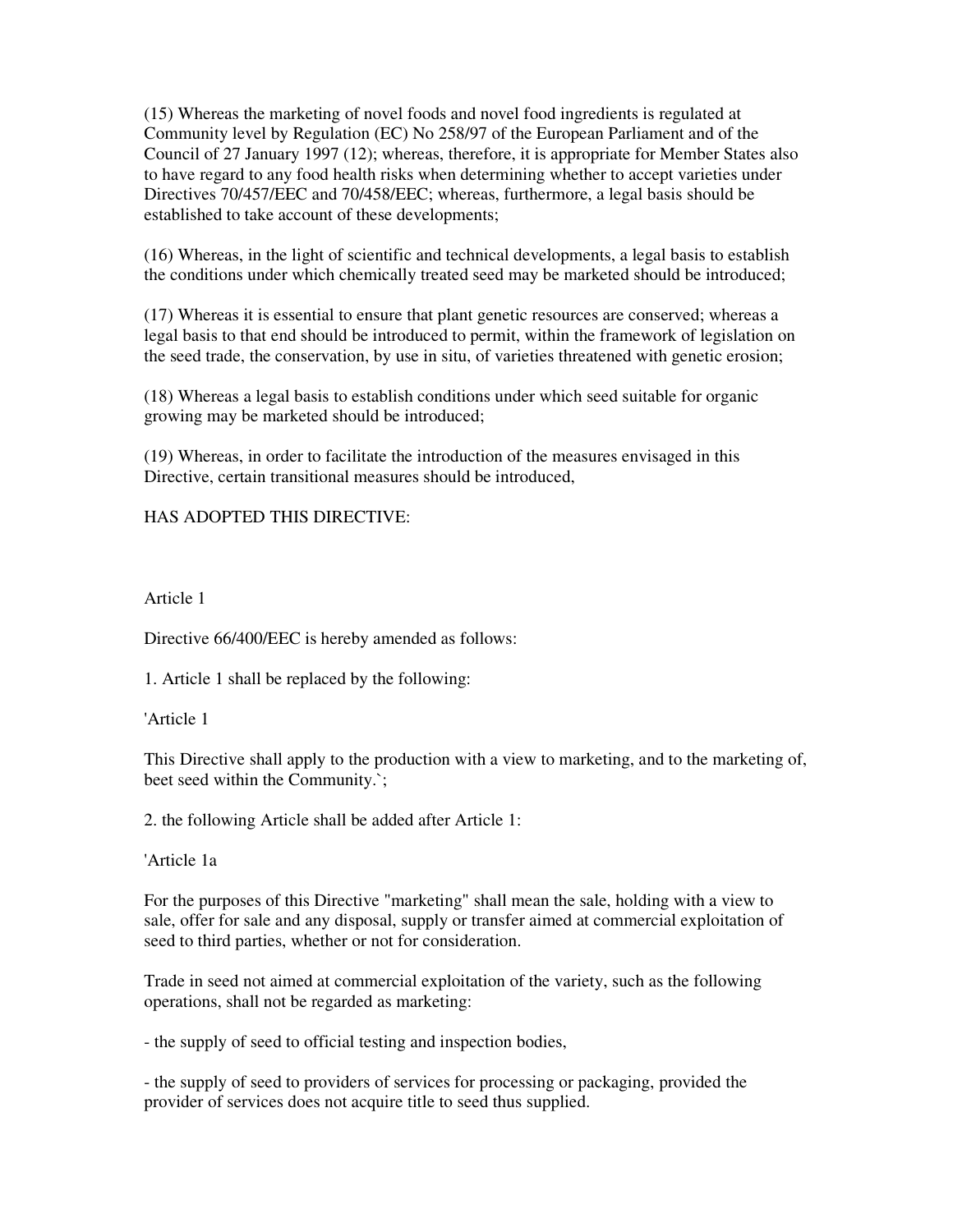(15) Whereas the marketing of novel foods and novel food ingredients is regulated at Community level by Regulation (EC) No 258/97 of the European Parliament and of the Council of 27 January 1997 (12); whereas, therefore, it is appropriate for Member States also to have regard to any food health risks when determining whether to accept varieties under Directives 70/457/EEC and 70/458/EEC; whereas, furthermore, a legal basis should be established to take account of these developments;

(16) Whereas, in the light of scientific and technical developments, a legal basis to establish the conditions under which chemically treated seed may be marketed should be introduced;

(17) Whereas it is essential to ensure that plant genetic resources are conserved; whereas a legal basis to that end should be introduced to permit, within the framework of legislation on the seed trade, the conservation, by use in situ, of varieties threatened with genetic erosion;

(18) Whereas a legal basis to establish conditions under which seed suitable for organic growing may be marketed should be introduced;

(19) Whereas, in order to facilitate the introduction of the measures envisaged in this Directive, certain transitional measures should be introduced,

HAS ADOPTED THIS DIRECTIVE:

Article 1

Directive 66/400/EEC is hereby amended as follows:

1. Article 1 shall be replaced by the following:

'Article 1

This Directive shall apply to the production with a view to marketing, and to the marketing of, beet seed within the Community.`;

2. the following Article shall be added after Article 1:

'Article 1a

For the purposes of this Directive "marketing" shall mean the sale, holding with a view to sale, offer for sale and any disposal, supply or transfer aimed at commercial exploitation of seed to third parties, whether or not for consideration.

Trade in seed not aimed at commercial exploitation of the variety, such as the following operations, shall not be regarded as marketing:

- the supply of seed to official testing and inspection bodies,

- the supply of seed to providers of services for processing or packaging, provided the provider of services does not acquire title to seed thus supplied.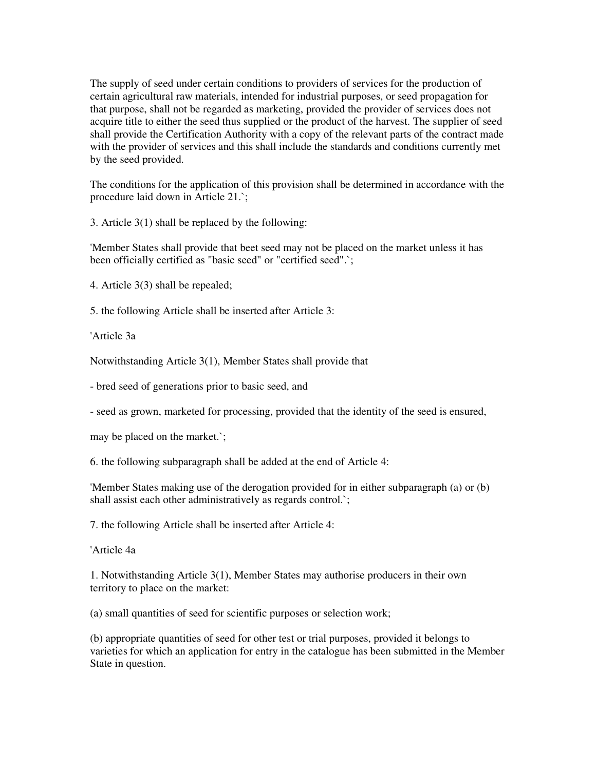The supply of seed under certain conditions to providers of services for the production of certain agricultural raw materials, intended for industrial purposes, or seed propagation for that purpose, shall not be regarded as marketing, provided the provider of services does not acquire title to either the seed thus supplied or the product of the harvest. The supplier of seed shall provide the Certification Authority with a copy of the relevant parts of the contract made with the provider of services and this shall include the standards and conditions currently met by the seed provided.

The conditions for the application of this provision shall be determined in accordance with the procedure laid down in Article 21.`;

3. Article 3(1) shall be replaced by the following:

'Member States shall provide that beet seed may not be placed on the market unless it has been officially certified as "basic seed" or "certified seed".`;

4. Article 3(3) shall be repealed;

5. the following Article shall be inserted after Article 3:

'Article 3a

Notwithstanding Article 3(1), Member States shall provide that

- bred seed of generations prior to basic seed, and

- seed as grown, marketed for processing, provided that the identity of the seed is ensured,

may be placed on the market.`;

6. the following subparagraph shall be added at the end of Article 4:

'Member States making use of the derogation provided for in either subparagraph (a) or (b) shall assist each other administratively as regards control.`;

7. the following Article shall be inserted after Article 4:

'Article 4a

1. Notwithstanding Article 3(1), Member States may authorise producers in their own territory to place on the market:

(a) small quantities of seed for scientific purposes or selection work;

(b) appropriate quantities of seed for other test or trial purposes, provided it belongs to varieties for which an application for entry in the catalogue has been submitted in the Member State in question.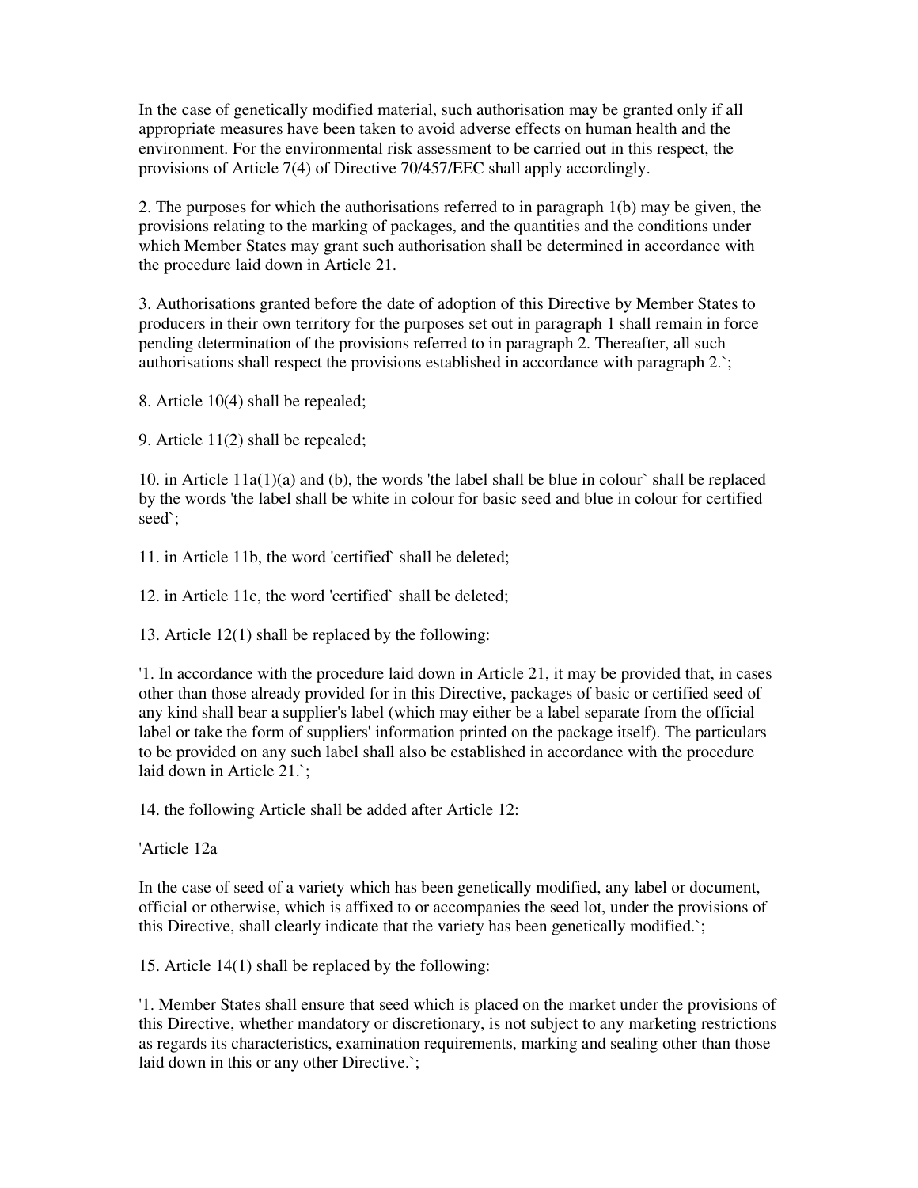In the case of genetically modified material, such authorisation may be granted only if all appropriate measures have been taken to avoid adverse effects on human health and the environment. For the environmental risk assessment to be carried out in this respect, the provisions of Article 7(4) of Directive 70/457/EEC shall apply accordingly.

2. The purposes for which the authorisations referred to in paragraph 1(b) may be given, the provisions relating to the marking of packages, and the quantities and the conditions under which Member States may grant such authorisation shall be determined in accordance with the procedure laid down in Article 21.

3. Authorisations granted before the date of adoption of this Directive by Member States to producers in their own territory for the purposes set out in paragraph 1 shall remain in force pending determination of the provisions referred to in paragraph 2. Thereafter, all such authorisations shall respect the provisions established in accordance with paragraph 2.`;

8. Article 10(4) shall be repealed;

9. Article 11(2) shall be repealed;

10. in Article 11a(1)(a) and (b), the words 'the label shall be blue in colour` shall be replaced by the words 'the label shall be white in colour for basic seed and blue in colour for certified seed`;

11. in Article 11b, the word 'certified` shall be deleted;

12. in Article 11c, the word 'certified` shall be deleted;

13. Article 12(1) shall be replaced by the following:

'1. In accordance with the procedure laid down in Article 21, it may be provided that, in cases other than those already provided for in this Directive, packages of basic or certified seed of any kind shall bear a supplier's label (which may either be a label separate from the official label or take the form of suppliers' information printed on the package itself). The particulars to be provided on any such label shall also be established in accordance with the procedure laid down in Article 21.`;

14. the following Article shall be added after Article 12:

'Article 12a

In the case of seed of a variety which has been genetically modified, any label or document, official or otherwise, which is affixed to or accompanies the seed lot, under the provisions of this Directive, shall clearly indicate that the variety has been genetically modified.`;

15. Article 14(1) shall be replaced by the following:

'1. Member States shall ensure that seed which is placed on the market under the provisions of this Directive, whether mandatory or discretionary, is not subject to any marketing restrictions as regards its characteristics, examination requirements, marking and sealing other than those laid down in this or any other Directive.`;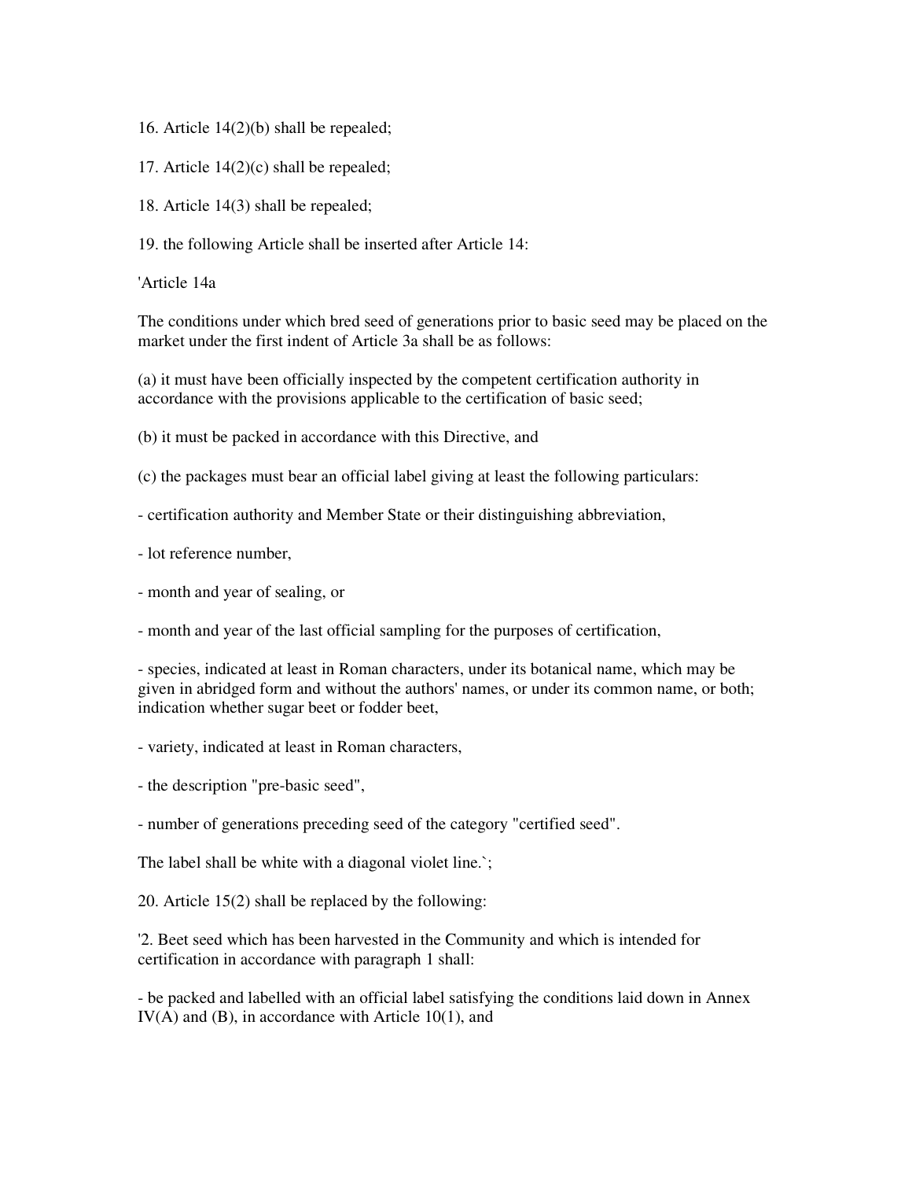16. Article 14(2)(b) shall be repealed;

17. Article 14(2)(c) shall be repealed;

18. Article 14(3) shall be repealed;

19. the following Article shall be inserted after Article 14:

'Article 14a

The conditions under which bred seed of generations prior to basic seed may be placed on the market under the first indent of Article 3a shall be as follows:

(a) it must have been officially inspected by the competent certification authority in accordance with the provisions applicable to the certification of basic seed;

(b) it must be packed in accordance with this Directive, and

(c) the packages must bear an official label giving at least the following particulars:

- certification authority and Member State or their distinguishing abbreviation,

- lot reference number,

- month and year of sealing, or

- month and year of the last official sampling for the purposes of certification,

- species, indicated at least in Roman characters, under its botanical name, which may be given in abridged form and without the authors' names, or under its common name, or both; indication whether sugar beet or fodder beet,

- variety, indicated at least in Roman characters,

- the description "pre-basic seed",

- number of generations preceding seed of the category "certified seed".

The label shall be white with a diagonal violet line.`;

20. Article 15(2) shall be replaced by the following:

'2. Beet seed which has been harvested in the Community and which is intended for certification in accordance with paragraph 1 shall:

- be packed and labelled with an official label satisfying the conditions laid down in Annex IV(A) and (B), in accordance with Article 10(1), and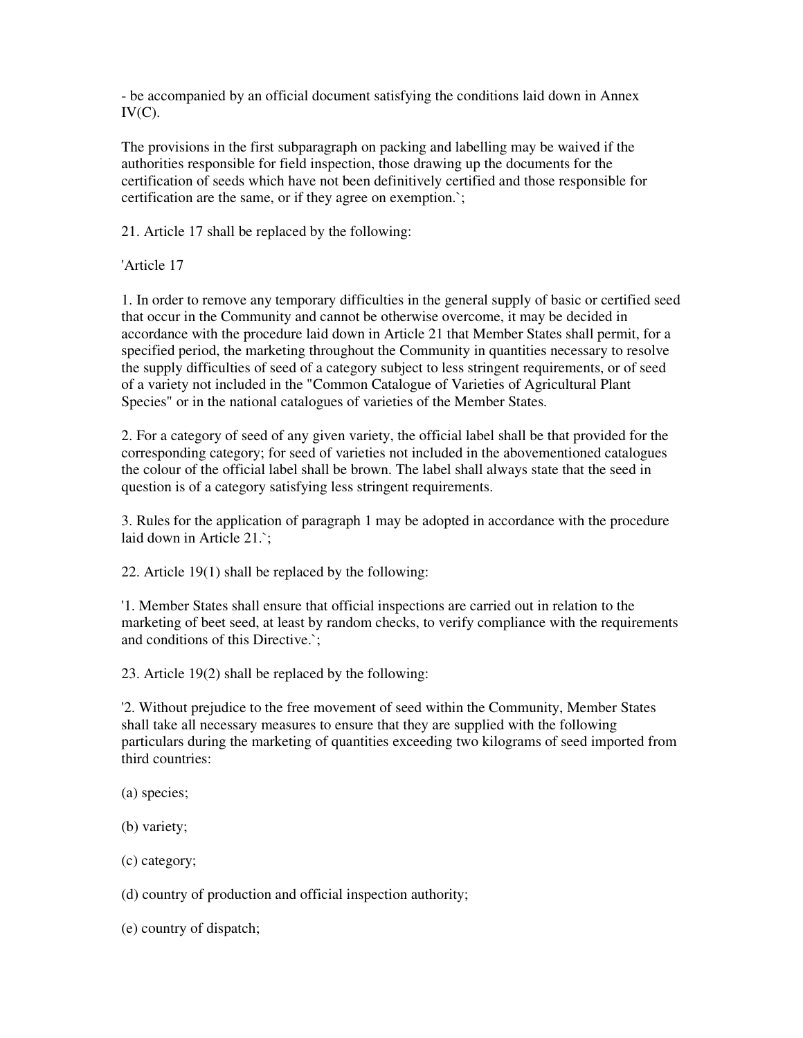- be accompanied by an official document satisfying the conditions laid down in Annex IV(C).

The provisions in the first subparagraph on packing and labelling may be waived if the authorities responsible for field inspection, those drawing up the documents for the certification of seeds which have not been definitively certified and those responsible for certification are the same, or if they agree on exemption.`;

21. Article 17 shall be replaced by the following:

'Article 17

1. In order to remove any temporary difficulties in the general supply of basic or certified seed that occur in the Community and cannot be otherwise overcome, it may be decided in accordance with the procedure laid down in Article 21 that Member States shall permit, for a specified period, the marketing throughout the Community in quantities necessary to resolve the supply difficulties of seed of a category subject to less stringent requirements, or of seed of a variety not included in the "Common Catalogue of Varieties of Agricultural Plant Species" or in the national catalogues of varieties of the Member States.

2. For a category of seed of any given variety, the official label shall be that provided for the corresponding category; for seed of varieties not included in the abovementioned catalogues the colour of the official label shall be brown. The label shall always state that the seed in question is of a category satisfying less stringent requirements.

3. Rules for the application of paragraph 1 may be adopted in accordance with the procedure laid down in Article 21.`;

22. Article 19(1) shall be replaced by the following:

'1. Member States shall ensure that official inspections are carried out in relation to the marketing of beet seed, at least by random checks, to verify compliance with the requirements and conditions of this Directive.`;

23. Article 19(2) shall be replaced by the following:

'2. Without prejudice to the free movement of seed within the Community, Member States shall take all necessary measures to ensure that they are supplied with the following particulars during the marketing of quantities exceeding two kilograms of seed imported from third countries:

(a) species;

(b) variety;

(c) category;

(d) country of production and official inspection authority;

(e) country of dispatch;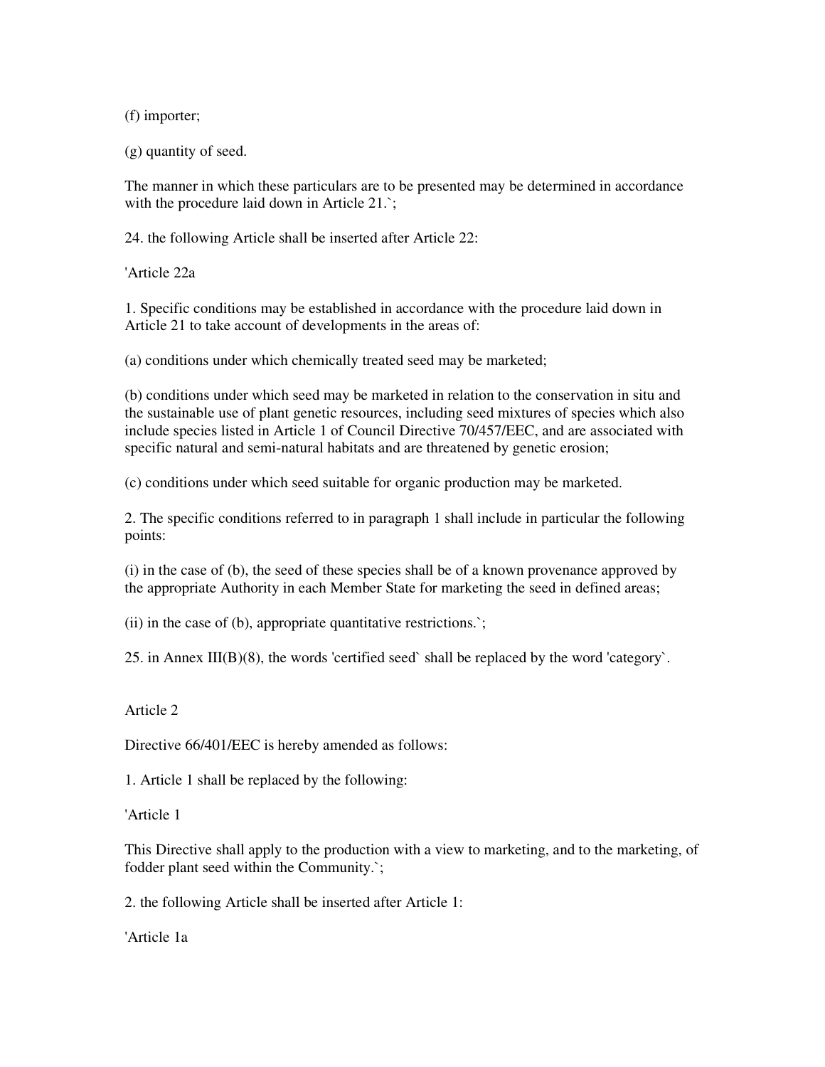(f) importer;

(g) quantity of seed.

The manner in which these particulars are to be presented may be determined in accordance with the procedure laid down in Article 21.`;

24. the following Article shall be inserted after Article 22:

'Article 22a

1. Specific conditions may be established in accordance with the procedure laid down in Article 21 to take account of developments in the areas of:

(a) conditions under which chemically treated seed may be marketed;

(b) conditions under which seed may be marketed in relation to the conservation in situ and the sustainable use of plant genetic resources, including seed mixtures of species which also include species listed in Article 1 of Council Directive 70/457/EEC, and are associated with specific natural and semi-natural habitats and are threatened by genetic erosion;

(c) conditions under which seed suitable for organic production may be marketed.

2. The specific conditions referred to in paragraph 1 shall include in particular the following points:

(i) in the case of (b), the seed of these species shall be of a known provenance approved by the appropriate Authority in each Member State for marketing the seed in defined areas;

(ii) in the case of (b), appropriate quantitative restrictions.`;

25. in Annex III(B)(8), the words 'certified seed` shall be replaced by the word 'category`.

Article 2

Directive 66/401/EEC is hereby amended as follows:

1. Article 1 shall be replaced by the following:

'Article 1

This Directive shall apply to the production with a view to marketing, and to the marketing, of fodder plant seed within the Community.`;

2. the following Article shall be inserted after Article 1:

'Article 1a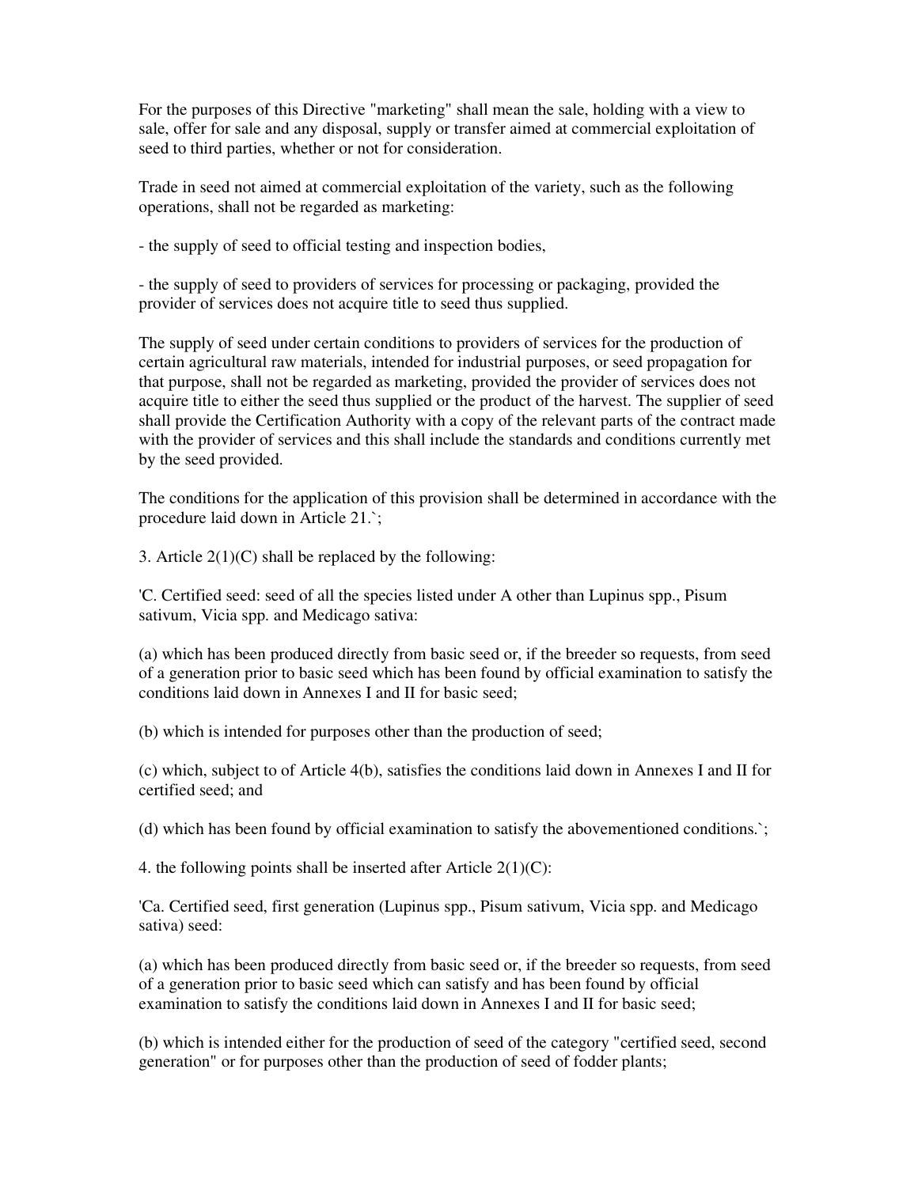For the purposes of this Directive "marketing" shall mean the sale, holding with a view to sale, offer for sale and any disposal, supply or transfer aimed at commercial exploitation of seed to third parties, whether or not for consideration.

Trade in seed not aimed at commercial exploitation of the variety, such as the following operations, shall not be regarded as marketing:

- the supply of seed to official testing and inspection bodies,

- the supply of seed to providers of services for processing or packaging, provided the provider of services does not acquire title to seed thus supplied.

The supply of seed under certain conditions to providers of services for the production of certain agricultural raw materials, intended for industrial purposes, or seed propagation for that purpose, shall not be regarded as marketing, provided the provider of services does not acquire title to either the seed thus supplied or the product of the harvest. The supplier of seed shall provide the Certification Authority with a copy of the relevant parts of the contract made with the provider of services and this shall include the standards and conditions currently met by the seed provided.

The conditions for the application of this provision shall be determined in accordance with the procedure laid down in Article 21.`;

3. Article 2(1)(C) shall be replaced by the following:

'C. Certified seed: seed of all the species listed under A other than Lupinus spp., Pisum sativum, Vicia spp. and Medicago sativa:

(a) which has been produced directly from basic seed or, if the breeder so requests, from seed of a generation prior to basic seed which has been found by official examination to satisfy the conditions laid down in Annexes I and II for basic seed;

(b) which is intended for purposes other than the production of seed;

(c) which, subject to of Article 4(b), satisfies the conditions laid down in Annexes I and II for certified seed; and

(d) which has been found by official examination to satisfy the abovementioned conditions.`;

4. the following points shall be inserted after Article 2(1)(C):

'Ca. Certified seed, first generation (Lupinus spp., Pisum sativum, Vicia spp. and Medicago sativa) seed:

(a) which has been produced directly from basic seed or, if the breeder so requests, from seed of a generation prior to basic seed which can satisfy and has been found by official examination to satisfy the conditions laid down in Annexes I and II for basic seed;

(b) which is intended either for the production of seed of the category "certified seed, second generation" or for purposes other than the production of seed of fodder plants;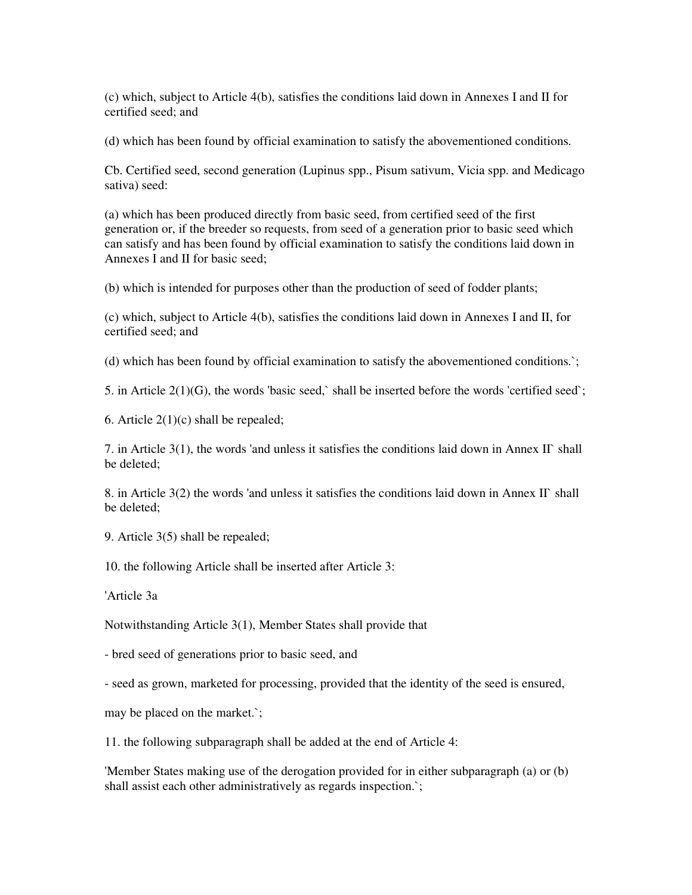(c) which, subject to Article 4(b), satisfies the conditions laid down in Annexes I and II for certified seed; and

(d) which has been found by official examination to satisfy the abovementioned conditions.

Cb. Certified seed, second generation (Lupinus spp., Pisum sativum, Vicia spp. and Medicago sativa) seed:

(a) which has been produced directly from basic seed, from certified seed of the first generation or, if the breeder so requests, from seed of a generation prior to basic seed which can satisfy and has been found by official examination to satisfy the conditions laid down in Annexes I and II for basic seed;

(b) which is intended for purposes other than the production of seed of fodder plants;

(c) which, subject to Article 4(b), satisfies the conditions laid down in Annexes I and II, for certified seed; and

(d) which has been found by official examination to satisfy the abovementioned conditions.`;

5. in Article 2(1)(G), the words 'basic seed,` shall be inserted before the words 'certified seed`;

6. Article 2(1)(c) shall be repealed;

7. in Article 3(1), the words 'and unless it satisfies the conditions laid down in Annex II` shall be deleted;

8. in Article 3(2) the words 'and unless it satisfies the conditions laid down in Annex II` shall be deleted;

9. Article 3(5) shall be repealed;

10. the following Article shall be inserted after Article 3:

'Article 3a

Notwithstanding Article 3(1), Member States shall provide that

- bred seed of generations prior to basic seed, and

- seed as grown, marketed for processing, provided that the identity of the seed is ensured,

may be placed on the market.`;

11. the following subparagraph shall be added at the end of Article 4:

'Member States making use of the derogation provided for in either subparagraph (a) or (b) shall assist each other administratively as regards inspection.`;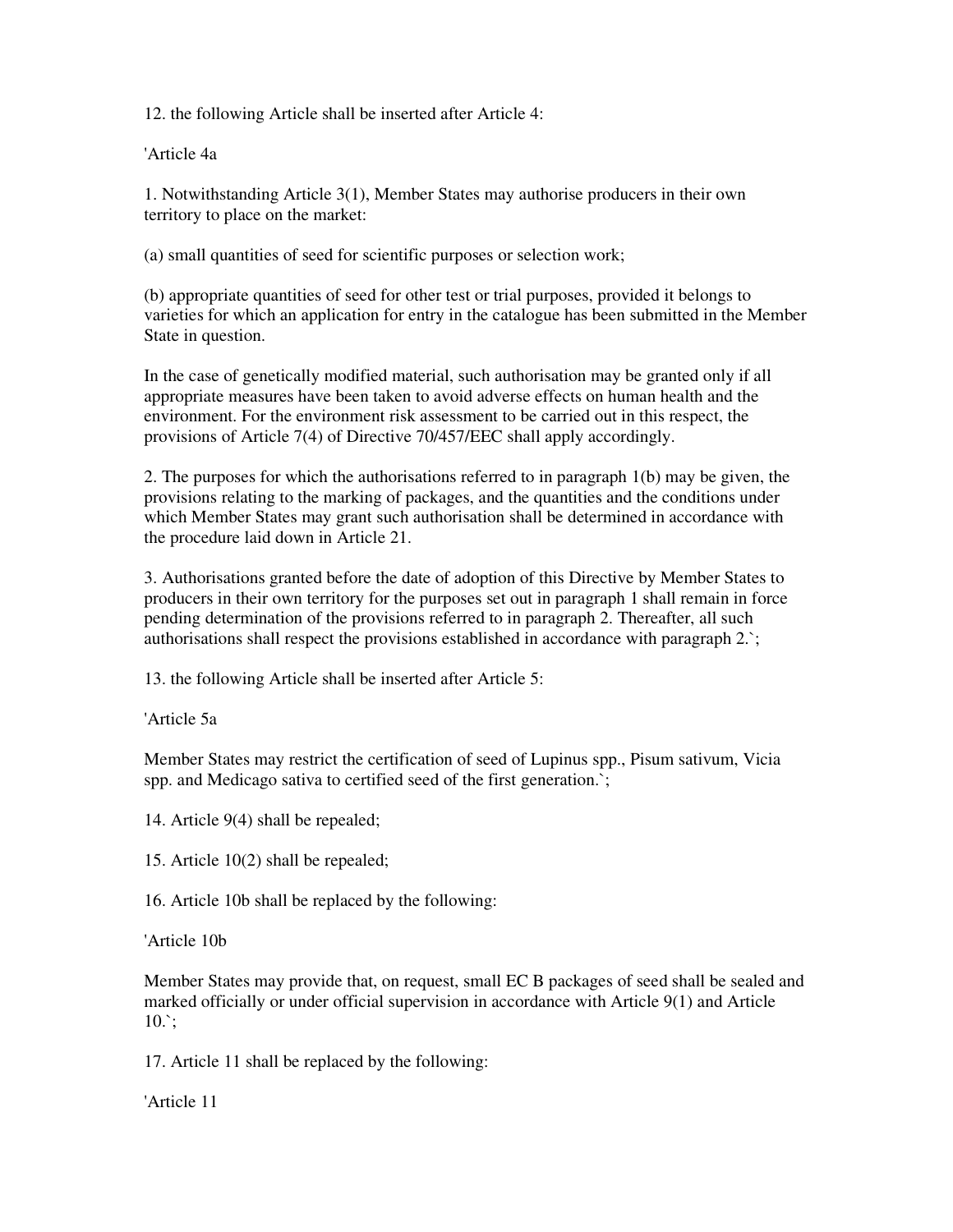12. the following Article shall be inserted after Article 4:

'Article 4a

1. Notwithstanding Article 3(1), Member States may authorise producers in their own territory to place on the market:

(a) small quantities of seed for scientific purposes or selection work;

(b) appropriate quantities of seed for other test or trial purposes, provided it belongs to varieties for which an application for entry in the catalogue has been submitted in the Member State in question.

In the case of genetically modified material, such authorisation may be granted only if all appropriate measures have been taken to avoid adverse effects on human health and the environment. For the environment risk assessment to be carried out in this respect, the provisions of Article 7(4) of Directive 70/457/EEC shall apply accordingly.

2. The purposes for which the authorisations referred to in paragraph 1(b) may be given, the provisions relating to the marking of packages, and the quantities and the conditions under which Member States may grant such authorisation shall be determined in accordance with the procedure laid down in Article 21.

3. Authorisations granted before the date of adoption of this Directive by Member States to producers in their own territory for the purposes set out in paragraph 1 shall remain in force pending determination of the provisions referred to in paragraph 2. Thereafter, all such authorisations shall respect the provisions established in accordance with paragraph 2.`;

13. the following Article shall be inserted after Article 5:

'Article 5a

Member States may restrict the certification of seed of Lupinus spp., Pisum sativum, Vicia spp. and Medicago sativa to certified seed of the first generation.`;

14. Article 9(4) shall be repealed;

15. Article 10(2) shall be repealed;

16. Article 10b shall be replaced by the following:

'Article 10b

Member States may provide that, on request, small EC B packages of seed shall be sealed and marked officially or under official supervision in accordance with Article 9(1) and Article 10.`;

17. Article 11 shall be replaced by the following:

'Article 11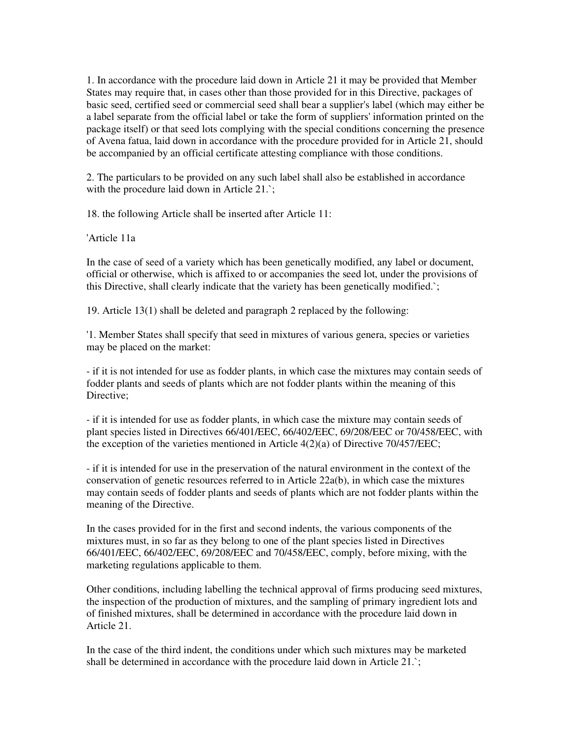1. In accordance with the procedure laid down in Article 21 it may be provided that Member States may require that, in cases other than those provided for in this Directive, packages of basic seed, certified seed or commercial seed shall bear a supplier's label (which may either be a label separate from the official label or take the form of suppliers' information printed on the package itself) or that seed lots complying with the special conditions concerning the presence of Avena fatua, laid down in accordance with the procedure provided for in Article 21, should be accompanied by an official certificate attesting compliance with those conditions.

2. The particulars to be provided on any such label shall also be established in accordance with the procedure laid down in Article 21.`;

18. the following Article shall be inserted after Article 11:

'Article 11a

In the case of seed of a variety which has been genetically modified, any label or document, official or otherwise, which is affixed to or accompanies the seed lot, under the provisions of this Directive, shall clearly indicate that the variety has been genetically modified.`;

19. Article 13(1) shall be deleted and paragraph 2 replaced by the following:

'1. Member States shall specify that seed in mixtures of various genera, species or varieties may be placed on the market:

- if it is not intended for use as fodder plants, in which case the mixtures may contain seeds of fodder plants and seeds of plants which are not fodder plants within the meaning of this Directive;

- if it is intended for use as fodder plants, in which case the mixture may contain seeds of plant species listed in Directives 66/401/EEC, 66/402/EEC, 69/208/EEC or 70/458/EEC, with the exception of the varieties mentioned in Article 4(2)(a) of Directive 70/457/EEC;

- if it is intended for use in the preservation of the natural environment in the context of the conservation of genetic resources referred to in Article 22a(b), in which case the mixtures may contain seeds of fodder plants and seeds of plants which are not fodder plants within the meaning of the Directive.

In the cases provided for in the first and second indents, the various components of the mixtures must, in so far as they belong to one of the plant species listed in Directives 66/401/EEC, 66/402/EEC, 69/208/EEC and 70/458/EEC, comply, before mixing, with the marketing regulations applicable to them.

Other conditions, including labelling the technical approval of firms producing seed mixtures, the inspection of the production of mixtures, and the sampling of primary ingredient lots and of finished mixtures, shall be determined in accordance with the procedure laid down in Article 21.

In the case of the third indent, the conditions under which such mixtures may be marketed shall be determined in accordance with the procedure laid down in Article 21.`;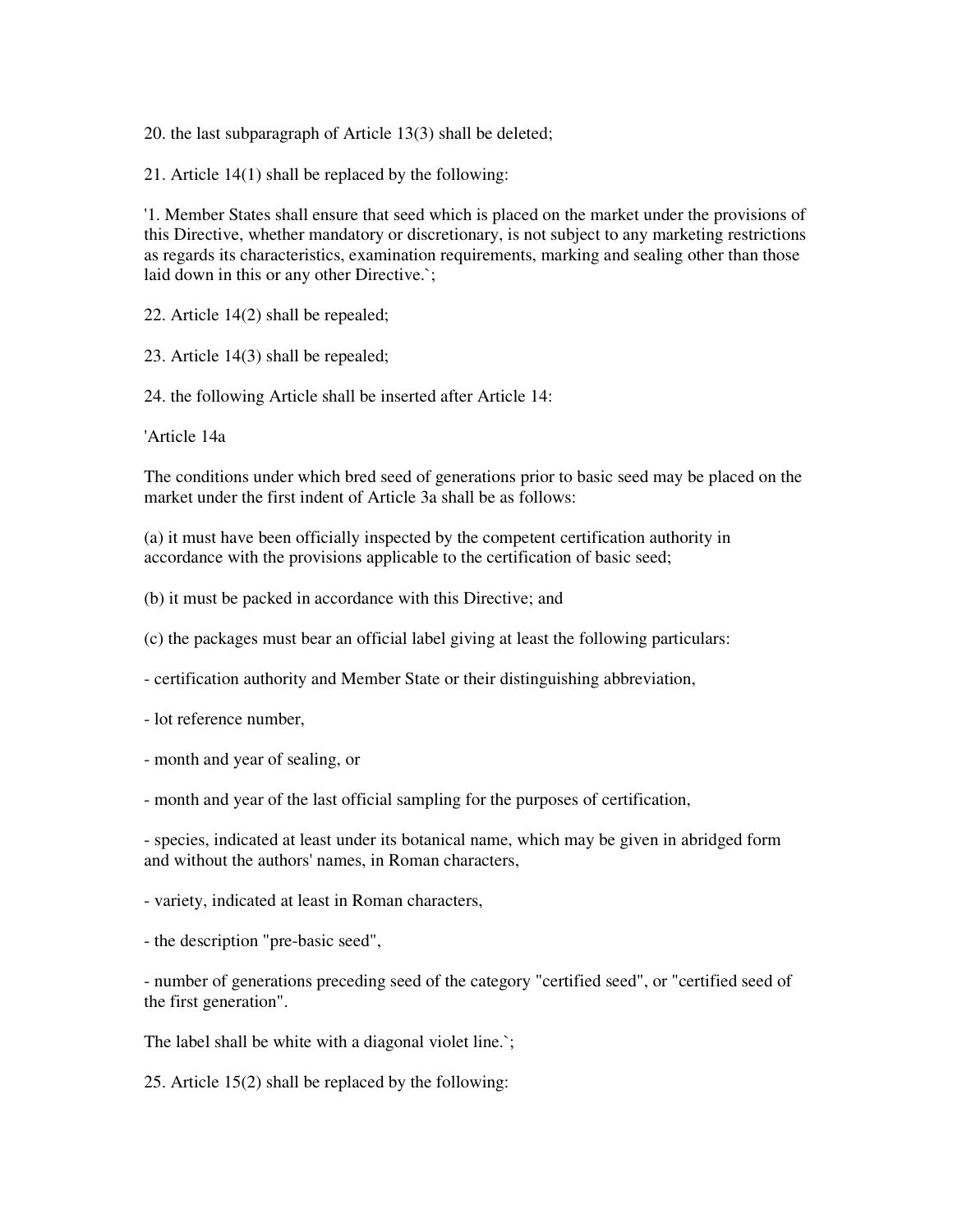20. the last subparagraph of Article 13(3) shall be deleted;

21. Article 14(1) shall be replaced by the following:

'1. Member States shall ensure that seed which is placed on the market under the provisions of this Directive, whether mandatory or discretionary, is not subject to any marketing restrictions as regards its characteristics, examination requirements, marking and sealing other than those laid down in this or any other Directive.`;

22. Article 14(2) shall be repealed;

23. Article 14(3) shall be repealed;

24. the following Article shall be inserted after Article 14:

'Article 14a

The conditions under which bred seed of generations prior to basic seed may be placed on the market under the first indent of Article 3a shall be as follows:

(a) it must have been officially inspected by the competent certification authority in accordance with the provisions applicable to the certification of basic seed;

(b) it must be packed in accordance with this Directive; and

(c) the packages must bear an official label giving at least the following particulars:

- certification authority and Member State or their distinguishing abbreviation,

- lot reference number,

- month and year of sealing, or

- month and year of the last official sampling for the purposes of certification,

- species, indicated at least under its botanical name, which may be given in abridged form and without the authors' names, in Roman characters,

- variety, indicated at least in Roman characters,

- the description "pre-basic seed",

- number of generations preceding seed of the category "certified seed", or "certified seed of the first generation".

The label shall be white with a diagonal violet line.`;

25. Article 15(2) shall be replaced by the following: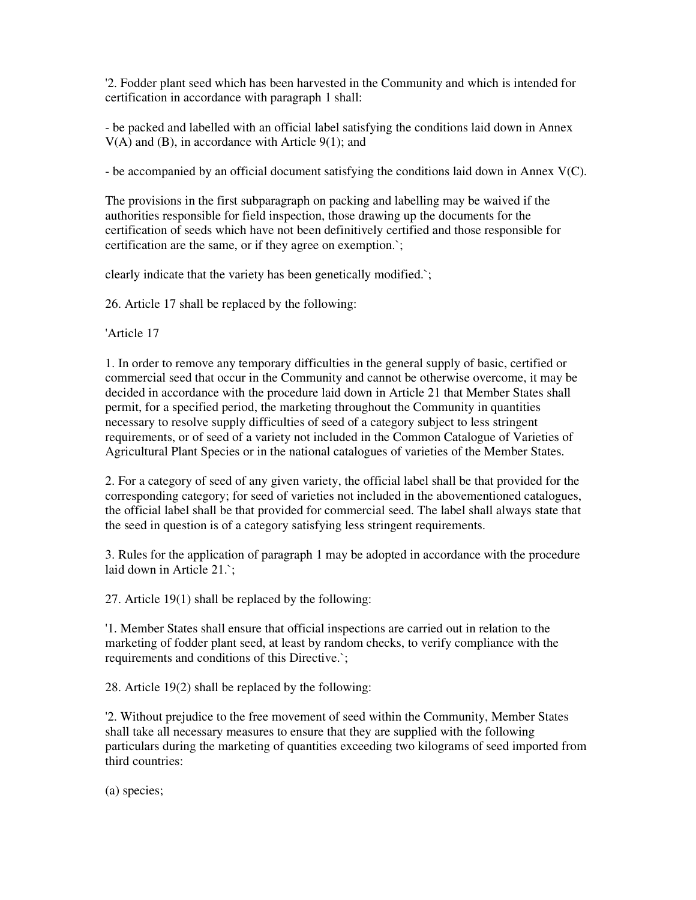'2. Fodder plant seed which has been harvested in the Community and which is intended for certification in accordance with paragraph 1 shall:

- be packed and labelled with an official label satisfying the conditions laid down in Annex V(A) and (B), in accordance with Article 9(1); and

- be accompanied by an official document satisfying the conditions laid down in Annex V(C).

The provisions in the first subparagraph on packing and labelling may be waived if the authorities responsible for field inspection, those drawing up the documents for the certification of seeds which have not been definitively certified and those responsible for certification are the same, or if they agree on exemption.`;

clearly indicate that the variety has been genetically modified.`;

26. Article 17 shall be replaced by the following:

'Article 17

1. In order to remove any temporary difficulties in the general supply of basic, certified or commercial seed that occur in the Community and cannot be otherwise overcome, it may be decided in accordance with the procedure laid down in Article 21 that Member States shall permit, for a specified period, the marketing throughout the Community in quantities necessary to resolve supply difficulties of seed of a category subject to less stringent requirements, or of seed of a variety not included in the Common Catalogue of Varieties of Agricultural Plant Species or in the national catalogues of varieties of the Member States.

2. For a category of seed of any given variety, the official label shall be that provided for the corresponding category; for seed of varieties not included in the abovementioned catalogues, the official label shall be that provided for commercial seed. The label shall always state that the seed in question is of a category satisfying less stringent requirements.

3. Rules for the application of paragraph 1 may be adopted in accordance with the procedure laid down in Article 21.`;

27. Article 19(1) shall be replaced by the following:

'1. Member States shall ensure that official inspections are carried out in relation to the marketing of fodder plant seed, at least by random checks, to verify compliance with the requirements and conditions of this Directive.`;

28. Article 19(2) shall be replaced by the following:

'2. Without prejudice to the free movement of seed within the Community, Member States shall take all necessary measures to ensure that they are supplied with the following particulars during the marketing of quantities exceeding two kilograms of seed imported from third countries:

(a) species;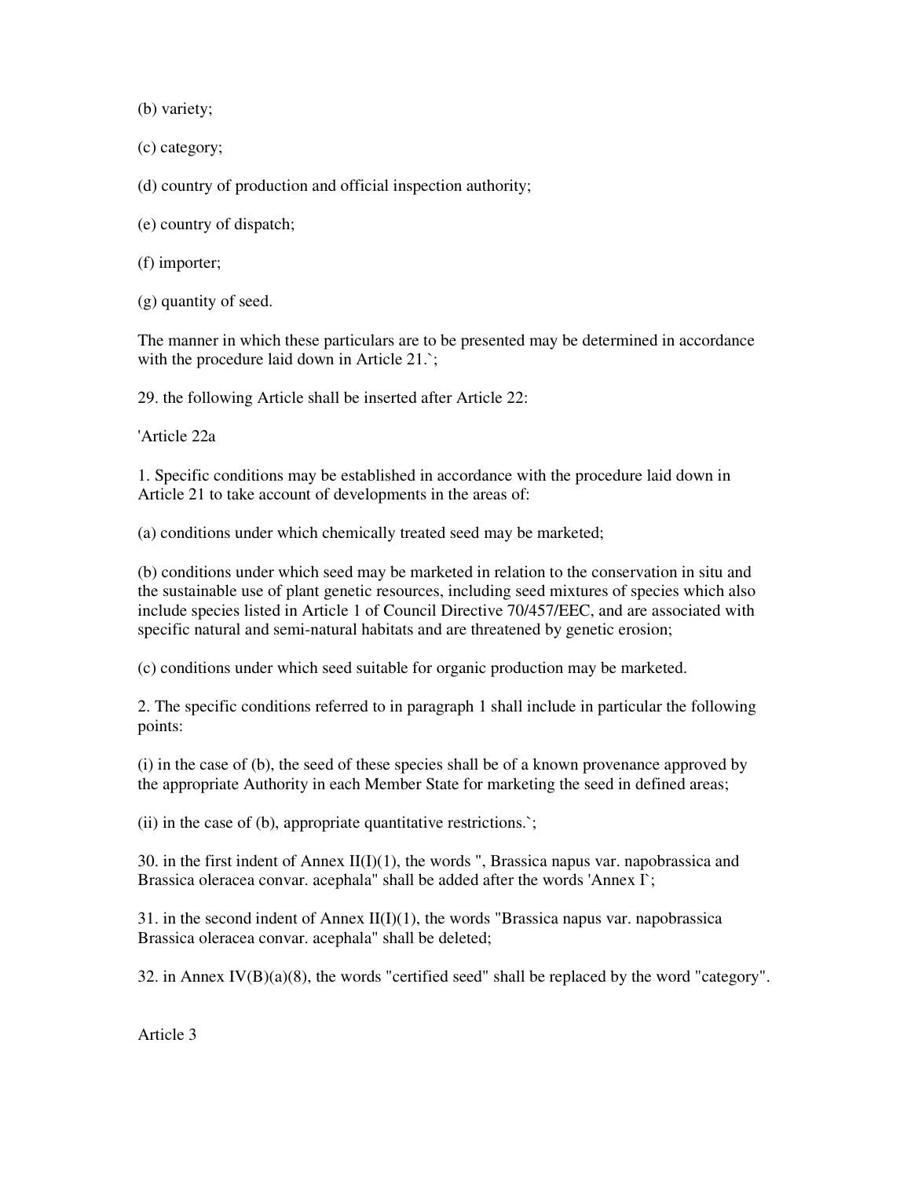(b) variety;

(c) category;

(d) country of production and official inspection authority;

(e) country of dispatch;

(f) importer;

(g) quantity of seed.

The manner in which these particulars are to be presented may be determined in accordance with the procedure laid down in Article 21.`;

29. the following Article shall be inserted after Article 22:

'Article 22a

1. Specific conditions may be established in accordance with the procedure laid down in Article 21 to take account of developments in the areas of:

(a) conditions under which chemically treated seed may be marketed;

(b) conditions under which seed may be marketed in relation to the conservation in situ and the sustainable use of plant genetic resources, including seed mixtures of species which also include species listed in Article 1 of Council Directive 70/457/EEC, and are associated with specific natural and semi-natural habitats and are threatened by genetic erosion;

(c) conditions under which seed suitable for organic production may be marketed.

2. The specific conditions referred to in paragraph 1 shall include in particular the following points:

(i) in the case of (b), the seed of these species shall be of a known provenance approved by the appropriate Authority in each Member State for marketing the seed in defined areas;

(ii) in the case of (b), appropriate quantitative restrictions.`;

30. in the first indent of Annex II(I)(1), the words ", Brassica napus var. napobrassica and Brassica oleracea convar. acephala" shall be added after the words 'Annex I`;

31. in the second indent of Annex II(I)(1), the words "Brassica napus var. napobrassica Brassica oleracea convar. acephala" shall be deleted;

32. in Annex IV(B)(a)(8), the words "certified seed" shall be replaced by the word "category".

Article 3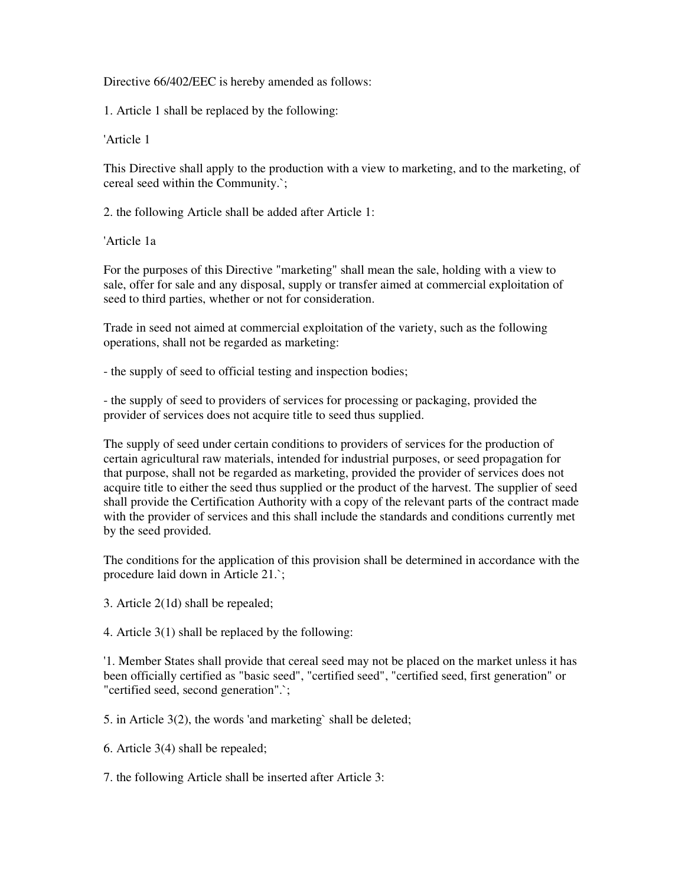Directive 66/402/EEC is hereby amended as follows:

1. Article 1 shall be replaced by the following:

'Article 1

This Directive shall apply to the production with a view to marketing, and to the marketing, of cereal seed within the Community.`;

2. the following Article shall be added after Article 1:

'Article 1a

For the purposes of this Directive "marketing" shall mean the sale, holding with a view to sale, offer for sale and any disposal, supply or transfer aimed at commercial exploitation of seed to third parties, whether or not for consideration.

Trade in seed not aimed at commercial exploitation of the variety, such as the following operations, shall not be regarded as marketing:

- the supply of seed to official testing and inspection bodies;

- the supply of seed to providers of services for processing or packaging, provided the provider of services does not acquire title to seed thus supplied.

The supply of seed under certain conditions to providers of services for the production of certain agricultural raw materials, intended for industrial purposes, or seed propagation for that purpose, shall not be regarded as marketing, provided the provider of services does not acquire title to either the seed thus supplied or the product of the harvest. The supplier of seed shall provide the Certification Authority with a copy of the relevant parts of the contract made with the provider of services and this shall include the standards and conditions currently met by the seed provided.

The conditions for the application of this provision shall be determined in accordance with the procedure laid down in Article 21.`;

3. Article 2(1d) shall be repealed;

4. Article 3(1) shall be replaced by the following:

'1. Member States shall provide that cereal seed may not be placed on the market unless it has been officially certified as "basic seed", "certified seed", "certified seed, first generation" or "certified seed, second generation".`;

5. in Article 3(2), the words 'and marketing` shall be deleted;

6. Article 3(4) shall be repealed;

7. the following Article shall be inserted after Article 3: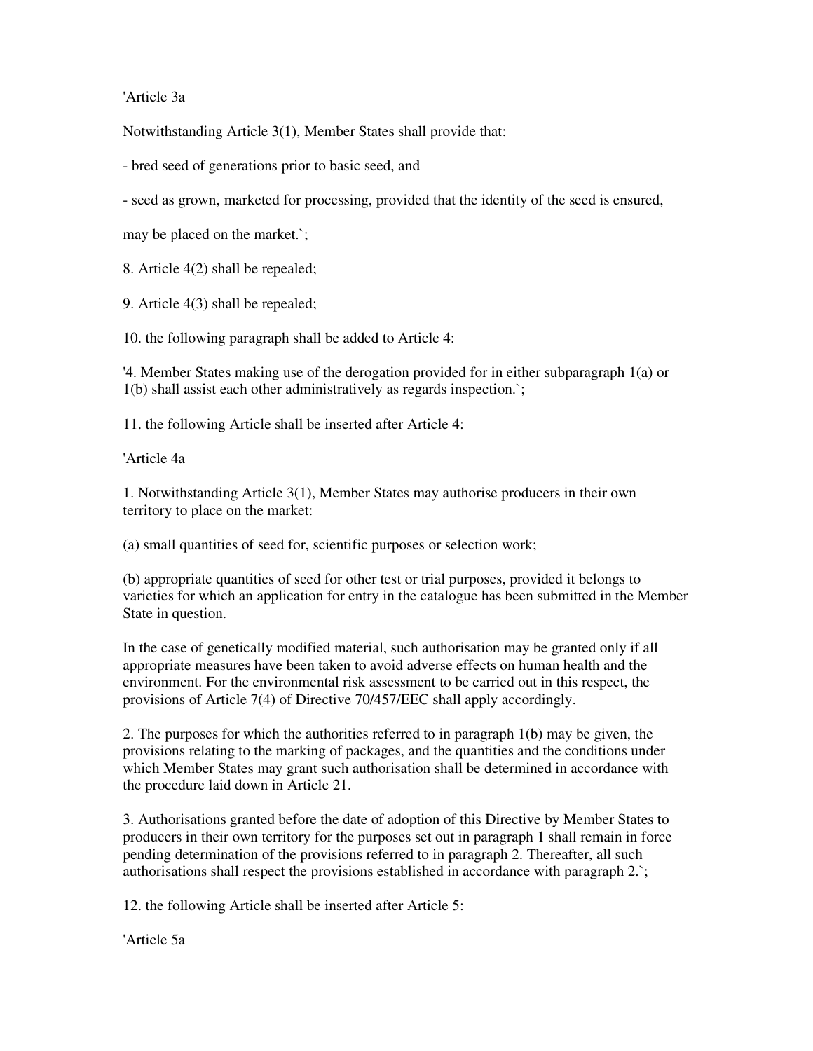'Article 3a

Notwithstanding Article 3(1), Member States shall provide that:

- bred seed of generations prior to basic seed, and

- seed as grown, marketed for processing, provided that the identity of the seed is ensured,

may be placed on the market.`;

8. Article 4(2) shall be repealed;

9. Article 4(3) shall be repealed;

10. the following paragraph shall be added to Article 4:

'4. Member States making use of the derogation provided for in either subparagraph 1(a) or 1(b) shall assist each other administratively as regards inspection.`;

11. the following Article shall be inserted after Article 4:

'Article 4a

1. Notwithstanding Article 3(1), Member States may authorise producers in their own territory to place on the market:

(a) small quantities of seed for, scientific purposes or selection work;

(b) appropriate quantities of seed for other test or trial purposes, provided it belongs to varieties for which an application for entry in the catalogue has been submitted in the Member State in question.

In the case of genetically modified material, such authorisation may be granted only if all appropriate measures have been taken to avoid adverse effects on human health and the environment. For the environmental risk assessment to be carried out in this respect, the provisions of Article 7(4) of Directive 70/457/EEC shall apply accordingly.

2. The purposes for which the authorities referred to in paragraph 1(b) may be given, the provisions relating to the marking of packages, and the quantities and the conditions under which Member States may grant such authorisation shall be determined in accordance with the procedure laid down in Article 21.

3. Authorisations granted before the date of adoption of this Directive by Member States to producers in their own territory for the purposes set out in paragraph 1 shall remain in force pending determination of the provisions referred to in paragraph 2. Thereafter, all such authorisations shall respect the provisions established in accordance with paragraph 2.`;

12. the following Article shall be inserted after Article 5:

'Article 5a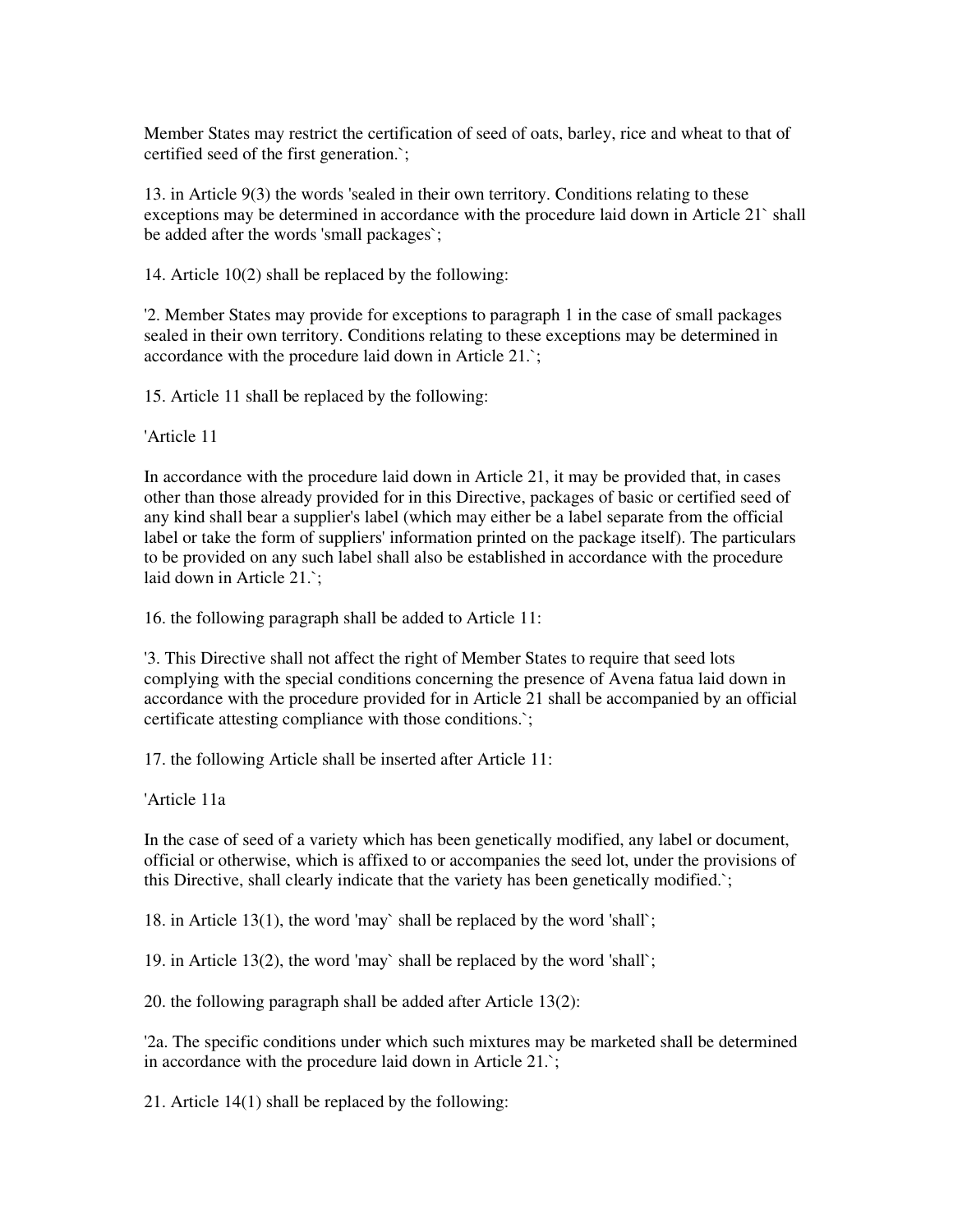Member States may restrict the certification of seed of oats, barley, rice and wheat to that of certified seed of the first generation.`;

13. in Article 9(3) the words 'sealed in their own territory. Conditions relating to these exceptions may be determined in accordance with the procedure laid down in Article 21` shall be added after the words 'small packages`;

14. Article 10(2) shall be replaced by the following:

'2. Member States may provide for exceptions to paragraph 1 in the case of small packages sealed in their own territory. Conditions relating to these exceptions may be determined in accordance with the procedure laid down in Article 21.`;

15. Article 11 shall be replaced by the following:

'Article 11

In accordance with the procedure laid down in Article 21, it may be provided that, in cases other than those already provided for in this Directive, packages of basic or certified seed of any kind shall bear a supplier's label (which may either be a label separate from the official label or take the form of suppliers' information printed on the package itself). The particulars to be provided on any such label shall also be established in accordance with the procedure laid down in Article 21.`;

16. the following paragraph shall be added to Article 11:

'3. This Directive shall not affect the right of Member States to require that seed lots complying with the special conditions concerning the presence of Avena fatua laid down in accordance with the procedure provided for in Article 21 shall be accompanied by an official certificate attesting compliance with those conditions.`;

17. the following Article shall be inserted after Article 11:

'Article 11a

In the case of seed of a variety which has been genetically modified, any label or document, official or otherwise, which is affixed to or accompanies the seed lot, under the provisions of this Directive, shall clearly indicate that the variety has been genetically modified.`;

18. in Article 13(1), the word 'may` shall be replaced by the word 'shall`;

19. in Article 13(2), the word 'may` shall be replaced by the word 'shall`;

20. the following paragraph shall be added after Article 13(2):

'2a. The specific conditions under which such mixtures may be marketed shall be determined in accordance with the procedure laid down in Article 21.`;

21. Article 14(1) shall be replaced by the following: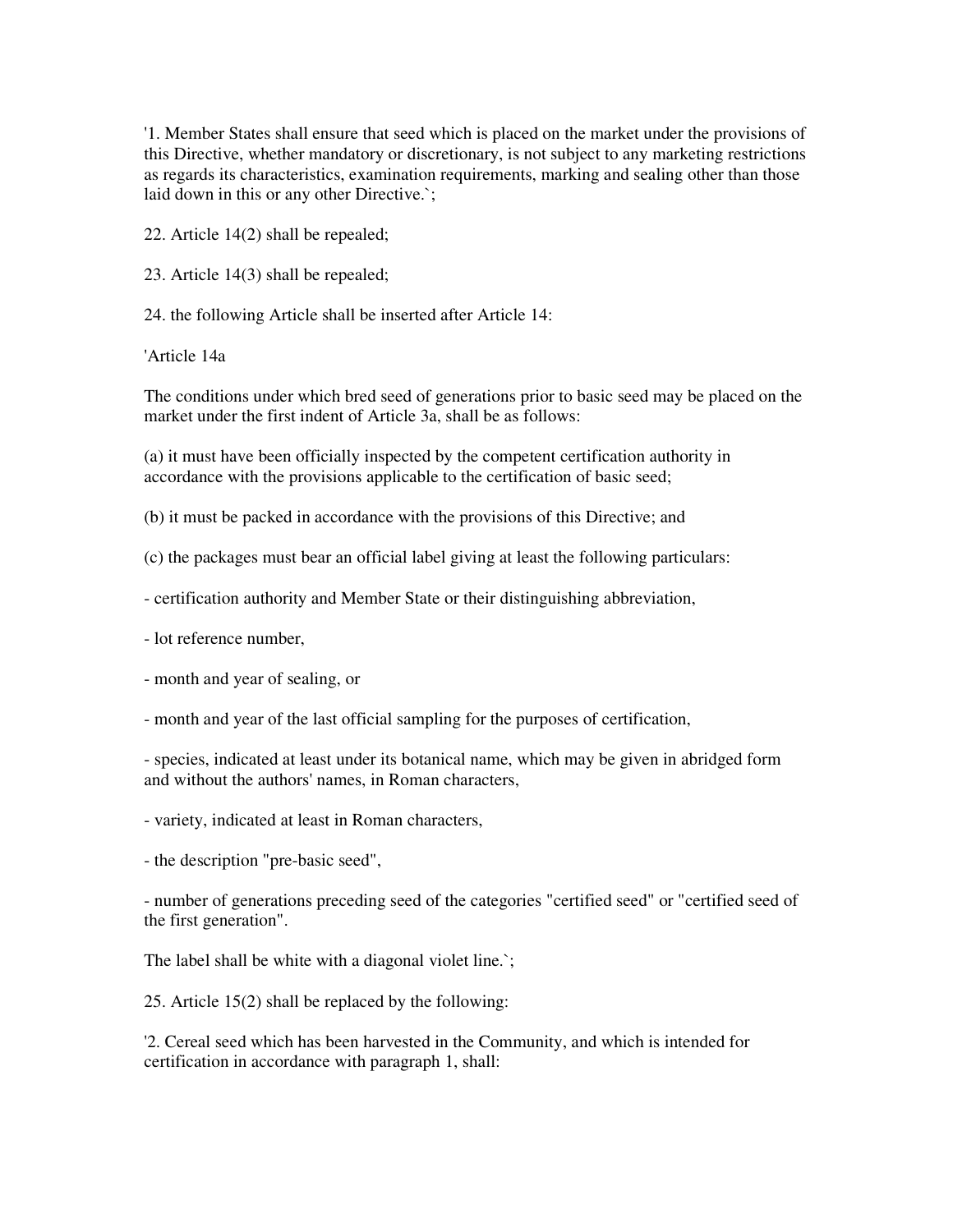'1. Member States shall ensure that seed which is placed on the market under the provisions of this Directive, whether mandatory or discretionary, is not subject to any marketing restrictions as regards its characteristics, examination requirements, marking and sealing other than those laid down in this or any other Directive.`;

22. Article 14(2) shall be repealed;

23. Article 14(3) shall be repealed;

24. the following Article shall be inserted after Article 14:

'Article 14a

The conditions under which bred seed of generations prior to basic seed may be placed on the market under the first indent of Article 3a, shall be as follows:

(a) it must have been officially inspected by the competent certification authority in accordance with the provisions applicable to the certification of basic seed;

(b) it must be packed in accordance with the provisions of this Directive; and

(c) the packages must bear an official label giving at least the following particulars:

- certification authority and Member State or their distinguishing abbreviation,

- lot reference number,

- month and year of sealing, or

- month and year of the last official sampling for the purposes of certification,

- species, indicated at least under its botanical name, which may be given in abridged form and without the authors' names, in Roman characters,

- variety, indicated at least in Roman characters,

- the description "pre-basic seed",

- number of generations preceding seed of the categories "certified seed" or "certified seed of the first generation".

The label shall be white with a diagonal violet line.`;

25. Article 15(2) shall be replaced by the following:

'2. Cereal seed which has been harvested in the Community, and which is intended for certification in accordance with paragraph 1, shall: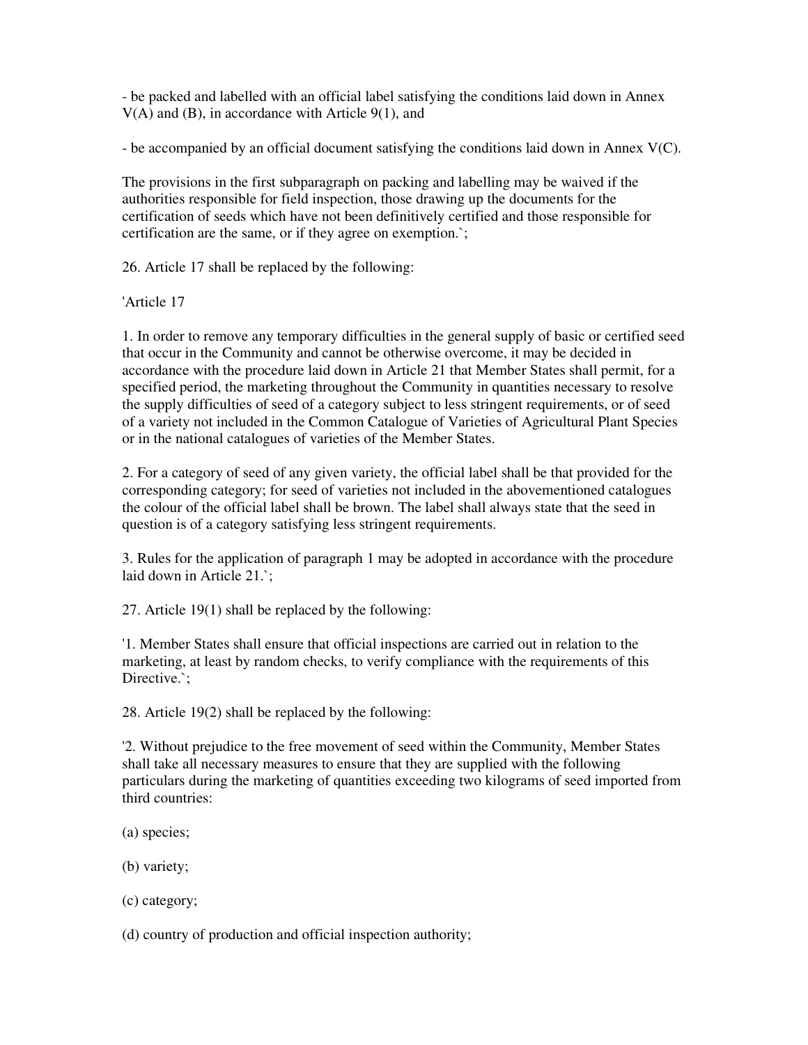- be packed and labelled with an official label satisfying the conditions laid down in Annex V(A) and (B), in accordance with Article 9(1), and

- be accompanied by an official document satisfying the conditions laid down in Annex V(C).

The provisions in the first subparagraph on packing and labelling may be waived if the authorities responsible for field inspection, those drawing up the documents for the certification of seeds which have not been definitively certified and those responsible for certification are the same, or if they agree on exemption.`;

26. Article 17 shall be replaced by the following:

'Article 17

1. In order to remove any temporary difficulties in the general supply of basic or certified seed that occur in the Community and cannot be otherwise overcome, it may be decided in accordance with the procedure laid down in Article 21 that Member States shall permit, for a specified period, the marketing throughout the Community in quantities necessary to resolve the supply difficulties of seed of a category subject to less stringent requirements, or of seed of a variety not included in the Common Catalogue of Varieties of Agricultural Plant Species or in the national catalogues of varieties of the Member States.

2. For a category of seed of any given variety, the official label shall be that provided for the corresponding category; for seed of varieties not included in the abovementioned catalogues the colour of the official label shall be brown. The label shall always state that the seed in question is of a category satisfying less stringent requirements.

3. Rules for the application of paragraph 1 may be adopted in accordance with the procedure laid down in Article 21.`;

27. Article 19(1) shall be replaced by the following:

'1. Member States shall ensure that official inspections are carried out in relation to the marketing, at least by random checks, to verify compliance with the requirements of this Directive.`;

28. Article 19(2) shall be replaced by the following:

'2. Without prejudice to the free movement of seed within the Community, Member States shall take all necessary measures to ensure that they are supplied with the following particulars during the marketing of quantities exceeding two kilograms of seed imported from third countries:

(a) species;

(b) variety;

(c) category;

(d) country of production and official inspection authority;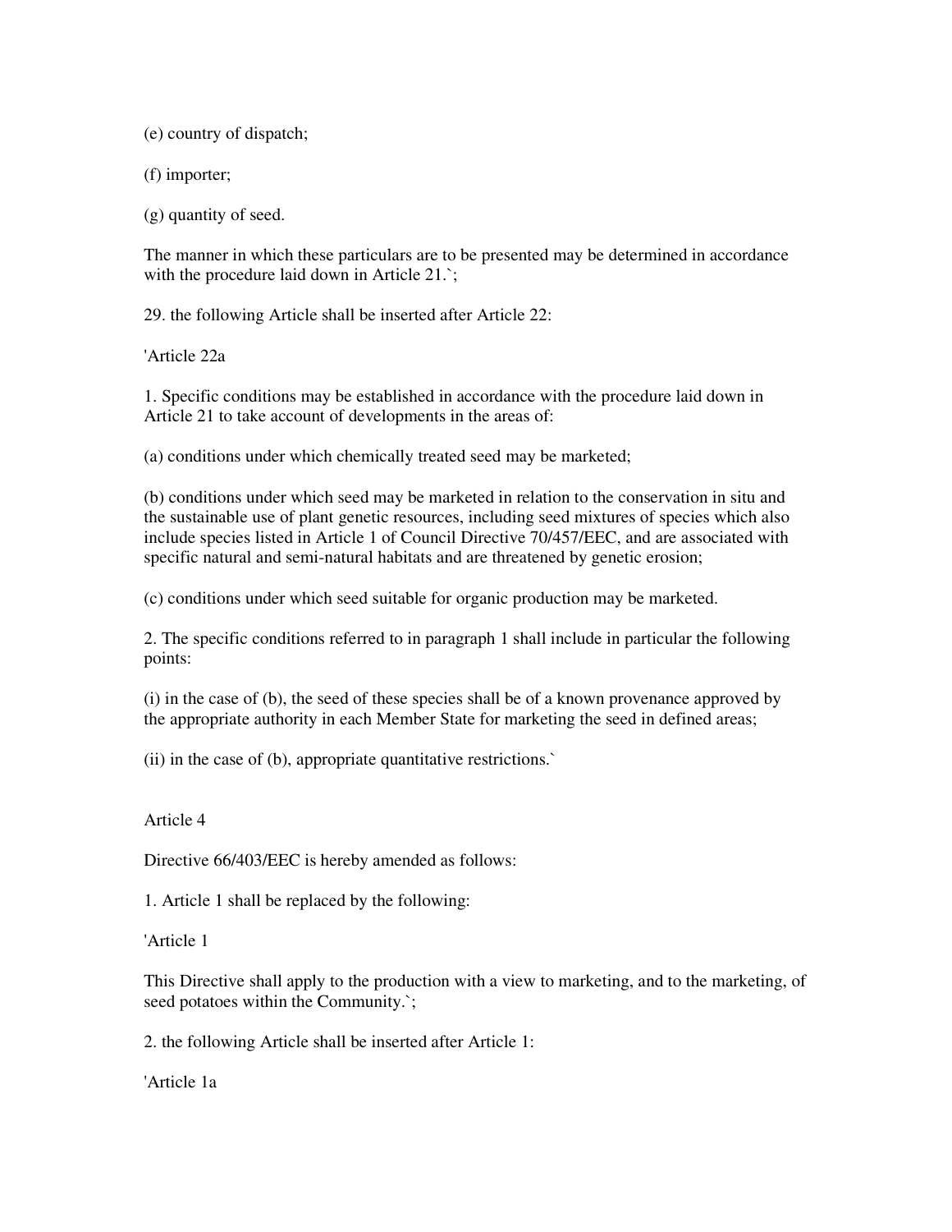(e) country of dispatch;

(f) importer;

(g) quantity of seed.

The manner in which these particulars are to be presented may be determined in accordance with the procedure laid down in Article 21.`;

29. the following Article shall be inserted after Article 22:

'Article 22a

1. Specific conditions may be established in accordance with the procedure laid down in Article 21 to take account of developments in the areas of:

(a) conditions under which chemically treated seed may be marketed;

(b) conditions under which seed may be marketed in relation to the conservation in situ and the sustainable use of plant genetic resources, including seed mixtures of species which also include species listed in Article 1 of Council Directive 70/457/EEC, and are associated with specific natural and semi-natural habitats and are threatened by genetic erosion;

(c) conditions under which seed suitable for organic production may be marketed.

2. The specific conditions referred to in paragraph 1 shall include in particular the following points:

(i) in the case of (b), the seed of these species shall be of a known provenance approved by the appropriate authority in each Member State for marketing the seed in defined areas;

(ii) in the case of (b), appropriate quantitative restrictions.`

Article 4

Directive 66/403/EEC is hereby amended as follows:

1. Article 1 shall be replaced by the following:

'Article 1

This Directive shall apply to the production with a view to marketing, and to the marketing, of seed potatoes within the Community.`;

2. the following Article shall be inserted after Article 1:

'Article 1a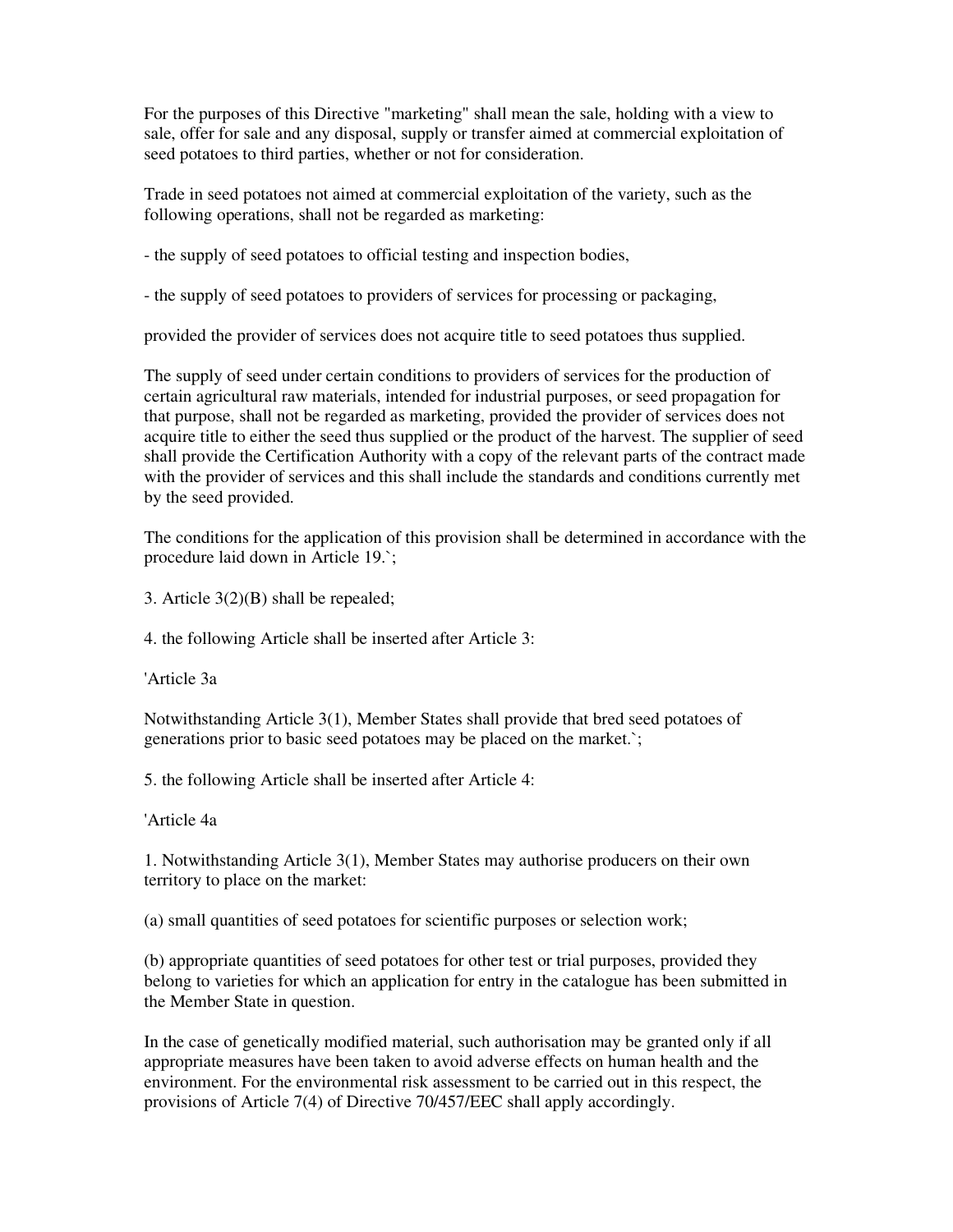For the purposes of this Directive "marketing" shall mean the sale, holding with a view to sale, offer for sale and any disposal, supply or transfer aimed at commercial exploitation of seed potatoes to third parties, whether or not for consideration.

Trade in seed potatoes not aimed at commercial exploitation of the variety, such as the following operations, shall not be regarded as marketing:

- the supply of seed potatoes to official testing and inspection bodies,

- the supply of seed potatoes to providers of services for processing or packaging,

provided the provider of services does not acquire title to seed potatoes thus supplied.

The supply of seed under certain conditions to providers of services for the production of certain agricultural raw materials, intended for industrial purposes, or seed propagation for that purpose, shall not be regarded as marketing, provided the provider of services does not acquire title to either the seed thus supplied or the product of the harvest. The supplier of seed shall provide the Certification Authority with a copy of the relevant parts of the contract made with the provider of services and this shall include the standards and conditions currently met by the seed provided.

The conditions for the application of this provision shall be determined in accordance with the procedure laid down in Article 19.`;

3. Article 3(2)(B) shall be repealed;

4. the following Article shall be inserted after Article 3:

'Article 3a

Notwithstanding Article 3(1), Member States shall provide that bred seed potatoes of generations prior to basic seed potatoes may be placed on the market.`;

5. the following Article shall be inserted after Article 4:

'Article 4a

1. Notwithstanding Article 3(1), Member States may authorise producers on their own territory to place on the market:

(a) small quantities of seed potatoes for scientific purposes or selection work;

(b) appropriate quantities of seed potatoes for other test or trial purposes, provided they belong to varieties for which an application for entry in the catalogue has been submitted in the Member State in question.

In the case of genetically modified material, such authorisation may be granted only if all appropriate measures have been taken to avoid adverse effects on human health and the environment. For the environmental risk assessment to be carried out in this respect, the provisions of Article 7(4) of Directive 70/457/EEC shall apply accordingly.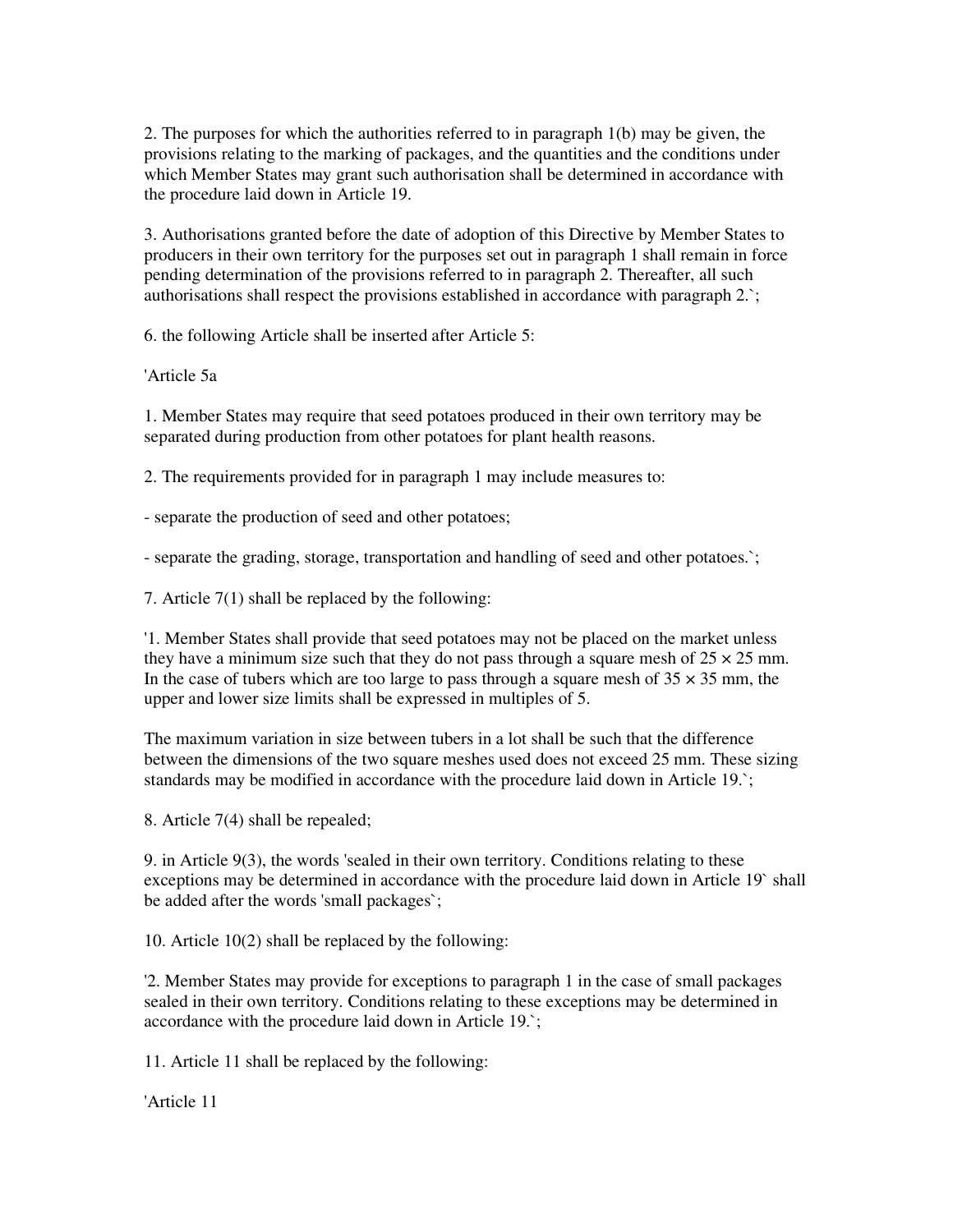2. The purposes for which the authorities referred to in paragraph 1(b) may be given, the provisions relating to the marking of packages, and the quantities and the conditions under which Member States may grant such authorisation shall be determined in accordance with the procedure laid down in Article 19.

3. Authorisations granted before the date of adoption of this Directive by Member States to producers in their own territory for the purposes set out in paragraph 1 shall remain in force pending determination of the provisions referred to in paragraph 2. Thereafter, all such authorisations shall respect the provisions established in accordance with paragraph 2.`;

6. the following Article shall be inserted after Article 5:

'Article 5a

1. Member States may require that seed potatoes produced in their own territory may be separated during production from other potatoes for plant health reasons.

2. The requirements provided for in paragraph 1 may include measures to:

- separate the production of seed and other potatoes;

- separate the grading, storage, transportation and handling of seed and other potatoes.`;

7. Article 7(1) shall be replaced by the following:

'1. Member States shall provide that seed potatoes may not be placed on the market unless they have a minimum size such that they do not pass through a square mesh of 25 × 25 mm. In the case of tubers which are too large to pass through a square mesh of 35 × 35 mm, the upper and lower size limits shall be expressed in multiples of 5.

The maximum variation in size between tubers in a lot shall be such that the difference between the dimensions of the two square meshes used does not exceed 25 mm. These sizing standards may be modified in accordance with the procedure laid down in Article 19.`;

8. Article 7(4) shall be repealed;

9. in Article 9(3), the words 'sealed in their own territory. Conditions relating to these exceptions may be determined in accordance with the procedure laid down in Article 19` shall be added after the words 'small packages`;

10. Article 10(2) shall be replaced by the following:

'2. Member States may provide for exceptions to paragraph 1 in the case of small packages sealed in their own territory. Conditions relating to these exceptions may be determined in accordance with the procedure laid down in Article 19.`;

11. Article 11 shall be replaced by the following:

'Article 11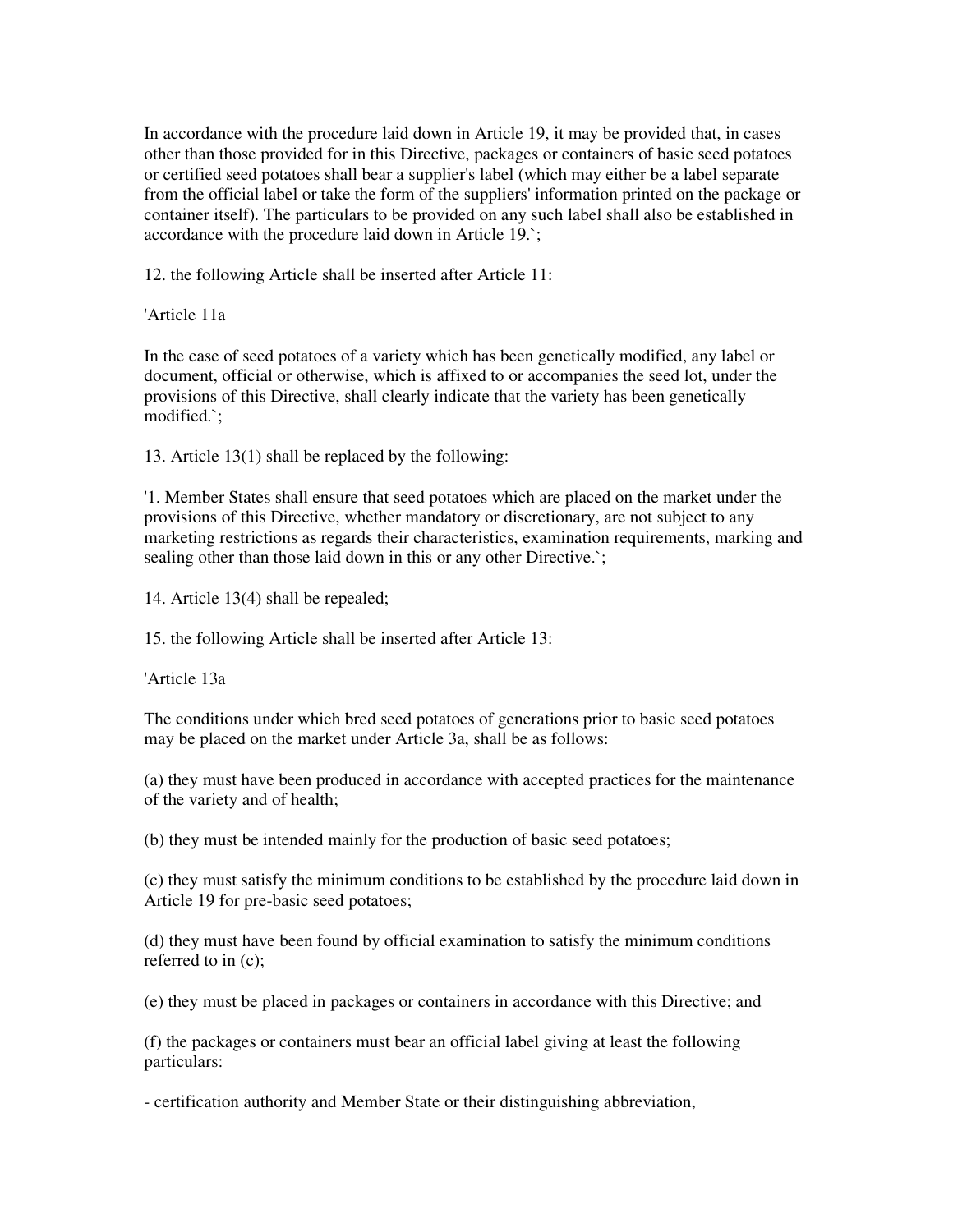In accordance with the procedure laid down in Article 19, it may be provided that, in cases other than those provided for in this Directive, packages or containers of basic seed potatoes or certified seed potatoes shall bear a supplier's label (which may either be a label separate from the official label or take the form of the suppliers' information printed on the package or container itself). The particulars to be provided on any such label shall also be established in accordance with the procedure laid down in Article 19.`;

12. the following Article shall be inserted after Article 11:

'Article 11a

In the case of seed potatoes of a variety which has been genetically modified, any label or document, official or otherwise, which is affixed to or accompanies the seed lot, under the provisions of this Directive, shall clearly indicate that the variety has been genetically modified.`;

13. Article 13(1) shall be replaced by the following:

'1. Member States shall ensure that seed potatoes which are placed on the market under the provisions of this Directive, whether mandatory or discretionary, are not subject to any marketing restrictions as regards their characteristics, examination requirements, marking and sealing other than those laid down in this or any other Directive.`;

14. Article 13(4) shall be repealed;

15. the following Article shall be inserted after Article 13:

'Article 13a

The conditions under which bred seed potatoes of generations prior to basic seed potatoes may be placed on the market under Article 3a, shall be as follows:

(a) they must have been produced in accordance with accepted practices for the maintenance of the variety and of health;

(b) they must be intended mainly for the production of basic seed potatoes;

(c) they must satisfy the minimum conditions to be established by the procedure laid down in Article 19 for pre-basic seed potatoes;

(d) they must have been found by official examination to satisfy the minimum conditions referred to in (c);

(e) they must be placed in packages or containers in accordance with this Directive; and

(f) the packages or containers must bear an official label giving at least the following particulars:

- certification authority and Member State or their distinguishing abbreviation,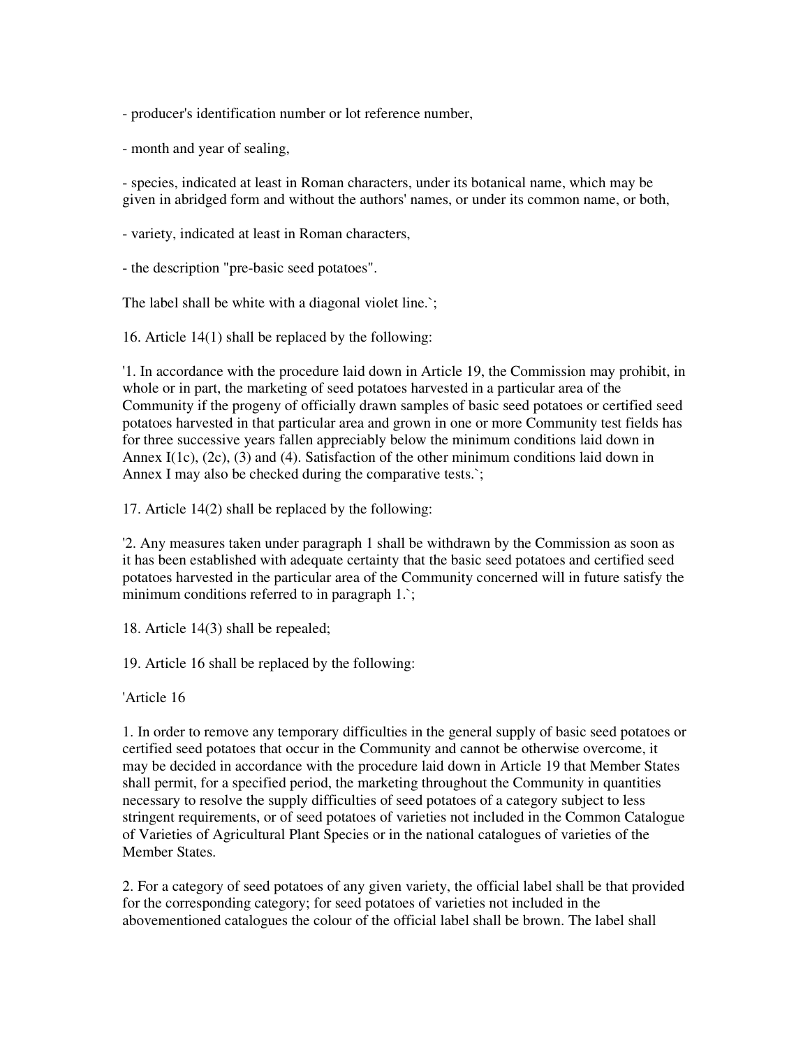- producer's identification number or lot reference number,

- month and year of sealing,

- species, indicated at least in Roman characters, under its botanical name, which may be given in abridged form and without the authors' names, or under its common name, or both,

- variety, indicated at least in Roman characters,

- the description "pre-basic seed potatoes".

The label shall be white with a diagonal violet line.`;

16. Article 14(1) shall be replaced by the following:

'1. In accordance with the procedure laid down in Article 19, the Commission may prohibit, in whole or in part, the marketing of seed potatoes harvested in a particular area of the Community if the progeny of officially drawn samples of basic seed potatoes or certified seed potatoes harvested in that particular area and grown in one or more Community test fields has for three successive years fallen appreciably below the minimum conditions laid down in Annex I(1c), (2c), (3) and (4). Satisfaction of the other minimum conditions laid down in Annex I may also be checked during the comparative tests.`;

17. Article 14(2) shall be replaced by the following:

'2. Any measures taken under paragraph 1 shall be withdrawn by the Commission as soon as it has been established with adequate certainty that the basic seed potatoes and certified seed potatoes harvested in the particular area of the Community concerned will in future satisfy the minimum conditions referred to in paragraph 1.`;

18. Article 14(3) shall be repealed;

19. Article 16 shall be replaced by the following:

'Article 16

1. In order to remove any temporary difficulties in the general supply of basic seed potatoes or certified seed potatoes that occur in the Community and cannot be otherwise overcome, it may be decided in accordance with the procedure laid down in Article 19 that Member States shall permit, for a specified period, the marketing throughout the Community in quantities necessary to resolve the supply difficulties of seed potatoes of a category subject to less stringent requirements, or of seed potatoes of varieties not included in the Common Catalogue of Varieties of Agricultural Plant Species or in the national catalogues of varieties of the Member States.

2. For a category of seed potatoes of any given variety, the official label shall be that provided for the corresponding category; for seed potatoes of varieties not included in the abovementioned catalogues the colour of the official label shall be brown. The label shall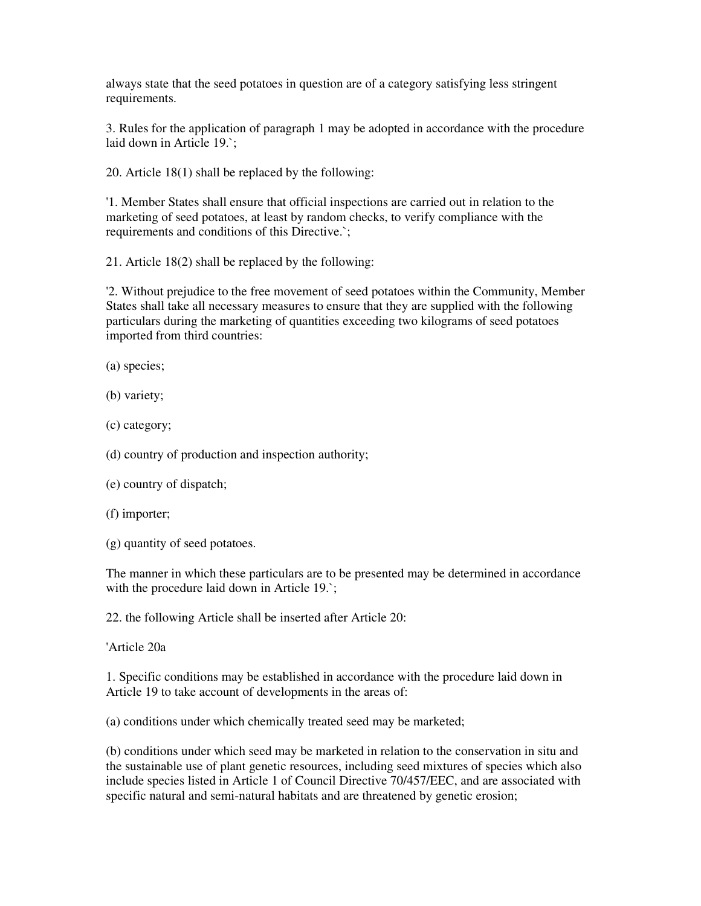always state that the seed potatoes in question are of a category satisfying less stringent requirements.

3. Rules for the application of paragraph 1 may be adopted in accordance with the procedure laid down in Article 19.`;

20. Article 18(1) shall be replaced by the following:

'1. Member States shall ensure that official inspections are carried out in relation to the marketing of seed potatoes, at least by random checks, to verify compliance with the requirements and conditions of this Directive.`;

21. Article 18(2) shall be replaced by the following:

'2. Without prejudice to the free movement of seed potatoes within the Community, Member States shall take all necessary measures to ensure that they are supplied with the following particulars during the marketing of quantities exceeding two kilograms of seed potatoes imported from third countries:

(a) species;

(b) variety;

(c) category;

(d) country of production and inspection authority;

(e) country of dispatch;

(f) importer;

(g) quantity of seed potatoes.

The manner in which these particulars are to be presented may be determined in accordance with the procedure laid down in Article 19.`;

22. the following Article shall be inserted after Article 20:

'Article 20a

1. Specific conditions may be established in accordance with the procedure laid down in Article 19 to take account of developments in the areas of:

(a) conditions under which chemically treated seed may be marketed;

(b) conditions under which seed may be marketed in relation to the conservation in situ and the sustainable use of plant genetic resources, including seed mixtures of species which also include species listed in Article 1 of Council Directive 70/457/EEC, and are associated with specific natural and semi-natural habitats and are threatened by genetic erosion;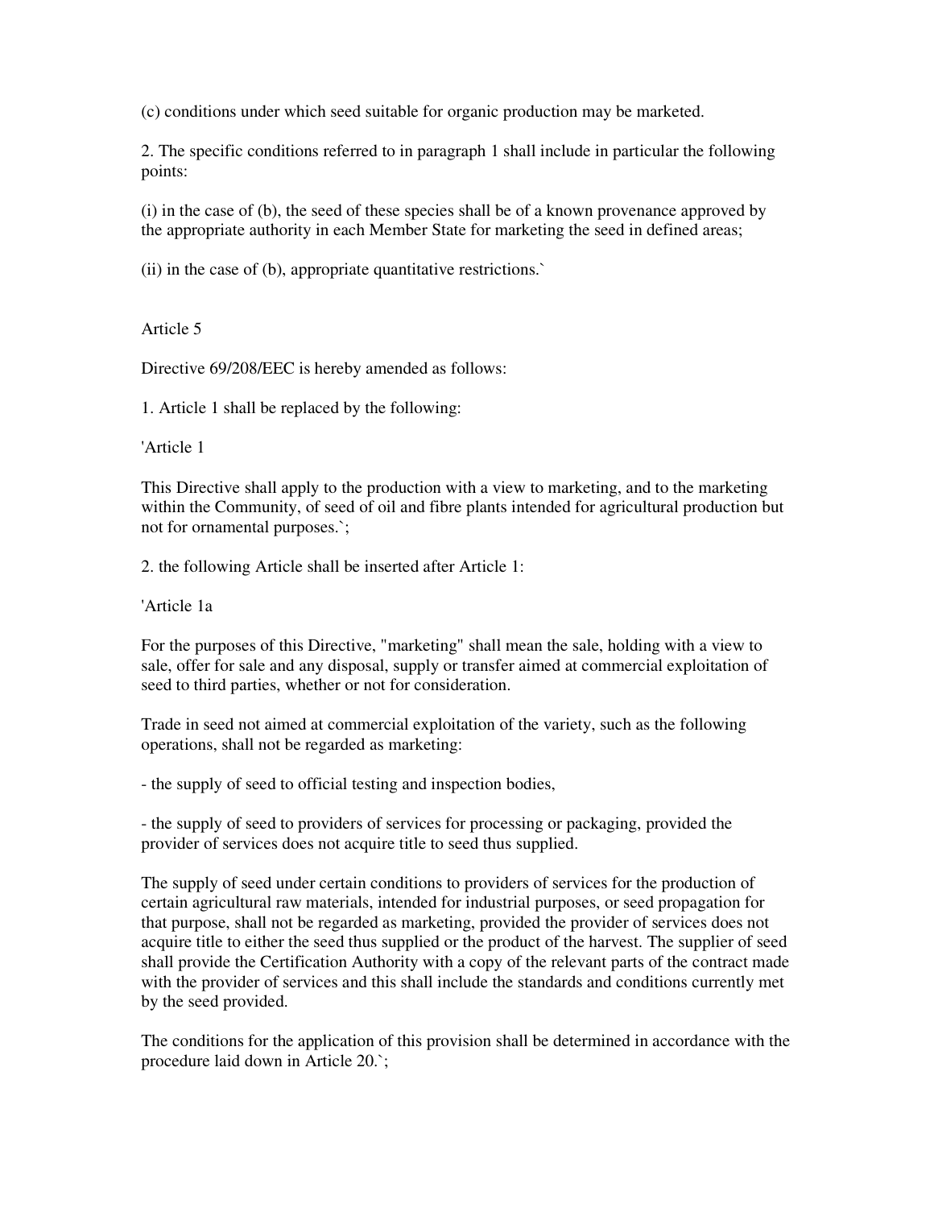(c) conditions under which seed suitable for organic production may be marketed.

2. The specific conditions referred to in paragraph 1 shall include in particular the following points:

(i) in the case of (b), the seed of these species shall be of a known provenance approved by the appropriate authority in each Member State for marketing the seed in defined areas;

(ii) in the case of (b), appropriate quantitative restrictions.`

Article 5

Directive 69/208/EEC is hereby amended as follows:

1. Article 1 shall be replaced by the following:

'Article 1

This Directive shall apply to the production with a view to marketing, and to the marketing within the Community, of seed of oil and fibre plants intended for agricultural production but not for ornamental purposes.`;

2. the following Article shall be inserted after Article 1:

'Article 1a

For the purposes of this Directive, "marketing" shall mean the sale, holding with a view to sale, offer for sale and any disposal, supply or transfer aimed at commercial exploitation of seed to third parties, whether or not for consideration.

Trade in seed not aimed at commercial exploitation of the variety, such as the following operations, shall not be regarded as marketing:

- the supply of seed to official testing and inspection bodies,

- the supply of seed to providers of services for processing or packaging, provided the provider of services does not acquire title to seed thus supplied.

The supply of seed under certain conditions to providers of services for the production of certain agricultural raw materials, intended for industrial purposes, or seed propagation for that purpose, shall not be regarded as marketing, provided the provider of services does not acquire title to either the seed thus supplied or the product of the harvest. The supplier of seed shall provide the Certification Authority with a copy of the relevant parts of the contract made with the provider of services and this shall include the standards and conditions currently met by the seed provided.

The conditions for the application of this provision shall be determined in accordance with the procedure laid down in Article 20.`;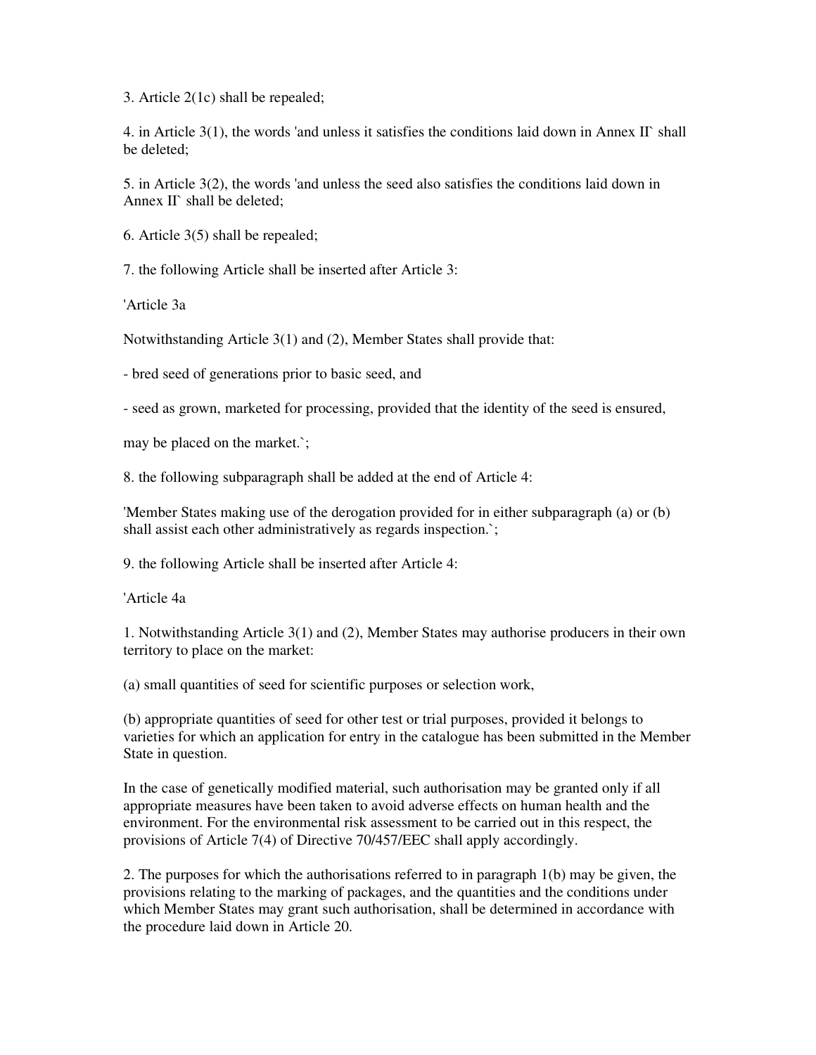3. Article 2(1c) shall be repealed;

4. in Article 3(1), the words 'and unless it satisfies the conditions laid down in Annex II` shall be deleted;

5. in Article 3(2), the words 'and unless the seed also satisfies the conditions laid down in Annex II` shall be deleted;

6. Article 3(5) shall be repealed;

7. the following Article shall be inserted after Article 3:

'Article 3a

Notwithstanding Article 3(1) and (2), Member States shall provide that:

- bred seed of generations prior to basic seed, and

- seed as grown, marketed for processing, provided that the identity of the seed is ensured,

may be placed on the market.`;

8. the following subparagraph shall be added at the end of Article 4:

'Member States making use of the derogation provided for in either subparagraph (a) or (b) shall assist each other administratively as regards inspection.`;

9. the following Article shall be inserted after Article 4:

'Article 4a

1. Notwithstanding Article 3(1) and (2), Member States may authorise producers in their own territory to place on the market:

(a) small quantities of seed for scientific purposes or selection work,

(b) appropriate quantities of seed for other test or trial purposes, provided it belongs to varieties for which an application for entry in the catalogue has been submitted in the Member State in question.

In the case of genetically modified material, such authorisation may be granted only if all appropriate measures have been taken to avoid adverse effects on human health and the environment. For the environmental risk assessment to be carried out in this respect, the provisions of Article 7(4) of Directive 70/457/EEC shall apply accordingly.

2. The purposes for which the authorisations referred to in paragraph 1(b) may be given, the provisions relating to the marking of packages, and the quantities and the conditions under which Member States may grant such authorisation, shall be determined in accordance with the procedure laid down in Article 20.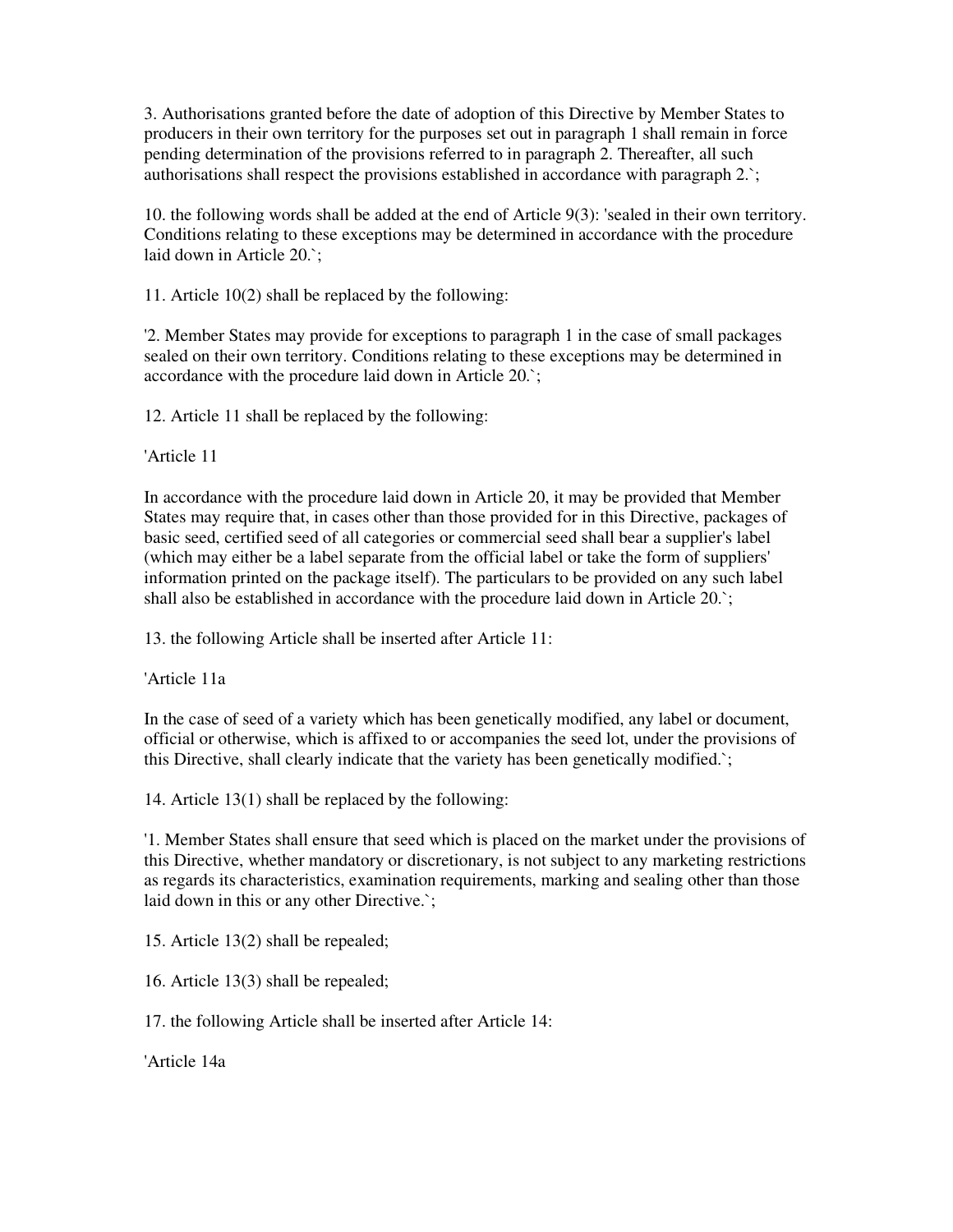3. Authorisations granted before the date of adoption of this Directive by Member States to producers in their own territory for the purposes set out in paragraph 1 shall remain in force pending determination of the provisions referred to in paragraph 2. Thereafter, all such authorisations shall respect the provisions established in accordance with paragraph 2.`;

10. the following words shall be added at the end of Article 9(3): 'sealed in their own territory. Conditions relating to these exceptions may be determined in accordance with the procedure laid down in Article 20.`;

11. Article 10(2) shall be replaced by the following:

'2. Member States may provide for exceptions to paragraph 1 in the case of small packages sealed on their own territory. Conditions relating to these exceptions may be determined in accordance with the procedure laid down in Article 20.`;

12. Article 11 shall be replaced by the following:

'Article 11

In accordance with the procedure laid down in Article 20, it may be provided that Member States may require that, in cases other than those provided for in this Directive, packages of basic seed, certified seed of all categories or commercial seed shall bear a supplier's label (which may either be a label separate from the official label or take the form of suppliers' information printed on the package itself). The particulars to be provided on any such label shall also be established in accordance with the procedure laid down in Article 20.`;

13. the following Article shall be inserted after Article 11:

'Article 11a

In the case of seed of a variety which has been genetically modified, any label or document, official or otherwise, which is affixed to or accompanies the seed lot, under the provisions of this Directive, shall clearly indicate that the variety has been genetically modified.`;

14. Article 13(1) shall be replaced by the following:

'1. Member States shall ensure that seed which is placed on the market under the provisions of this Directive, whether mandatory or discretionary, is not subject to any marketing restrictions as regards its characteristics, examination requirements, marking and sealing other than those laid down in this or any other Directive.`;

15. Article 13(2) shall be repealed;

16. Article 13(3) shall be repealed;

17. the following Article shall be inserted after Article 14:

'Article 14a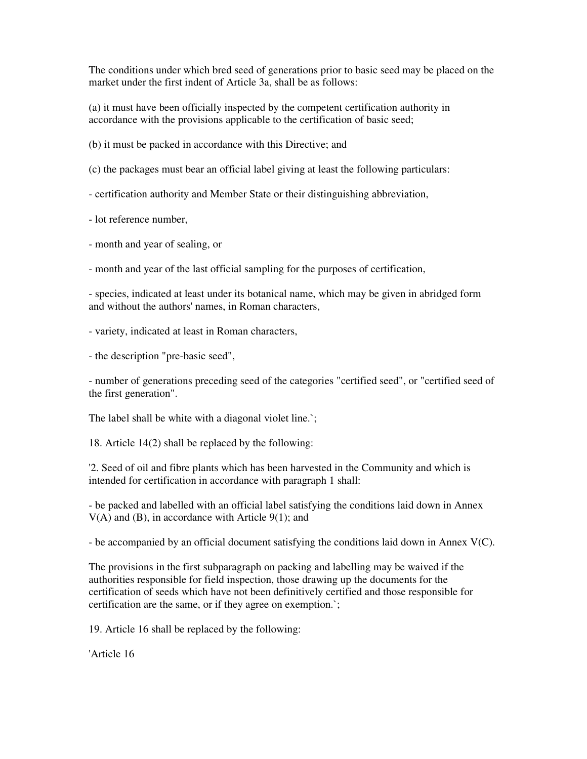The conditions under which bred seed of generations prior to basic seed may be placed on the market under the first indent of Article 3a, shall be as follows:

(a) it must have been officially inspected by the competent certification authority in accordance with the provisions applicable to the certification of basic seed;

(b) it must be packed in accordance with this Directive; and

(c) the packages must bear an official label giving at least the following particulars:

- certification authority and Member State or their distinguishing abbreviation,

- lot reference number,

- month and year of sealing, or

- month and year of the last official sampling for the purposes of certification,

- species, indicated at least under its botanical name, which may be given in abridged form and without the authors' names, in Roman characters,

- variety, indicated at least in Roman characters,

- the description "pre-basic seed",

- number of generations preceding seed of the categories "certified seed", or "certified seed of the first generation".

The label shall be white with a diagonal violet line.`;

18. Article 14(2) shall be replaced by the following:

'2. Seed of oil and fibre plants which has been harvested in the Community and which is intended for certification in accordance with paragraph 1 shall:

- be packed and labelled with an official label satisfying the conditions laid down in Annex V(A) and (B), in accordance with Article 9(1); and

- be accompanied by an official document satisfying the conditions laid down in Annex V(C).

The provisions in the first subparagraph on packing and labelling may be waived if the authorities responsible for field inspection, those drawing up the documents for the certification of seeds which have not been definitively certified and those responsible for certification are the same, or if they agree on exemption.`;

19. Article 16 shall be replaced by the following:

'Article 16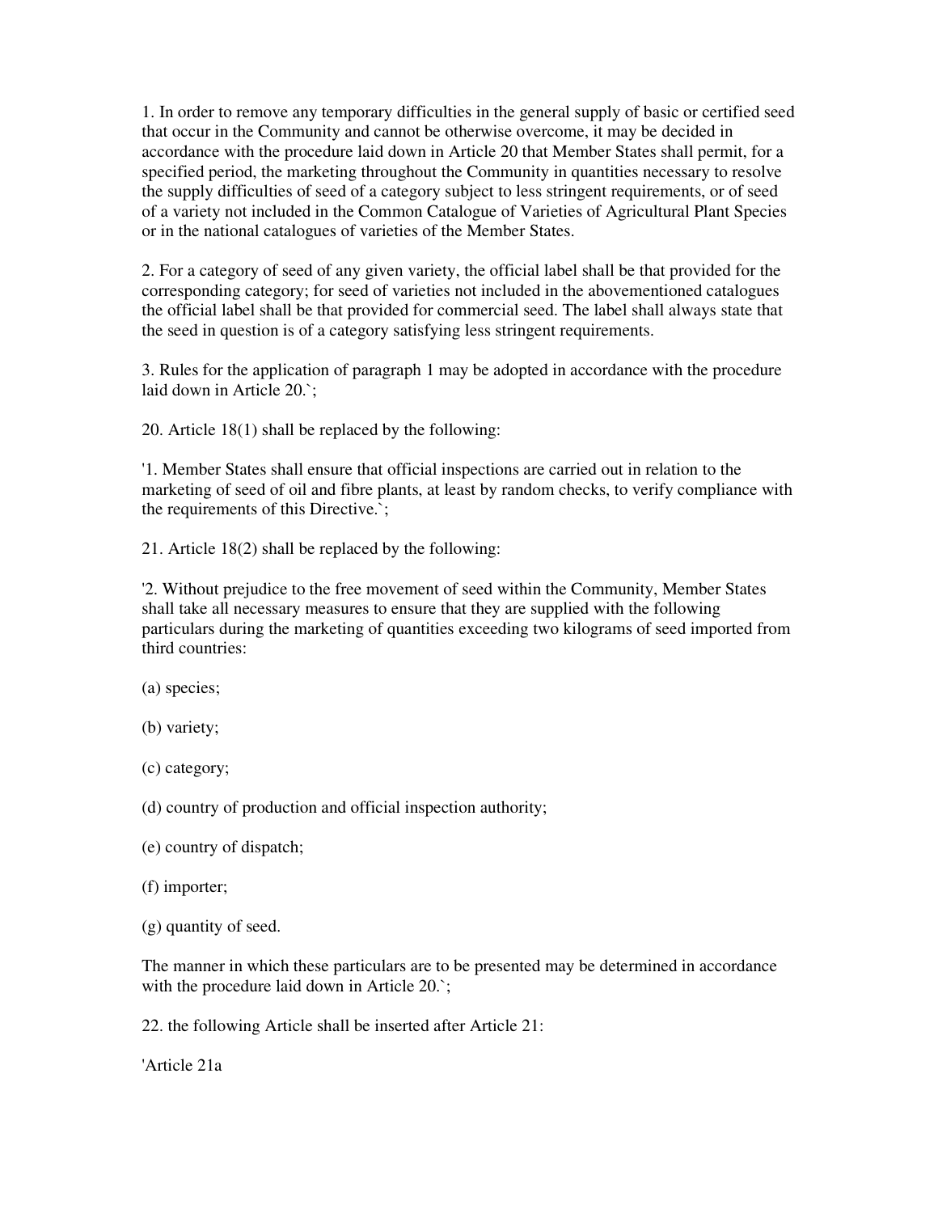1. In order to remove any temporary difficulties in the general supply of basic or certified seed that occur in the Community and cannot be otherwise overcome, it may be decided in accordance with the procedure laid down in Article 20 that Member States shall permit, for a specified period, the marketing throughout the Community in quantities necessary to resolve the supply difficulties of seed of a category subject to less stringent requirements, or of seed of a variety not included in the Common Catalogue of Varieties of Agricultural Plant Species or in the national catalogues of varieties of the Member States.

2. For a category of seed of any given variety, the official label shall be that provided for the corresponding category; for seed of varieties not included in the abovementioned catalogues the official label shall be that provided for commercial seed. The label shall always state that the seed in question is of a category satisfying less stringent requirements.

3. Rules for the application of paragraph 1 may be adopted in accordance with the procedure laid down in Article 20.`;

20. Article 18(1) shall be replaced by the following:

'1. Member States shall ensure that official inspections are carried out in relation to the marketing of seed of oil and fibre plants, at least by random checks, to verify compliance with the requirements of this Directive.`;

21. Article 18(2) shall be replaced by the following:

'2. Without prejudice to the free movement of seed within the Community, Member States shall take all necessary measures to ensure that they are supplied with the following particulars during the marketing of quantities exceeding two kilograms of seed imported from third countries:

(a) species;

(b) variety;

(c) category;

(d) country of production and official inspection authority;

(e) country of dispatch;

(f) importer;

(g) quantity of seed.

The manner in which these particulars are to be presented may be determined in accordance with the procedure laid down in Article 20.`;

22. the following Article shall be inserted after Article 21:

'Article 21a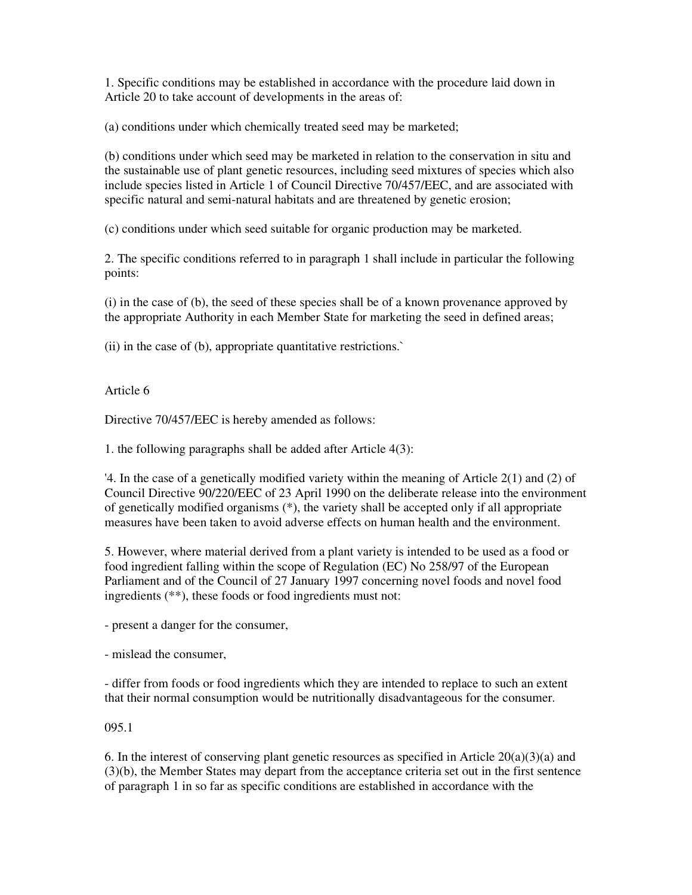1. Specific conditions may be established in accordance with the procedure laid down in Article 20 to take account of developments in the areas of:

(a) conditions under which chemically treated seed may be marketed;

(b) conditions under which seed may be marketed in relation to the conservation in situ and the sustainable use of plant genetic resources, including seed mixtures of species which also include species listed in Article 1 of Council Directive 70/457/EEC, and are associated with specific natural and semi-natural habitats and are threatened by genetic erosion;

(c) conditions under which seed suitable for organic production may be marketed.

2. The specific conditions referred to in paragraph 1 shall include in particular the following points:

(i) in the case of (b), the seed of these species shall be of a known provenance approved by the appropriate Authority in each Member State for marketing the seed in defined areas;

(ii) in the case of (b), appropriate quantitative restrictions.`

Article 6

Directive 70/457/EEC is hereby amended as follows:

1. the following paragraphs shall be added after Article 4(3):

'4. In the case of a genetically modified variety within the meaning of Article 2(1) and (2) of Council Directive 90/220/EEC of 23 April 1990 on the deliberate release into the environment of genetically modified organisms (*), the variety shall be accepted only if all appropriate measures have been taken to avoid adverse effects on human health and the environment.

5. However, where material derived from a plant variety is intended to be used as a food or food ingredient falling within the scope of Regulation (EC) No 258/97 of the European Parliament and of the Council of 27 January 1997 concerning novel foods and novel food ingredients (**), these foods or food ingredients must not:

- present a danger for the consumer,

- mislead the consumer,

- differ from foods or food ingredients which they are intended to replace to such an extent that their normal consumption would be nutritionally disadvantageous for the consumer.

095.1

6. In the interest of conserving plant genetic resources as specified in Article 20(a)(3)(a) and (3)(b), the Member States may depart from the acceptance criteria set out in the first sentence of paragraph 1 in so far as specific conditions are established in accordance with the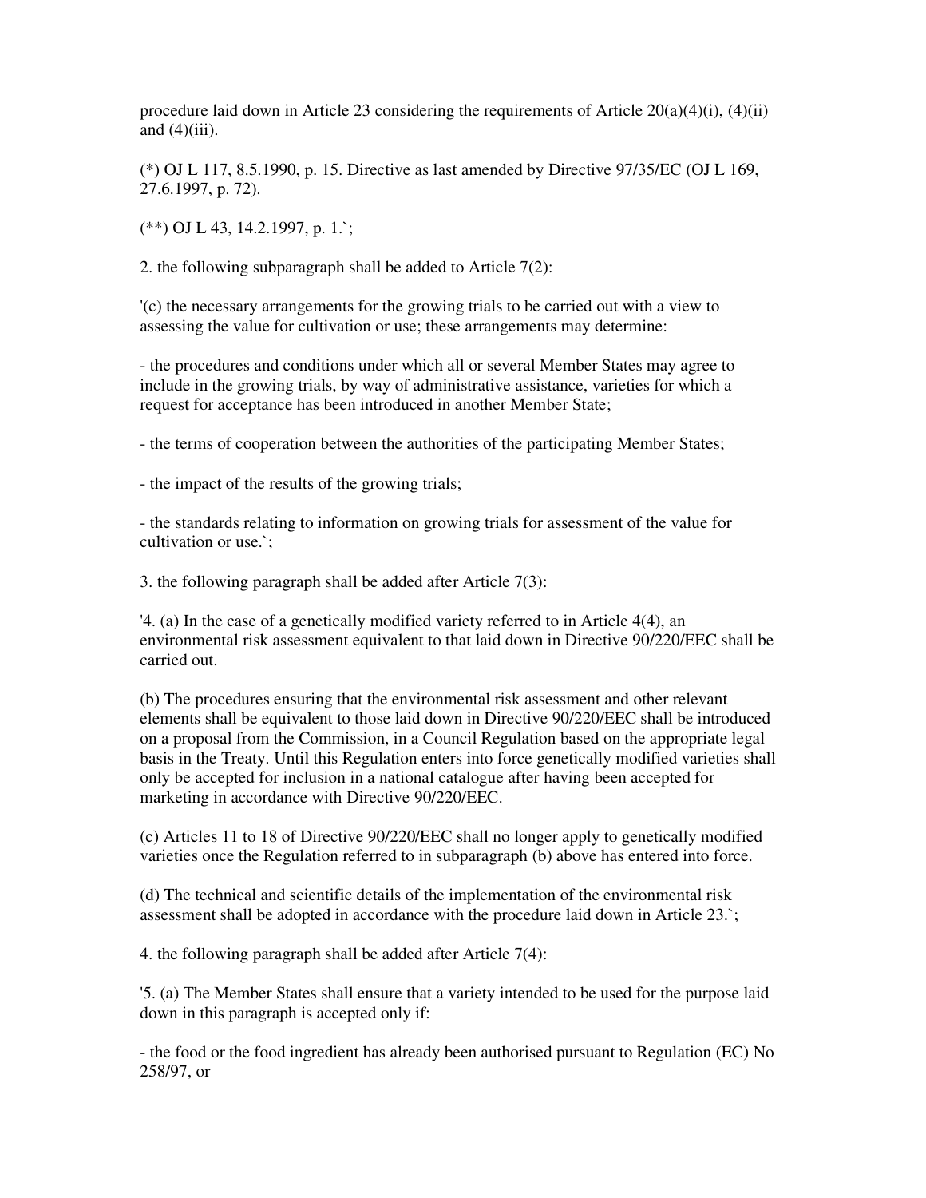procedure laid down in Article 23 considering the requirements of Article 20(a)(4)(i), (4)(ii) and (4)(iii).

(*) OJ L 117, 8.5.1990, p. 15. Directive as last amended by Directive 97/35/EC (OJ L 169, 27.6.1997, p. 72).

(**) OJ L 43, 14.2.1997, p. 1.`;

2. the following subparagraph shall be added to Article 7(2):

'(c) the necessary arrangements for the growing trials to be carried out with a view to assessing the value for cultivation or use; these arrangements may determine:

- the procedures and conditions under which all or several Member States may agree to include in the growing trials, by way of administrative assistance, varieties for which a request for acceptance has been introduced in another Member State;

- the terms of cooperation between the authorities of the participating Member States;

- the impact of the results of the growing trials;

- the standards relating to information on growing trials for assessment of the value for cultivation or use.`;

3. the following paragraph shall be added after Article 7(3):

'4. (a) In the case of a genetically modified variety referred to in Article 4(4), an environmental risk assessment equivalent to that laid down in Directive 90/220/EEC shall be carried out.

(b) The procedures ensuring that the environmental risk assessment and other relevant elements shall be equivalent to those laid down in Directive 90/220/EEC shall be introduced on a proposal from the Commission, in a Council Regulation based on the appropriate legal basis in the Treaty. Until this Regulation enters into force genetically modified varieties shall only be accepted for inclusion in a national catalogue after having been accepted for marketing in accordance with Directive 90/220/EEC.

(c) Articles 11 to 18 of Directive 90/220/EEC shall no longer apply to genetically modified varieties once the Regulation referred to in subparagraph (b) above has entered into force.

(d) The technical and scientific details of the implementation of the environmental risk assessment shall be adopted in accordance with the procedure laid down in Article 23.`;

4. the following paragraph shall be added after Article 7(4):

'5. (a) The Member States shall ensure that a variety intended to be used for the purpose laid down in this paragraph is accepted only if:

- the food or the food ingredient has already been authorised pursuant to Regulation (EC) No 258/97, or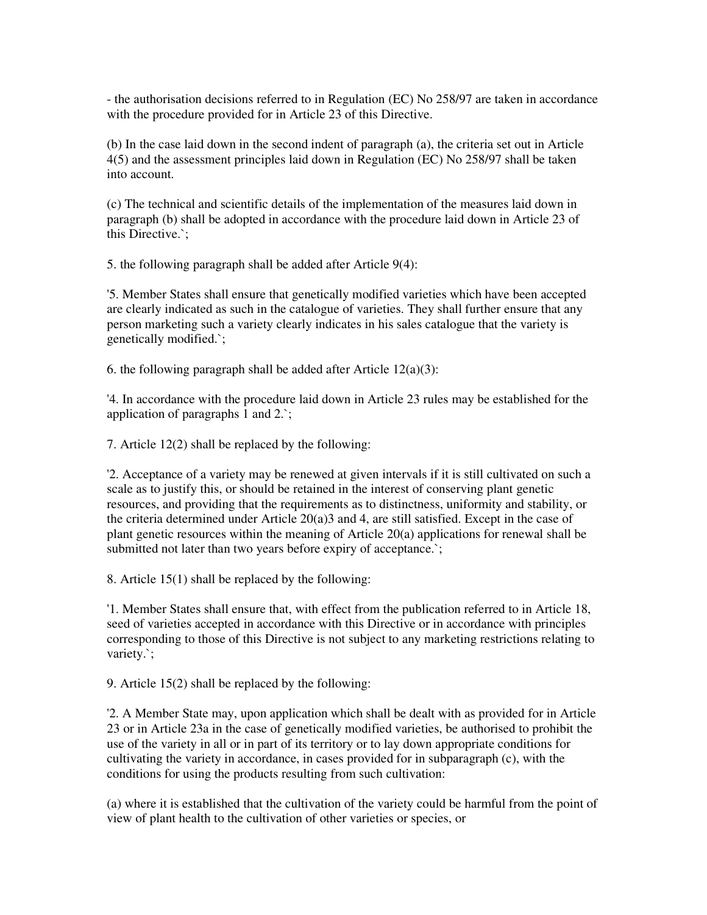- the authorisation decisions referred to in Regulation (EC) No 258/97 are taken in accordance with the procedure provided for in Article 23 of this Directive.

(b) In the case laid down in the second indent of paragraph (a), the criteria set out in Article 4(5) and the assessment principles laid down in Regulation (EC) No 258/97 shall be taken into account.

(c) The technical and scientific details of the implementation of the measures laid down in paragraph (b) shall be adopted in accordance with the procedure laid down in Article 23 of this Directive.`;

5. the following paragraph shall be added after Article 9(4):

'5. Member States shall ensure that genetically modified varieties which have been accepted are clearly indicated as such in the catalogue of varieties. They shall further ensure that any person marketing such a variety clearly indicates in his sales catalogue that the variety is genetically modified.`;

6. the following paragraph shall be added after Article 12(a)(3):

'4. In accordance with the procedure laid down in Article 23 rules may be established for the application of paragraphs 1 and 2.`;

7. Article 12(2) shall be replaced by the following:

'2. Acceptance of a variety may be renewed at given intervals if it is still cultivated on such a scale as to justify this, or should be retained in the interest of conserving plant genetic resources, and providing that the requirements as to distinctness, uniformity and stability, or the criteria determined under Article 20(a)3 and 4, are still satisfied. Except in the case of plant genetic resources within the meaning of Article 20(a) applications for renewal shall be submitted not later than two years before expiry of acceptance.`;

8. Article 15(1) shall be replaced by the following:

'1. Member States shall ensure that, with effect from the publication referred to in Article 18, seed of varieties accepted in accordance with this Directive or in accordance with principles corresponding to those of this Directive is not subject to any marketing restrictions relating to variety.`;

9. Article 15(2) shall be replaced by the following:

'2. A Member State may, upon application which shall be dealt with as provided for in Article 23 or in Article 23a in the case of genetically modified varieties, be authorised to prohibit the use of the variety in all or in part of its territory or to lay down appropriate conditions for cultivating the variety in accordance, in cases provided for in subparagraph (c), with the conditions for using the products resulting from such cultivation:

(a) where it is established that the cultivation of the variety could be harmful from the point of view of plant health to the cultivation of other varieties or species, or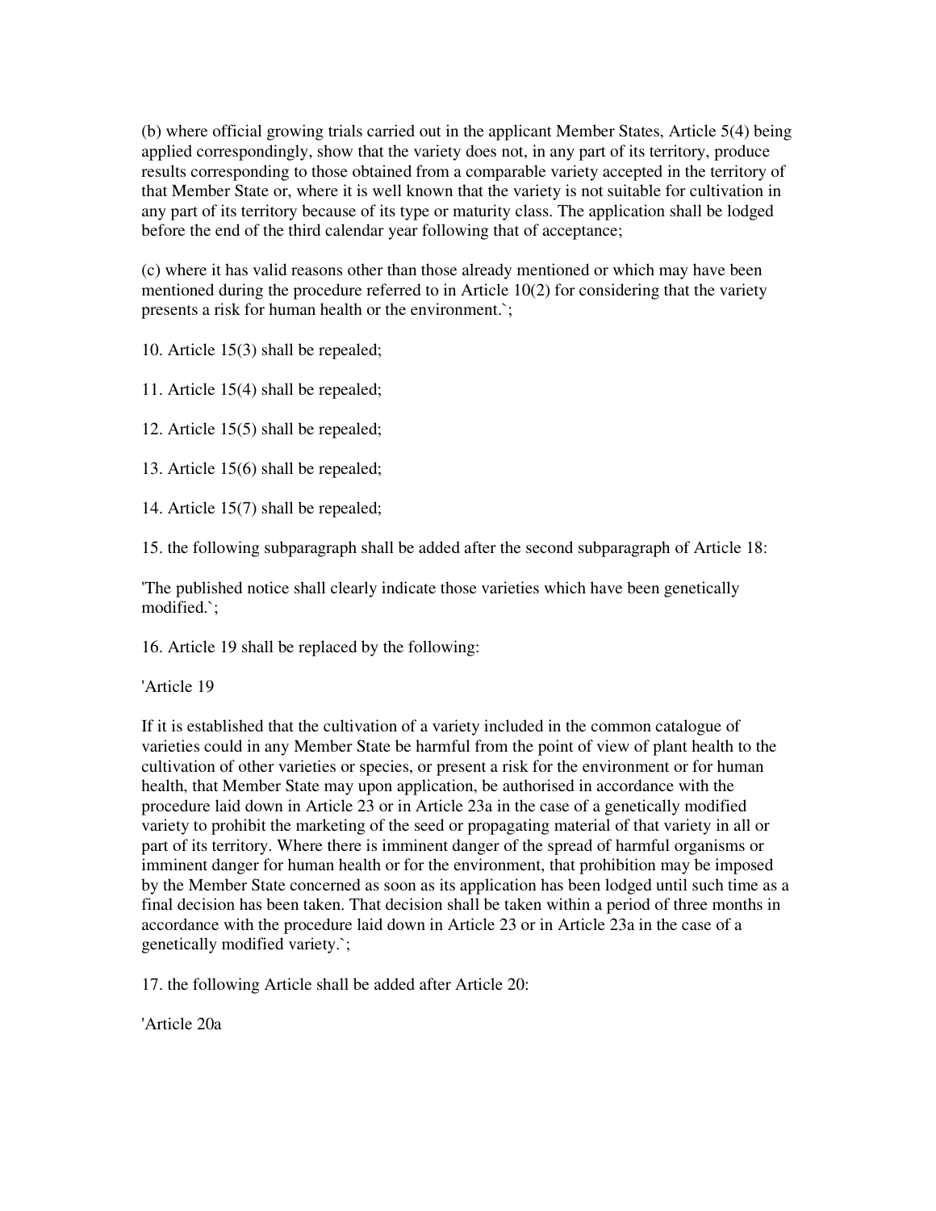(b) where official growing trials carried out in the applicant Member States, Article 5(4) being applied correspondingly, show that the variety does not, in any part of its territory, produce results corresponding to those obtained from a comparable variety accepted in the territory of that Member State or, where it is well known that the variety is not suitable for cultivation in any part of its territory because of its type or maturity class. The application shall be lodged before the end of the third calendar year following that of acceptance;

(c) where it has valid reasons other than those already mentioned or which may have been mentioned during the procedure referred to in Article 10(2) for considering that the variety presents a risk for human health or the environment.`;

10. Article 15(3) shall be repealed;

11. Article 15(4) shall be repealed;

12. Article 15(5) shall be repealed;

13. Article 15(6) shall be repealed;

14. Article 15(7) shall be repealed;

15. the following subparagraph shall be added after the second subparagraph of Article 18:

'The published notice shall clearly indicate those varieties which have been genetically modified.`;

16. Article 19 shall be replaced by the following:

'Article 19

If it is established that the cultivation of a variety included in the common catalogue of varieties could in any Member State be harmful from the point of view of plant health to the cultivation of other varieties or species, or present a risk for the environment or for human health, that Member State may upon application, be authorised in accordance with the procedure laid down in Article 23 or in Article 23a in the case of a genetically modified variety to prohibit the marketing of the seed or propagating material of that variety in all or part of its territory. Where there is imminent danger of the spread of harmful organisms or imminent danger for human health or for the environment, that prohibition may be imposed by the Member State concerned as soon as its application has been lodged until such time as a final decision has been taken. That decision shall be taken within a period of three months in accordance with the procedure laid down in Article 23 or in Article 23a in the case of a genetically modified variety.`;

17. the following Article shall be added after Article 20:

'Article 20a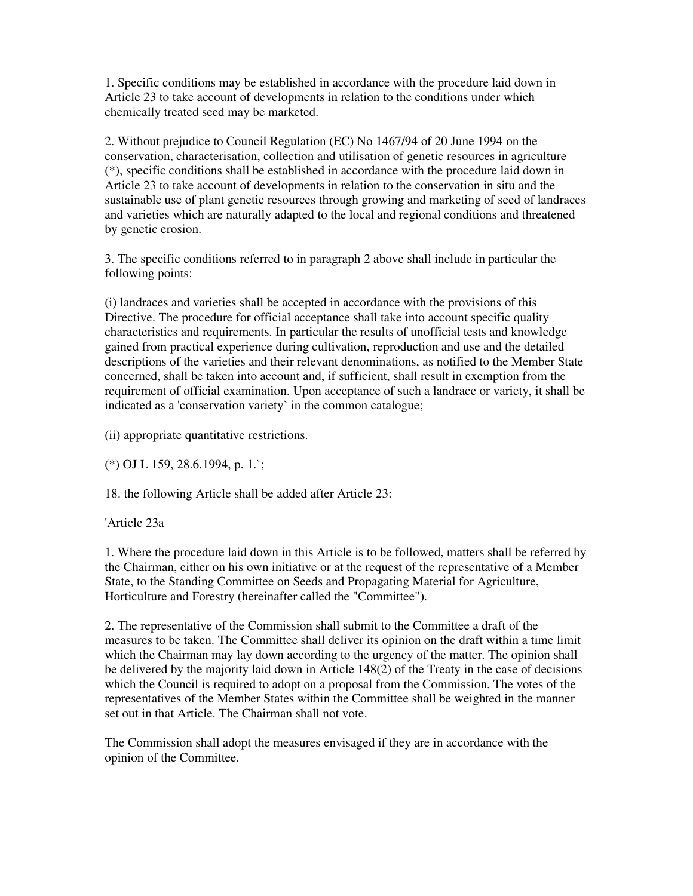1. Specific conditions may be established in accordance with the procedure laid down in Article 23 to take account of developments in relation to the conditions under which chemically treated seed may be marketed.

2. Without prejudice to Council Regulation (EC) No 1467/94 of 20 June 1994 on the conservation, characterisation, collection and utilisation of genetic resources in agriculture (*), specific conditions shall be established in accordance with the procedure laid down in Article 23 to take account of developments in relation to the conservation in situ and the sustainable use of plant genetic resources through growing and marketing of seed of landraces and varieties which are naturally adapted to the local and regional conditions and threatened by genetic erosion.

3. The specific conditions referred to in paragraph 2 above shall include in particular the following points:

(i) landraces and varieties shall be accepted in accordance with the provisions of this Directive. The procedure for official acceptance shall take into account specific quality characteristics and requirements. In particular the results of unofficial tests and knowledge gained from practical experience during cultivation, reproduction and use and the detailed descriptions of the varieties and their relevant denominations, as notified to the Member State concerned, shall be taken into account and, if sufficient, shall result in exemption from the requirement of official examination. Upon acceptance of such a landrace or variety, it shall be indicated as a 'conservation variety` in the common catalogue;

(ii) appropriate quantitative restrictions.

(*) OJ L 159, 28.6.1994, p. 1.`;

18. the following Article shall be added after Article 23:

'Article 23a

1. Where the procedure laid down in this Article is to be followed, matters shall be referred by the Chairman, either on his own initiative or at the request of the representative of a Member State, to the Standing Committee on Seeds and Propagating Material for Agriculture, Horticulture and Forestry (hereinafter called the "Committee").

2. The representative of the Commission shall submit to the Committee a draft of the measures to be taken. The Committee shall deliver its opinion on the draft within a time limit which the Chairman may lay down according to the urgency of the matter. The opinion shall be delivered by the majority laid down in Article 148(2) of the Treaty in the case of decisions which the Council is required to adopt on a proposal from the Commission. The votes of the representatives of the Member States within the Committee shall be weighted in the manner set out in that Article. The Chairman shall not vote.

The Commission shall adopt the measures envisaged if they are in accordance with the opinion of the Committee.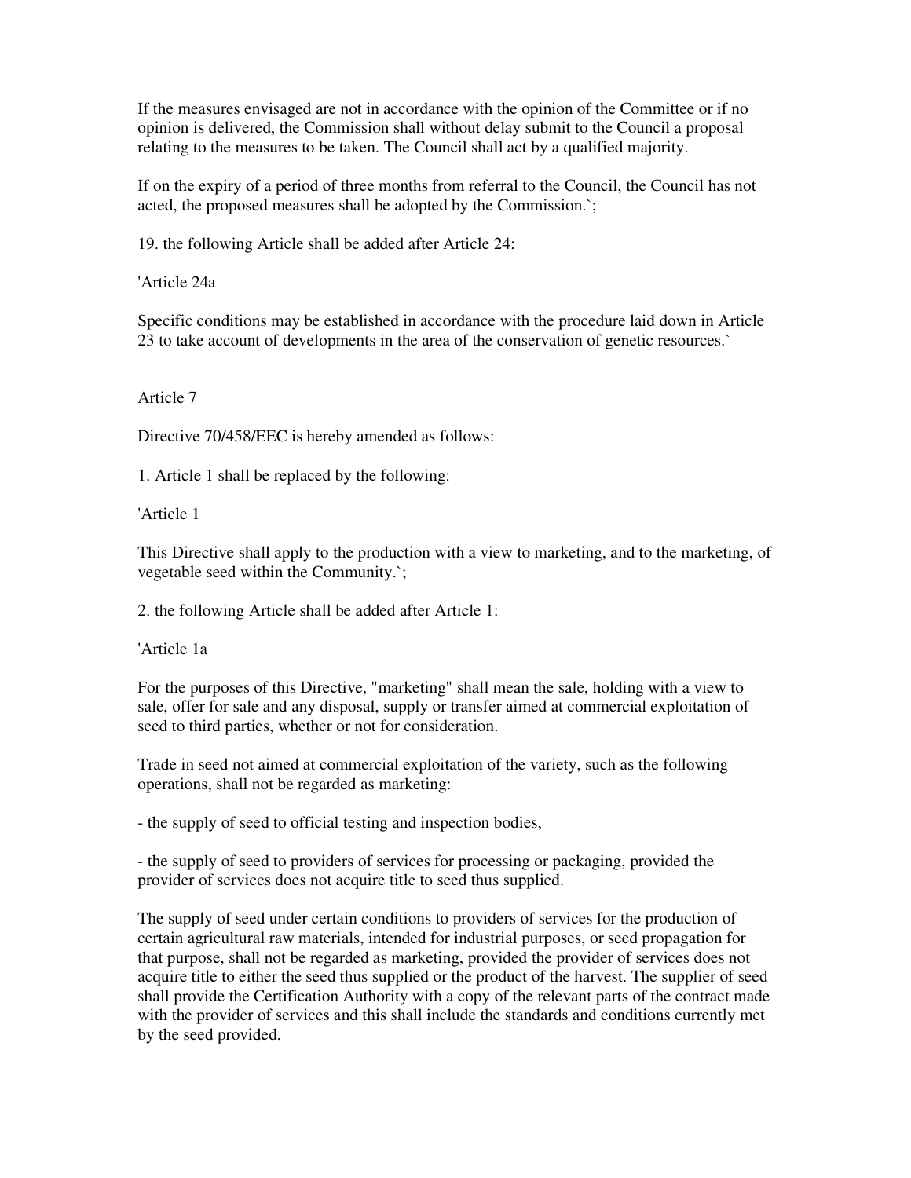If the measures envisaged are not in accordance with the opinion of the Committee or if no opinion is delivered, the Commission shall without delay submit to the Council a proposal relating to the measures to be taken. The Council shall act by a qualified majority.

If on the expiry of a period of three months from referral to the Council, the Council has not acted, the proposed measures shall be adopted by the Commission.`;

19. the following Article shall be added after Article 24:

'Article 24a

Specific conditions may be established in accordance with the procedure laid down in Article 23 to take account of developments in the area of the conservation of genetic resources.`

Article 7

Directive 70/458/EEC is hereby amended as follows:

1. Article 1 shall be replaced by the following:

'Article 1

This Directive shall apply to the production with a view to marketing, and to the marketing, of vegetable seed within the Community.`;

2. the following Article shall be added after Article 1:

'Article 1a

For the purposes of this Directive, "marketing" shall mean the sale, holding with a view to sale, offer for sale and any disposal, supply or transfer aimed at commercial exploitation of seed to third parties, whether or not for consideration.

Trade in seed not aimed at commercial exploitation of the variety, such as the following operations, shall not be regarded as marketing:

- the supply of seed to official testing and inspection bodies,

- the supply of seed to providers of services for processing or packaging, provided the provider of services does not acquire title to seed thus supplied.

The supply of seed under certain conditions to providers of services for the production of certain agricultural raw materials, intended for industrial purposes, or seed propagation for that purpose, shall not be regarded as marketing, provided the provider of services does not acquire title to either the seed thus supplied or the product of the harvest. The supplier of seed shall provide the Certification Authority with a copy of the relevant parts of the contract made with the provider of services and this shall include the standards and conditions currently met by the seed provided.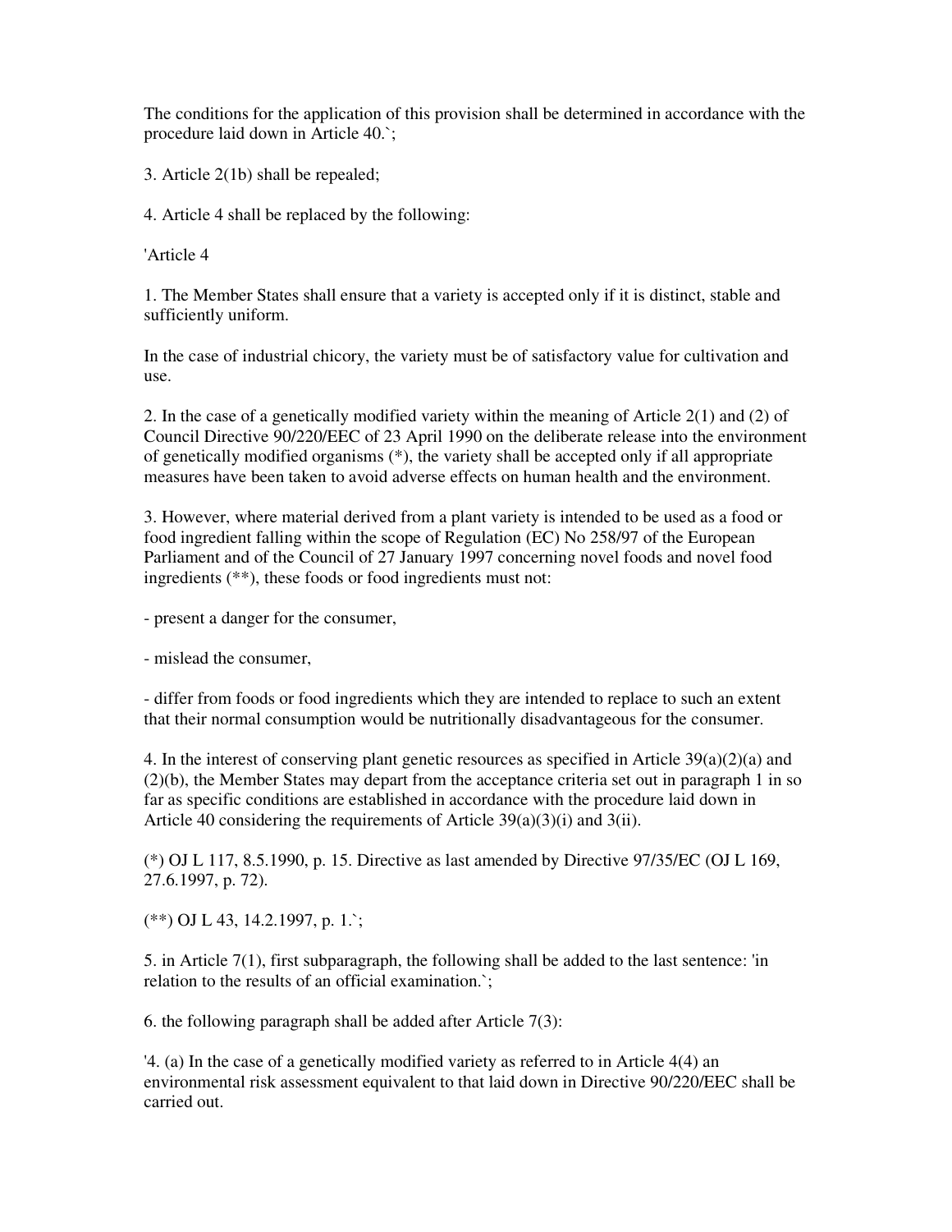The conditions for the application of this provision shall be determined in accordance with the procedure laid down in Article 40.`;

3. Article 2(1b) shall be repealed;

4. Article 4 shall be replaced by the following:

'Article 4

1. The Member States shall ensure that a variety is accepted only if it is distinct, stable and sufficiently uniform.

In the case of industrial chicory, the variety must be of satisfactory value for cultivation and use.

2. In the case of a genetically modified variety within the meaning of Article 2(1) and (2) of Council Directive 90/220/EEC of 23 April 1990 on the deliberate release into the environment of genetically modified organisms (*), the variety shall be accepted only if all appropriate measures have been taken to avoid adverse effects on human health and the environment.

3. However, where material derived from a plant variety is intended to be used as a food or food ingredient falling within the scope of Regulation (EC) No 258/97 of the European Parliament and of the Council of 27 January 1997 concerning novel foods and novel food ingredients (**), these foods or food ingredients must not:

- present a danger for the consumer,

- mislead the consumer,

- differ from foods or food ingredients which they are intended to replace to such an extent that their normal consumption would be nutritionally disadvantageous for the consumer.

4. In the interest of conserving plant genetic resources as specified in Article 39(a)(2)(a) and (2)(b), the Member States may depart from the acceptance criteria set out in paragraph 1 in so far as specific conditions are established in accordance with the procedure laid down in Article 40 considering the requirements of Article 39(a)(3)(i) and 3(ii).

(*) OJ L 117, 8.5.1990, p. 15. Directive as last amended by Directive 97/35/EC (OJ L 169, 27.6.1997, p. 72).

(**) OJ L 43, 14.2.1997, p. 1.`;

5. in Article 7(1), first subparagraph, the following shall be added to the last sentence: 'in relation to the results of an official examination.`;

6. the following paragraph shall be added after Article 7(3):

'4. (a) In the case of a genetically modified variety as referred to in Article 4(4) an environmental risk assessment equivalent to that laid down in Directive 90/220/EEC shall be carried out.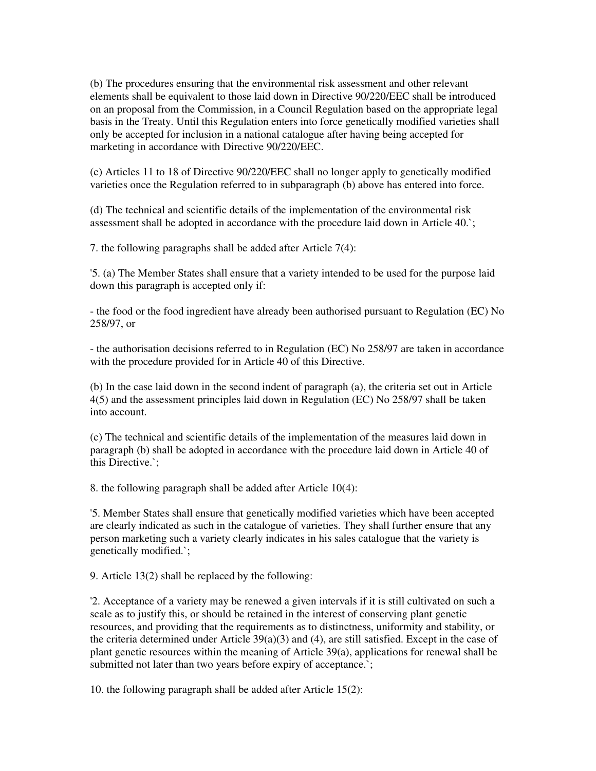(b) The procedures ensuring that the environmental risk assessment and other relevant elements shall be equivalent to those laid down in Directive 90/220/EEC shall be introduced on an proposal from the Commission, in a Council Regulation based on the appropriate legal basis in the Treaty. Until this Regulation enters into force genetically modified varieties shall only be accepted for inclusion in a national catalogue after having being accepted for marketing in accordance with Directive 90/220/EEC.

(c) Articles 11 to 18 of Directive 90/220/EEC shall no longer apply to genetically modified varieties once the Regulation referred to in subparagraph (b) above has entered into force.

(d) The technical and scientific details of the implementation of the environmental risk assessment shall be adopted in accordance with the procedure laid down in Article 40.`;

7. the following paragraphs shall be added after Article 7(4):

'5. (a) The Member States shall ensure that a variety intended to be used for the purpose laid down this paragraph is accepted only if:

- the food or the food ingredient have already been authorised pursuant to Regulation (EC) No 258/97, or

- the authorisation decisions referred to in Regulation (EC) No 258/97 are taken in accordance with the procedure provided for in Article 40 of this Directive.

(b) In the case laid down in the second indent of paragraph (a), the criteria set out in Article 4(5) and the assessment principles laid down in Regulation (EC) No 258/97 shall be taken into account.

(c) The technical and scientific details of the implementation of the measures laid down in paragraph (b) shall be adopted in accordance with the procedure laid down in Article 40 of this Directive.`;

8. the following paragraph shall be added after Article 10(4):

'5. Member States shall ensure that genetically modified varieties which have been accepted are clearly indicated as such in the catalogue of varieties. They shall further ensure that any person marketing such a variety clearly indicates in his sales catalogue that the variety is genetically modified.`;

9. Article 13(2) shall be replaced by the following:

'2. Acceptance of a variety may be renewed a given intervals if it is still cultivated on such a scale as to justify this, or should be retained in the interest of conserving plant genetic resources, and providing that the requirements as to distinctness, uniformity and stability, or the criteria determined under Article 39(a)(3) and (4), are still satisfied. Except in the case of plant genetic resources within the meaning of Article 39(a), applications for renewal shall be submitted not later than two years before expiry of acceptance.`;

10. the following paragraph shall be added after Article 15(2):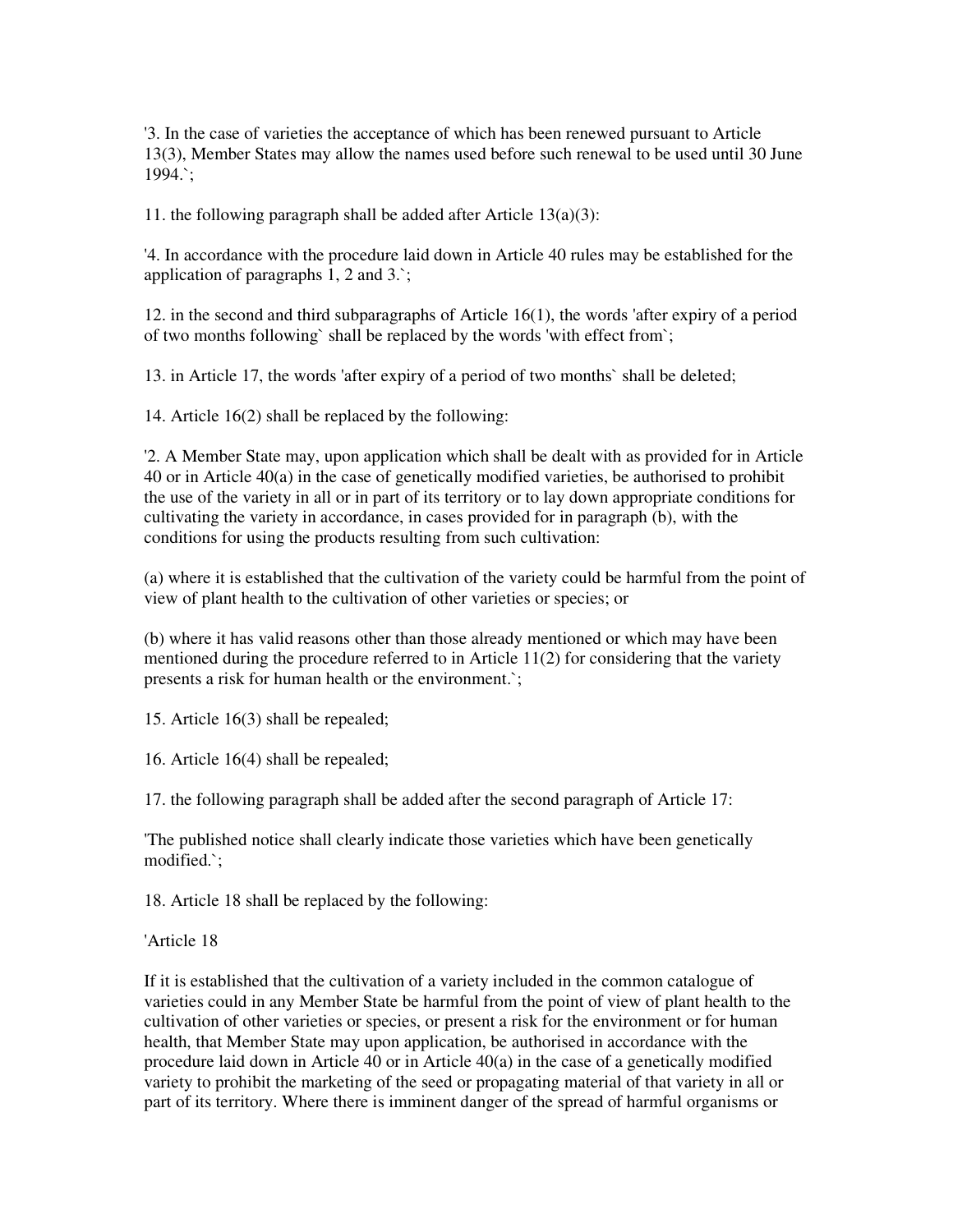'3. In the case of varieties the acceptance of which has been renewed pursuant to Article 13(3), Member States may allow the names used before such renewal to be used until 30 June 1994.`;

11. the following paragraph shall be added after Article 13(a)(3):

'4. In accordance with the procedure laid down in Article 40 rules may be established for the application of paragraphs 1, 2 and 3.`;

12. in the second and third subparagraphs of Article 16(1), the words 'after expiry of a period of two months following` shall be replaced by the words 'with effect from`;

13. in Article 17, the words 'after expiry of a period of two months` shall be deleted;

14. Article 16(2) shall be replaced by the following:

'2. A Member State may, upon application which shall be dealt with as provided for in Article 40 or in Article 40(a) in the case of genetically modified varieties, be authorised to prohibit the use of the variety in all or in part of its territory or to lay down appropriate conditions for cultivating the variety in accordance, in cases provided for in paragraph (b), with the conditions for using the products resulting from such cultivation:

(a) where it is established that the cultivation of the variety could be harmful from the point of view of plant health to the cultivation of other varieties or species; or

(b) where it has valid reasons other than those already mentioned or which may have been mentioned during the procedure referred to in Article 11(2) for considering that the variety presents a risk for human health or the environment.`;

15. Article 16(3) shall be repealed;

16. Article 16(4) shall be repealed;

17. the following paragraph shall be added after the second paragraph of Article 17:

'The published notice shall clearly indicate those varieties which have been genetically modified.`;

18. Article 18 shall be replaced by the following:

'Article 18

If it is established that the cultivation of a variety included in the common catalogue of varieties could in any Member State be harmful from the point of view of plant health to the cultivation of other varieties or species, or present a risk for the environment or for human health, that Member State may upon application, be authorised in accordance with the procedure laid down in Article 40 or in Article 40(a) in the case of a genetically modified variety to prohibit the marketing of the seed or propagating material of that variety in all or part of its territory. Where there is imminent danger of the spread of harmful organisms or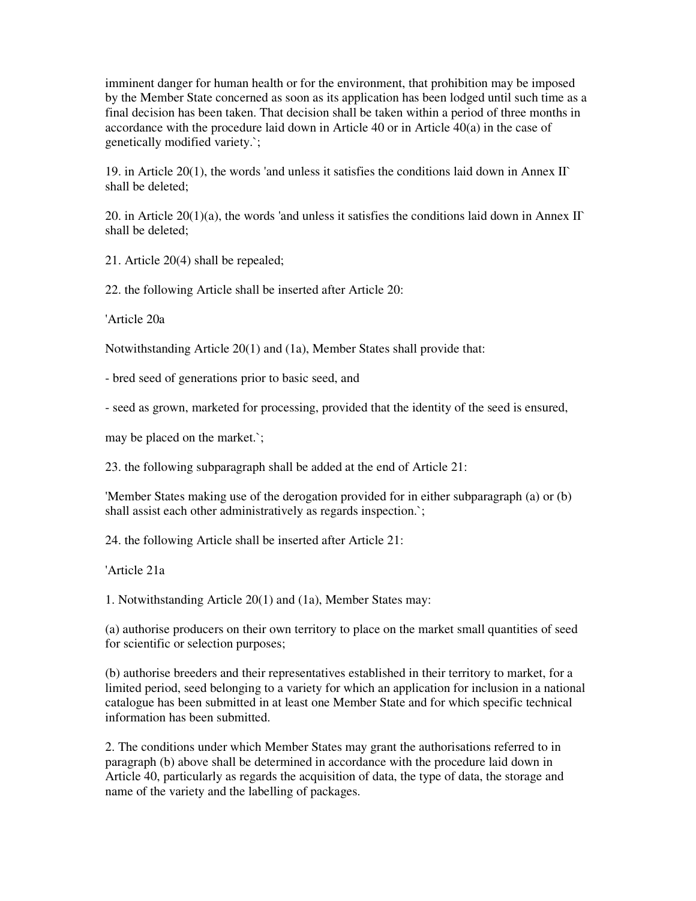imminent danger for human health or for the environment, that prohibition may be imposed by the Member State concerned as soon as its application has been lodged until such time as a final decision has been taken. That decision shall be taken within a period of three months in accordance with the procedure laid down in Article 40 or in Article 40(a) in the case of genetically modified variety.`;

19. in Article 20(1), the words 'and unless it satisfies the conditions laid down in Annex II` shall be deleted;

20. in Article 20(1)(a), the words 'and unless it satisfies the conditions laid down in Annex II` shall be deleted;

21. Article 20(4) shall be repealed;

22. the following Article shall be inserted after Article 20:

'Article 20a

Notwithstanding Article 20(1) and (1a), Member States shall provide that:

- bred seed of generations prior to basic seed, and

- seed as grown, marketed for processing, provided that the identity of the seed is ensured,

may be placed on the market.`;

23. the following subparagraph shall be added at the end of Article 21:

'Member States making use of the derogation provided for in either subparagraph (a) or (b) shall assist each other administratively as regards inspection.`;

24. the following Article shall be inserted after Article 21:

'Article 21a

1. Notwithstanding Article 20(1) and (1a), Member States may:

(a) authorise producers on their own territory to place on the market small quantities of seed for scientific or selection purposes;

(b) authorise breeders and their representatives established in their territory to market, for a limited period, seed belonging to a variety for which an application for inclusion in a national catalogue has been submitted in at least one Member State and for which specific technical information has been submitted.

2. The conditions under which Member States may grant the authorisations referred to in paragraph (b) above shall be determined in accordance with the procedure laid down in Article 40, particularly as regards the acquisition of data, the type of data, the storage and name of the variety and the labelling of packages.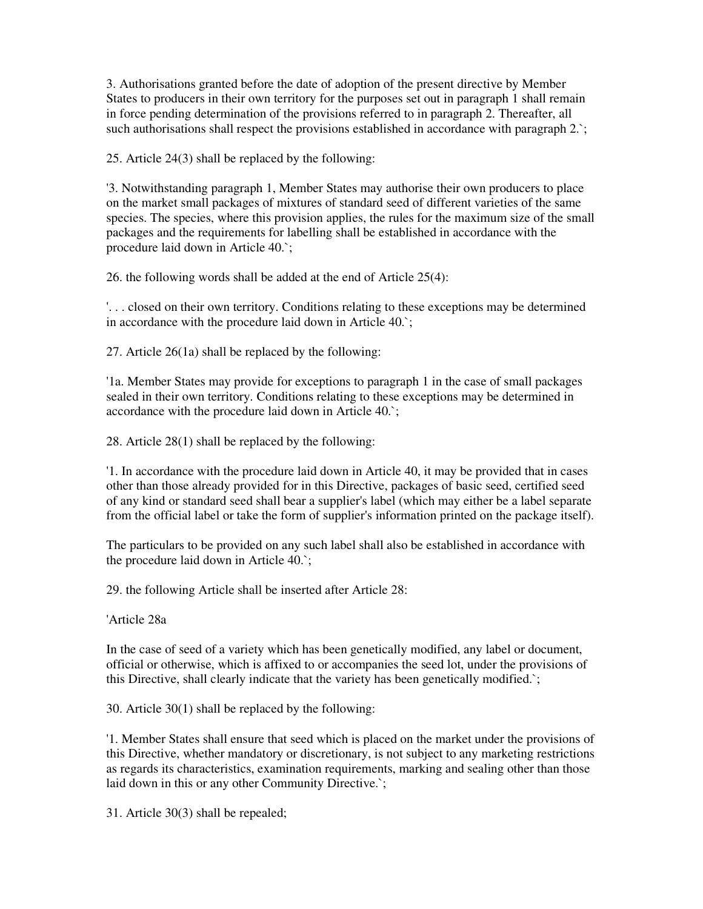3. Authorisations granted before the date of adoption of the present directive by Member States to producers in their own territory for the purposes set out in paragraph 1 shall remain in force pending determination of the provisions referred to in paragraph 2. Thereafter, all such authorisations shall respect the provisions established in accordance with paragraph 2.`;

25. Article 24(3) shall be replaced by the following:

'3. Notwithstanding paragraph 1, Member States may authorise their own producers to place on the market small packages of mixtures of standard seed of different varieties of the same species. The species, where this provision applies, the rules for the maximum size of the small packages and the requirements for labelling shall be established in accordance with the procedure laid down in Article 40.`;

26. the following words shall be added at the end of Article 25(4):

'. . . closed on their own territory. Conditions relating to these exceptions may be determined in accordance with the procedure laid down in Article 40.`;

27. Article 26(1a) shall be replaced by the following:

'1a. Member States may provide for exceptions to paragraph 1 in the case of small packages sealed in their own territory. Conditions relating to these exceptions may be determined in accordance with the procedure laid down in Article 40.`;

28. Article 28(1) shall be replaced by the following:

'1. In accordance with the procedure laid down in Article 40, it may be provided that in cases other than those already provided for in this Directive, packages of basic seed, certified seed of any kind or standard seed shall bear a supplier's label (which may either be a label separate from the official label or take the form of supplier's information printed on the package itself).

The particulars to be provided on any such label shall also be established in accordance with the procedure laid down in Article 40.`;

29. the following Article shall be inserted after Article 28:

'Article 28a

In the case of seed of a variety which has been genetically modified, any label or document, official or otherwise, which is affixed to or accompanies the seed lot, under the provisions of this Directive, shall clearly indicate that the variety has been genetically modified.`;

30. Article 30(1) shall be replaced by the following:

'1. Member States shall ensure that seed which is placed on the market under the provisions of this Directive, whether mandatory or discretionary, is not subject to any marketing restrictions as regards its characteristics, examination requirements, marking and sealing other than those laid down in this or any other Community Directive.`;

31. Article 30(3) shall be repealed;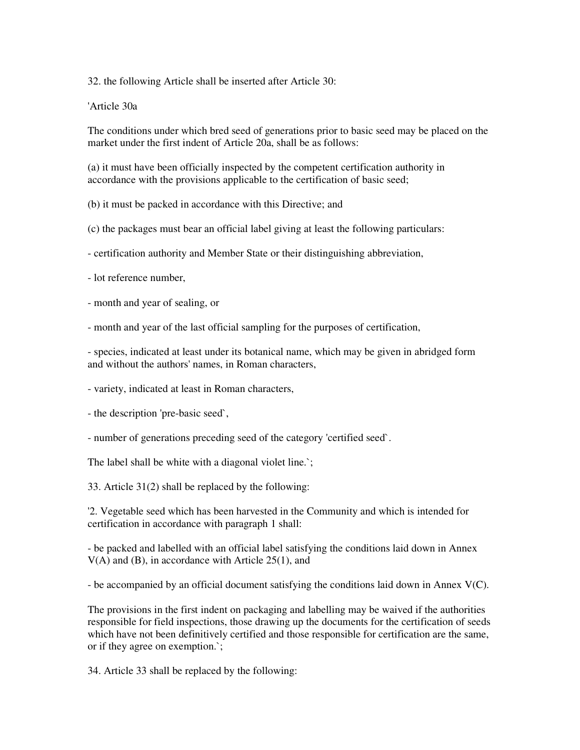32. the following Article shall be inserted after Article 30:

'Article 30a

The conditions under which bred seed of generations prior to basic seed may be placed on the market under the first indent of Article 20a, shall be as follows:

(a) it must have been officially inspected by the competent certification authority in accordance with the provisions applicable to the certification of basic seed;

(b) it must be packed in accordance with this Directive; and

(c) the packages must bear an official label giving at least the following particulars:

- certification authority and Member State or their distinguishing abbreviation,

- lot reference number,

- month and year of sealing, or

- month and year of the last official sampling for the purposes of certification,

- species, indicated at least under its botanical name, which may be given in abridged form and without the authors' names, in Roman characters,

- variety, indicated at least in Roman characters,

- the description 'pre-basic seed`,

- number of generations preceding seed of the category 'certified seed`.

The label shall be white with a diagonal violet line.`;

33. Article 31(2) shall be replaced by the following:

'2. Vegetable seed which has been harvested in the Community and which is intended for certification in accordance with paragraph 1 shall:

- be packed and labelled with an official label satisfying the conditions laid down in Annex V(A) and (B), in accordance with Article 25(1), and

- be accompanied by an official document satisfying the conditions laid down in Annex V(C).

The provisions in the first indent on packaging and labelling may be waived if the authorities responsible for field inspections, those drawing up the documents for the certification of seeds which have not been definitively certified and those responsible for certification are the same, or if they agree on exemption.`;

34. Article 33 shall be replaced by the following: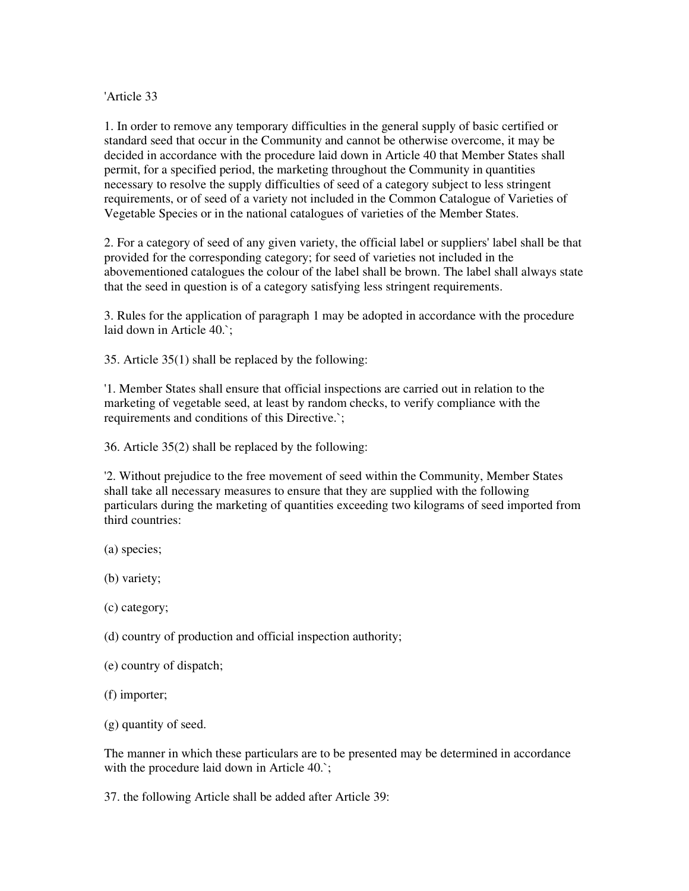'Article 33

1. In order to remove any temporary difficulties in the general supply of basic certified or standard seed that occur in the Community and cannot be otherwise overcome, it may be decided in accordance with the procedure laid down in Article 40 that Member States shall permit, for a specified period, the marketing throughout the Community in quantities necessary to resolve the supply difficulties of seed of a category subject to less stringent requirements, or of seed of a variety not included in the Common Catalogue of Varieties of Vegetable Species or in the national catalogues of varieties of the Member States.

2. For a category of seed of any given variety, the official label or suppliers' label shall be that provided for the corresponding category; for seed of varieties not included in the abovementioned catalogues the colour of the label shall be brown. The label shall always state that the seed in question is of a category satisfying less stringent requirements.

3. Rules for the application of paragraph 1 may be adopted in accordance with the procedure laid down in Article 40.`;

35. Article 35(1) shall be replaced by the following:

'1. Member States shall ensure that official inspections are carried out in relation to the marketing of vegetable seed, at least by random checks, to verify compliance with the requirements and conditions of this Directive.`;

36. Article 35(2) shall be replaced by the following:

'2. Without prejudice to the free movement of seed within the Community, Member States shall take all necessary measures to ensure that they are supplied with the following particulars during the marketing of quantities exceeding two kilograms of seed imported from third countries:

(a) species;

(b) variety;

(c) category;

(d) country of production and official inspection authority;

(e) country of dispatch;

(f) importer;

(g) quantity of seed.

The manner in which these particulars are to be presented may be determined in accordance with the procedure laid down in Article 40.`;

37. the following Article shall be added after Article 39: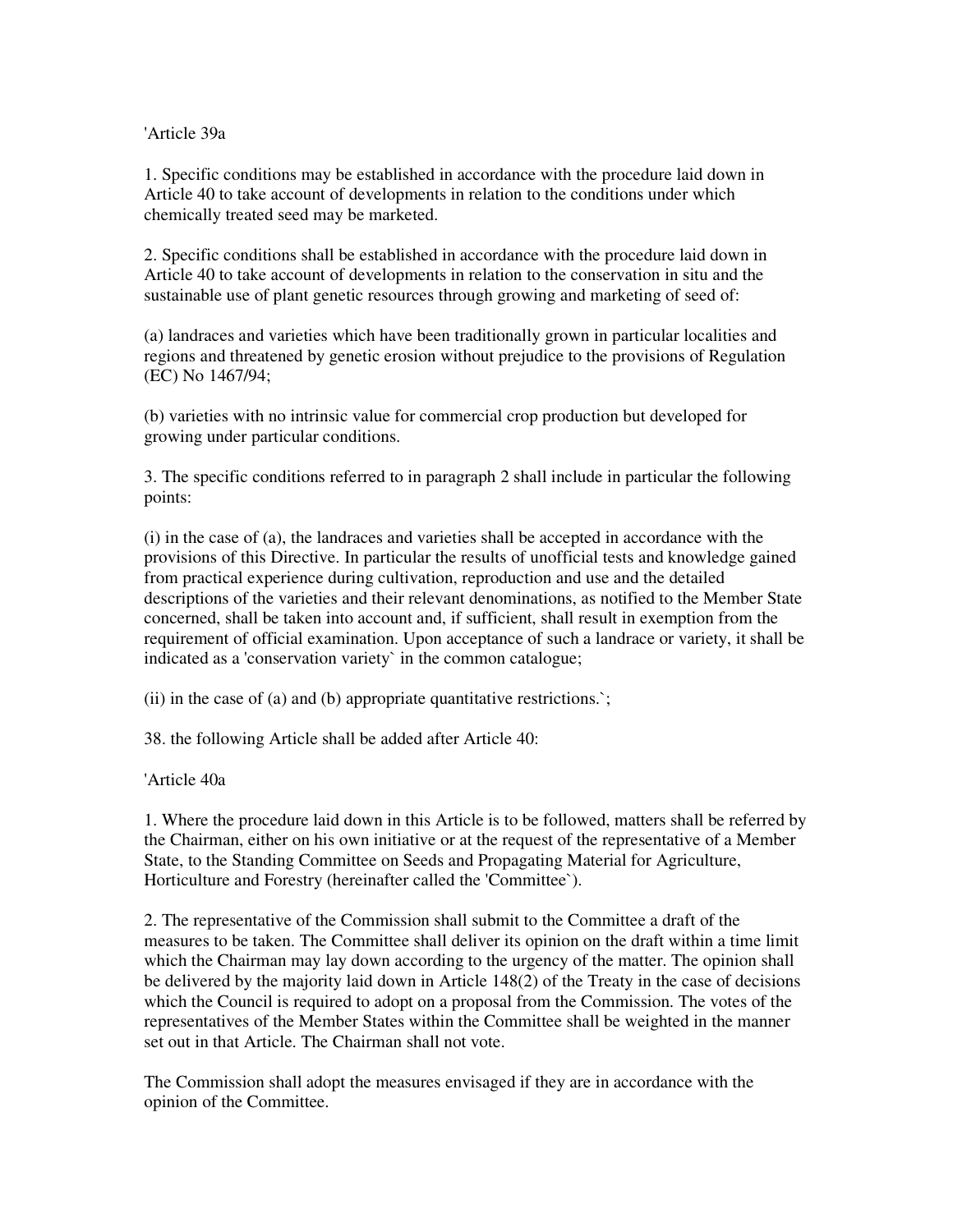'Article 39a

1. Specific conditions may be established in accordance with the procedure laid down in Article 40 to take account of developments in relation to the conditions under which chemically treated seed may be marketed.

2. Specific conditions shall be established in accordance with the procedure laid down in Article 40 to take account of developments in relation to the conservation in situ and the sustainable use of plant genetic resources through growing and marketing of seed of:

(a) landraces and varieties which have been traditionally grown in particular localities and regions and threatened by genetic erosion without prejudice to the provisions of Regulation (EC) No 1467/94;

(b) varieties with no intrinsic value for commercial crop production but developed for growing under particular conditions.

3. The specific conditions referred to in paragraph 2 shall include in particular the following points:

(i) in the case of (a), the landraces and varieties shall be accepted in accordance with the provisions of this Directive. In particular the results of unofficial tests and knowledge gained from practical experience during cultivation, reproduction and use and the detailed descriptions of the varieties and their relevant denominations, as notified to the Member State concerned, shall be taken into account and, if sufficient, shall result in exemption from the requirement of official examination. Upon acceptance of such a landrace or variety, it shall be indicated as a 'conservation variety` in the common catalogue;

(ii) in the case of (a) and (b) appropriate quantitative restrictions.`;

38. the following Article shall be added after Article 40:

'Article 40a

1. Where the procedure laid down in this Article is to be followed, matters shall be referred by the Chairman, either on his own initiative or at the request of the representative of a Member State, to the Standing Committee on Seeds and Propagating Material for Agriculture, Horticulture and Forestry (hereinafter called the 'Committee`).

2. The representative of the Commission shall submit to the Committee a draft of the measures to be taken. The Committee shall deliver its opinion on the draft within a time limit which the Chairman may lay down according to the urgency of the matter. The opinion shall be delivered by the majority laid down in Article 148(2) of the Treaty in the case of decisions which the Council is required to adopt on a proposal from the Commission. The votes of the representatives of the Member States within the Committee shall be weighted in the manner set out in that Article. The Chairman shall not vote.

The Commission shall adopt the measures envisaged if they are in accordance with the opinion of the Committee.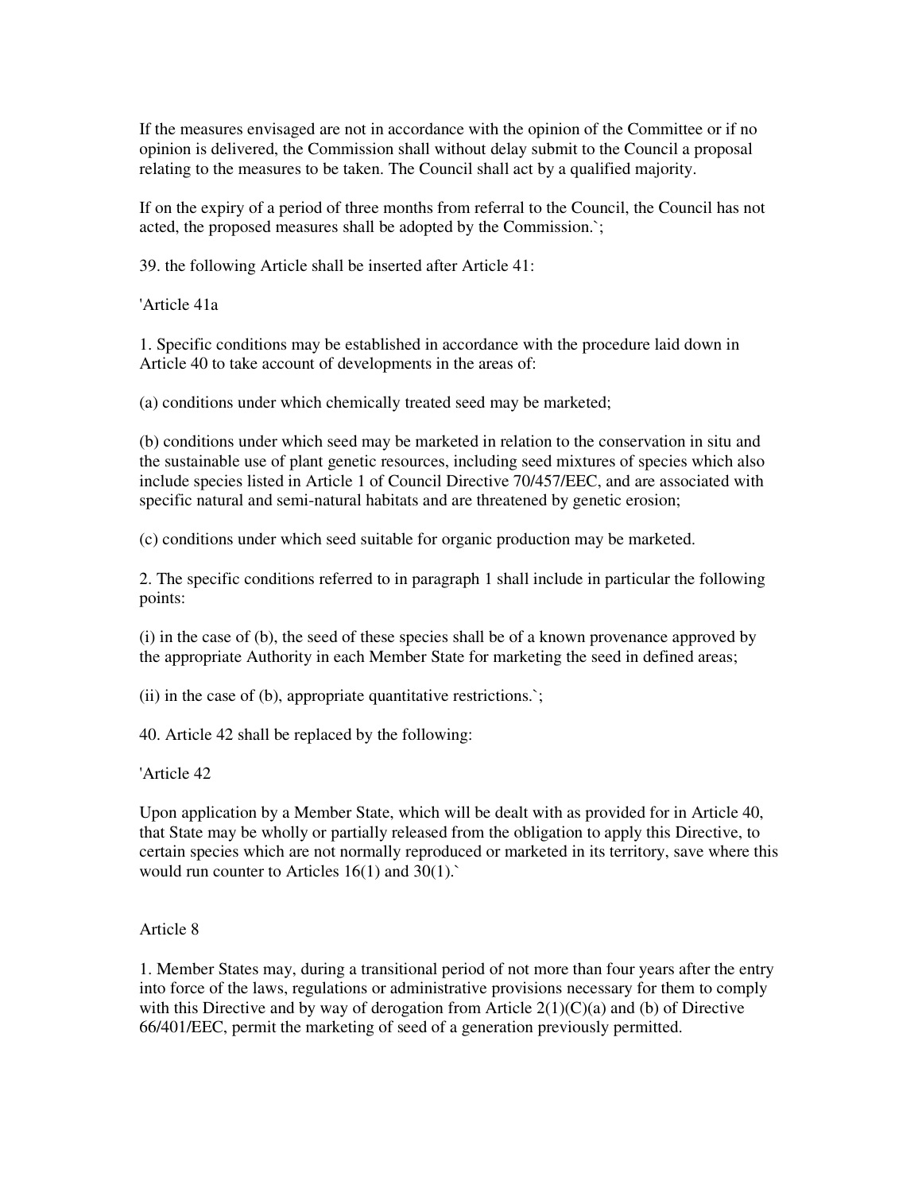If the measures envisaged are not in accordance with the opinion of the Committee or if no opinion is delivered, the Commission shall without delay submit to the Council a proposal relating to the measures to be taken. The Council shall act by a qualified majority.

If on the expiry of a period of three months from referral to the Council, the Council has not acted, the proposed measures shall be adopted by the Commission.`;

39. the following Article shall be inserted after Article 41:

'Article 41a

1. Specific conditions may be established in accordance with the procedure laid down in Article 40 to take account of developments in the areas of:

(a) conditions under which chemically treated seed may be marketed;

(b) conditions under which seed may be marketed in relation to the conservation in situ and the sustainable use of plant genetic resources, including seed mixtures of species which also include species listed in Article 1 of Council Directive 70/457/EEC, and are associated with specific natural and semi-natural habitats and are threatened by genetic erosion;

(c) conditions under which seed suitable for organic production may be marketed.

2. The specific conditions referred to in paragraph 1 shall include in particular the following points:

(i) in the case of (b), the seed of these species shall be of a known provenance approved by the appropriate Authority in each Member State for marketing the seed in defined areas;

(ii) in the case of (b), appropriate quantitative restrictions.`;

40. Article 42 shall be replaced by the following:

'Article 42

Upon application by a Member State, which will be dealt with as provided for in Article 40, that State may be wholly or partially released from the obligation to apply this Directive, to certain species which are not normally reproduced or marketed in its territory, save where this would run counter to Articles 16(1) and 30(1).`

Article 8

1. Member States may, during a transitional period of not more than four years after the entry into force of the laws, regulations or administrative provisions necessary for them to comply with this Directive and by way of derogation from Article 2(1)(C)(a) and (b) of Directive 66/401/EEC, permit the marketing of seed of a generation previously permitted.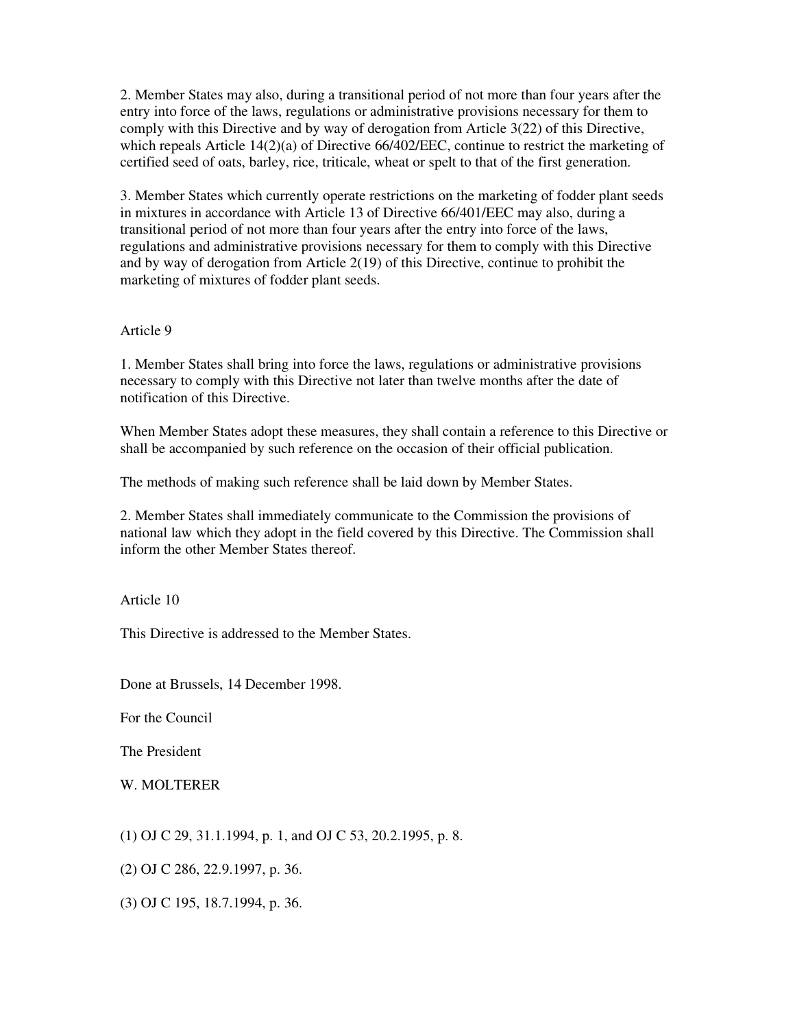2. Member States may also, during a transitional period of not more than four years after the entry into force of the laws, regulations or administrative provisions necessary for them to comply with this Directive and by way of derogation from Article 3(22) of this Directive, which repeals Article 14(2)(a) of Directive 66/402/EEC, continue to restrict the marketing of certified seed of oats, barley, rice, triticale, wheat or spelt to that of the first generation.

3. Member States which currently operate restrictions on the marketing of fodder plant seeds in mixtures in accordance with Article 13 of Directive 66/401/EEC may also, during a transitional period of not more than four years after the entry into force of the laws, regulations and administrative provisions necessary for them to comply with this Directive and by way of derogation from Article 2(19) of this Directive, continue to prohibit the marketing of mixtures of fodder plant seeds.

Article 9

1. Member States shall bring into force the laws, regulations or administrative provisions necessary to comply with this Directive not later than twelve months after the date of notification of this Directive.

When Member States adopt these measures, they shall contain a reference to this Directive or shall be accompanied by such reference on the occasion of their official publication.

The methods of making such reference shall be laid down by Member States.

2. Member States shall immediately communicate to the Commission the provisions of national law which they adopt in the field covered by this Directive. The Commission shall inform the other Member States thereof.

Article 10

This Directive is addressed to the Member States.

Done at Brussels, 14 December 1998.

For the Council

The President

W. MOLTERER

(1) OJ C 29, 31.1.1994, p. 1, and OJ C 53, 20.2.1995, p. 8.

(2) OJ C 286, 22.9.1997, p. 36.

(3) OJ C 195, 18.7.1994, p. 36.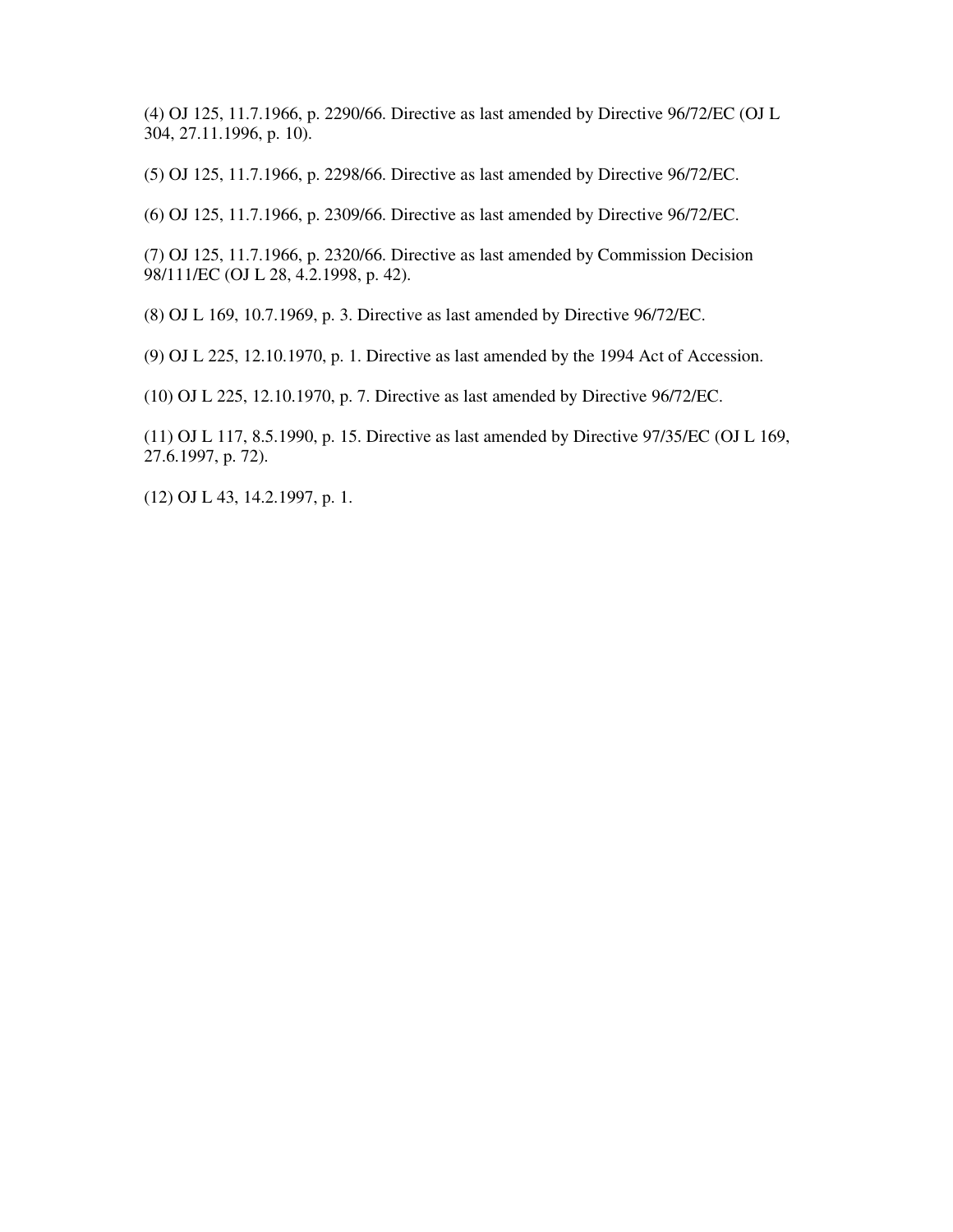(4) OJ 125, 11.7.1966, p. 2290/66. Directive as last amended by Directive 96/72/EC (OJ L 304, 27.11.1996, p. 10).

(5) OJ 125, 11.7.1966, p. 2298/66. Directive as last amended by Directive 96/72/EC.

(6) OJ 125, 11.7.1966, p. 2309/66. Directive as last amended by Directive 96/72/EC.

(7) OJ 125, 11.7.1966, p. 2320/66. Directive as last amended by Commission Decision 98/111/EC (OJ L 28, 4.2.1998, p. 42).

(8) OJ L 169, 10.7.1969, p. 3. Directive as last amended by Directive 96/72/EC.

(9) OJ L 225, 12.10.1970, p. 1. Directive as last amended by the 1994 Act of Accession.

(10) OJ L 225, 12.10.1970, p. 7. Directive as last amended by Directive 96/72/EC.

(11) OJ L 117, 8.5.1990, p. 15. Directive as last amended by Directive 97/35/EC (OJ L 169, 27.6.1997, p. 72).

(12) OJ L 43, 14.2.1997, p. 1.